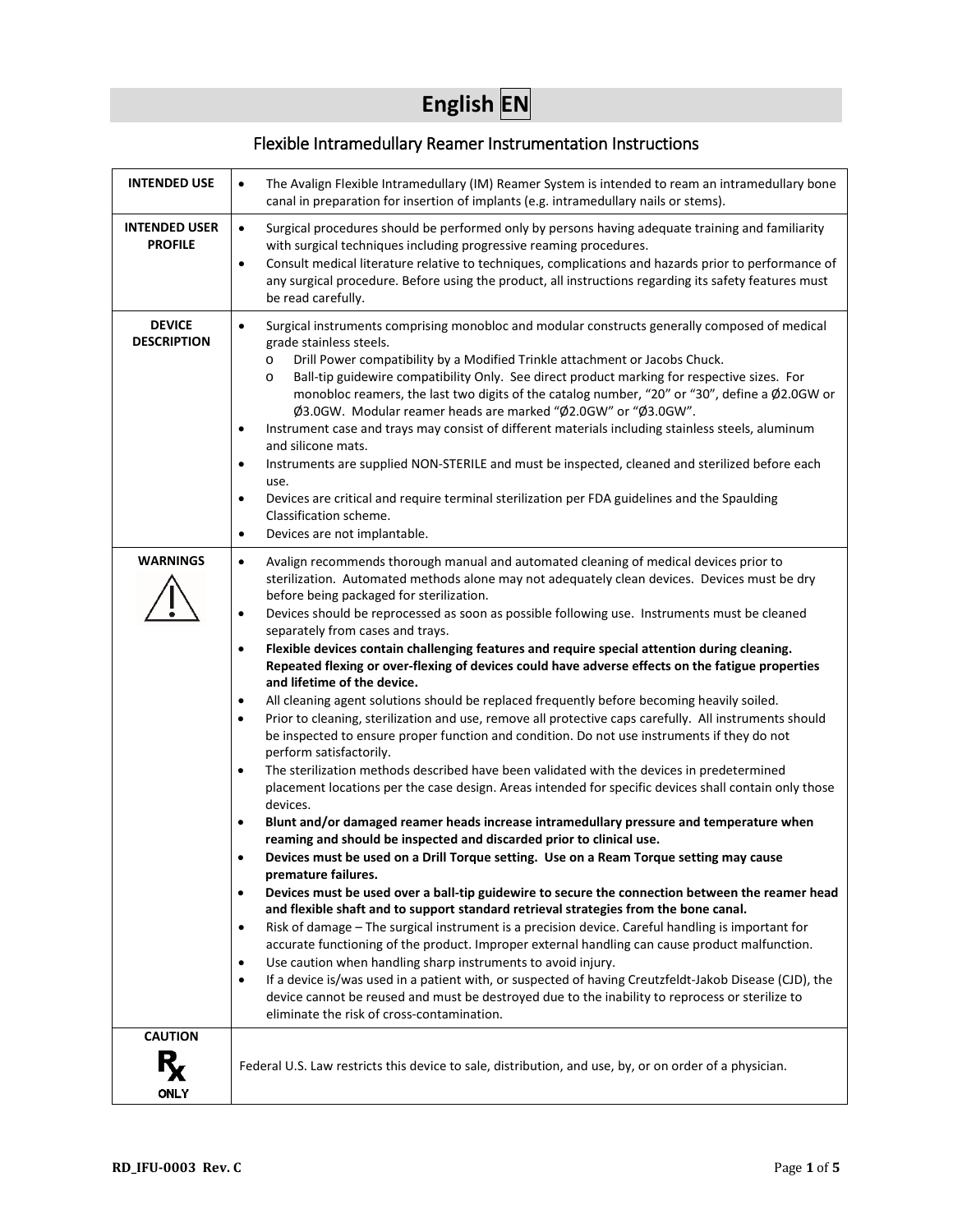# English EN

## Flexible Intramedullary Reamer Instrumentation Instructions

| | |
|---|---|
| **INTENDED USE** | • The Avalign Flexible Intramedullary (IM) Reamer System is intended to ream an intramedullary bone canal in preparation for insertion of implants (e.g. intramedullary nails or stems). |
| **INTENDED USER PROFILE** | • Surgical procedures should be performed only by persons having adequate training and familiarity with surgical techniques including progressive reaming procedures.<br>• Consult medical literature relative to techniques, complications and hazards prior to performance of any surgical procedure. Before using the product, all instructions regarding its safety features must be read carefully. |
| **DEVICE DESCRIPTION** | • Surgical instruments comprising monobloc and modular constructs generally composed of medical grade stainless steels.<br>&nbsp;&nbsp;o Drill Power compatibility by a Modified Trinkle attachment or Jacobs Chuck.<br>&nbsp;&nbsp;o Ball-tip guidewire compatibility Only. See direct product marking for respective sizes. For monobloc reamers, the last two digits of the catalog number, "20" or "30", define a Ø2.0GW or Ø3.0GW. Modular reamer heads are marked "Ø2.0GW" or "Ø3.0GW".<br>• Instrument case and trays may consist of different materials including stainless steels, aluminum and silicone mats.<br>• Instruments are supplied NON-STERILE and must be inspected, cleaned and sterilized before each use.<br>• Devices are critical and require terminal sterilization per FDA guidelines and the Spaulding Classification scheme.<br>• Devices are not implantable. |
| **WARNINGS** | • Avalign recommends thorough manual and automated cleaning of medical devices prior to sterilization. Automated methods alone may not adequately clean devices. Devices must be dry before being packaged for sterilization.<br>• Devices should be reprocessed as soon as possible following use. Instruments must be cleaned separately from cases and trays.<br>• **Flexible devices contain challenging features and require special attention during cleaning. Repeated flexing or over-flexing of devices could have adverse effects on the fatigue properties and lifetime of the device.**<br>• All cleaning agent solutions should be replaced frequently before becoming heavily soiled.<br>• Prior to cleaning, sterilization and use, remove all protective caps carefully. All instruments should be inspected to ensure proper function and condition. Do not use instruments if they do not perform satisfactorily.<br>• The sterilization methods described have been validated with the devices in predetermined placement locations per the case design. Areas intended for specific devices shall contain only those devices.<br>• **Blunt and/or damaged reamer heads increase intramedullary pressure and temperature when reaming and should be inspected and discarded prior to clinical use.**<br>• **Devices must be used on a Drill Torque setting. Use on a Ream Torque setting may cause premature failures.**<br>• **Devices must be used over a ball-tip guidewire to secure the connection between the reamer head and flexible shaft and to support standard retrieval strategies from the bone canal.**<br>• Risk of damage – The surgical instrument is a precision device. Careful handling is important for accurate functioning of the product. Improper external handling can cause product malfunction.<br>• Use caution when handling sharp instruments to avoid injury.<br>• If a device is/was used in a patient with, or suspected of having Creutzfeldt-Jakob Disease (CJD), the device cannot be reused and must be destroyed due to the inability to reprocess or sterilize to eliminate the risk of cross-contamination. |
| **CAUTION** Rx ONLY | Federal U.S. Law restricts this device to sale, distribution, and use, by, or on order of a physician. |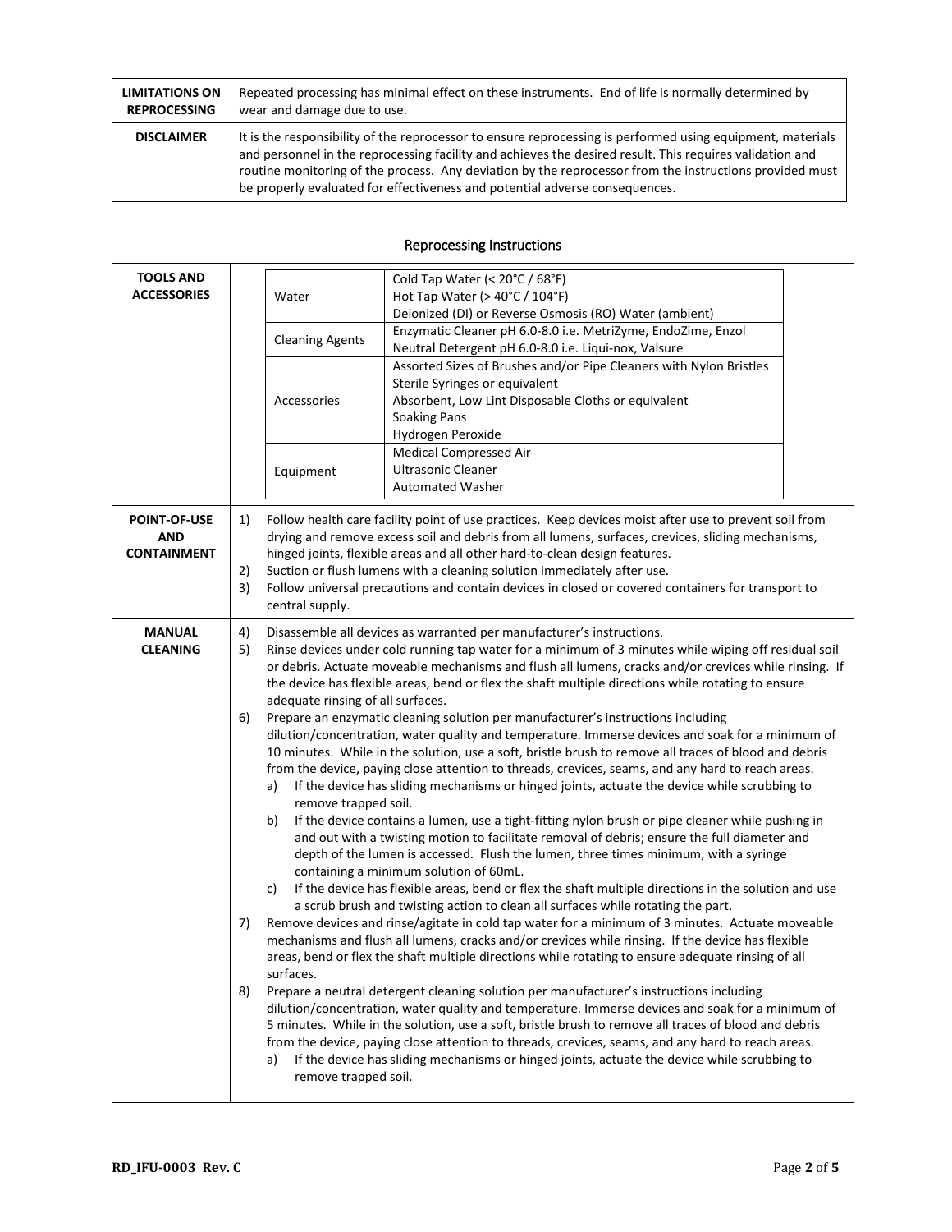| | |
|---|---|
| **LIMITATIONS ON REPROCESSING** | Repeated processing has minimal effect on these instruments. End of life is normally determined by wear and damage due to use. |
| **DISCLAIMER** | It is the responsibility of the reprocessor to ensure reprocessing is performed using equipment, materials and personnel in the reprocessing facility and achieves the desired result. This requires validation and routine monitoring of the process. Any deviation by the reprocessor from the instructions provided must be properly evaluated for effectiveness and potential adverse consequences. |

## Reprocessing Instructions

**TOOLS AND ACCESSORIES**

| | |
|---|---|
| Water | Cold Tap Water (< 20°C / 68°F)<br>Hot Tap Water (> 40°C / 104°F)<br>Deionized (DI) or Reverse Osmosis (RO) Water (ambient) |
| Cleaning Agents | Enzymatic Cleaner pH 6.0-8.0 i.e. MetriZyme, EndoZime, Enzol<br>Neutral Detergent pH 6.0-8.0 i.e. Liqui-nox, Valsure |
| Accessories | Assorted Sizes of Brushes and/or Pipe Cleaners with Nylon Bristles<br>Sterile Syringes or equivalent<br>Absorbent, Low Lint Disposable Cloths or equivalent<br>Soaking Pans<br>Hydrogen Peroxide |
| Equipment | Medical Compressed Air<br>Ultrasonic Cleaner<br>Automated Washer |

**POINT-OF-USE AND CONTAINMENT**

1) Follow health care facility point of use practices. Keep devices moist after use to prevent soil from drying and remove excess soil and debris from all lumens, surfaces, crevices, sliding mechanisms, hinged joints, flexible areas and all other hard-to-clean design features.
2) Suction or flush lumens with a cleaning solution immediately after use.
3) Follow universal precautions and contain devices in closed or covered containers for transport to central supply.

**MANUAL CLEANING**

4) Disassemble all devices as warranted per manufacturer's instructions.
5) Rinse devices under cold running tap water for a minimum of 3 minutes while wiping off residual soil or debris. Actuate moveable mechanisms and flush all lumens, cracks and/or crevices while rinsing. If the device has flexible areas, bend or flex the shaft multiple directions while rotating to ensure adequate rinsing of all surfaces.
6) Prepare an enzymatic cleaning solution per manufacturer's instructions including dilution/concentration, water quality and temperature. Immerse devices and soak for a minimum of 10 minutes. While in the solution, use a soft, bristle brush to remove all traces of blood and debris from the device, paying close attention to threads, crevices, seams, and any hard to reach areas.
   a) If the device has sliding mechanisms or hinged joints, actuate the device while scrubbing to remove trapped soil.
   b) If the device contains a lumen, use a tight-fitting nylon brush or pipe cleaner while pushing in and out with a twisting motion to facilitate removal of debris; ensure the full diameter and depth of the lumen is accessed. Flush the lumen, three times minimum, with a syringe containing a minimum solution of 60mL.
   c) If the device has flexible areas, bend or flex the shaft multiple directions in the solution and use a scrub brush and twisting action to clean all surfaces while rotating the part.
7) Remove devices and rinse/agitate in cold tap water for a minimum of 3 minutes. Actuate moveable mechanisms and flush all lumens, cracks and/or crevices while rinsing. If the device has flexible areas, bend or flex the shaft multiple directions while rotating to ensure adequate rinsing of all surfaces.
8) Prepare a neutral detergent cleaning solution per manufacturer's instructions including dilution/concentration, water quality and temperature. Immerse devices and soak for a minimum of 5 minutes. While in the solution, use a soft, bristle brush to remove all traces of blood and debris from the device, paying close attention to threads, crevices, seams, and any hard to reach areas.
   a) If the device has sliding mechanisms or hinged joints, actuate the device while scrubbing to remove trapped soil.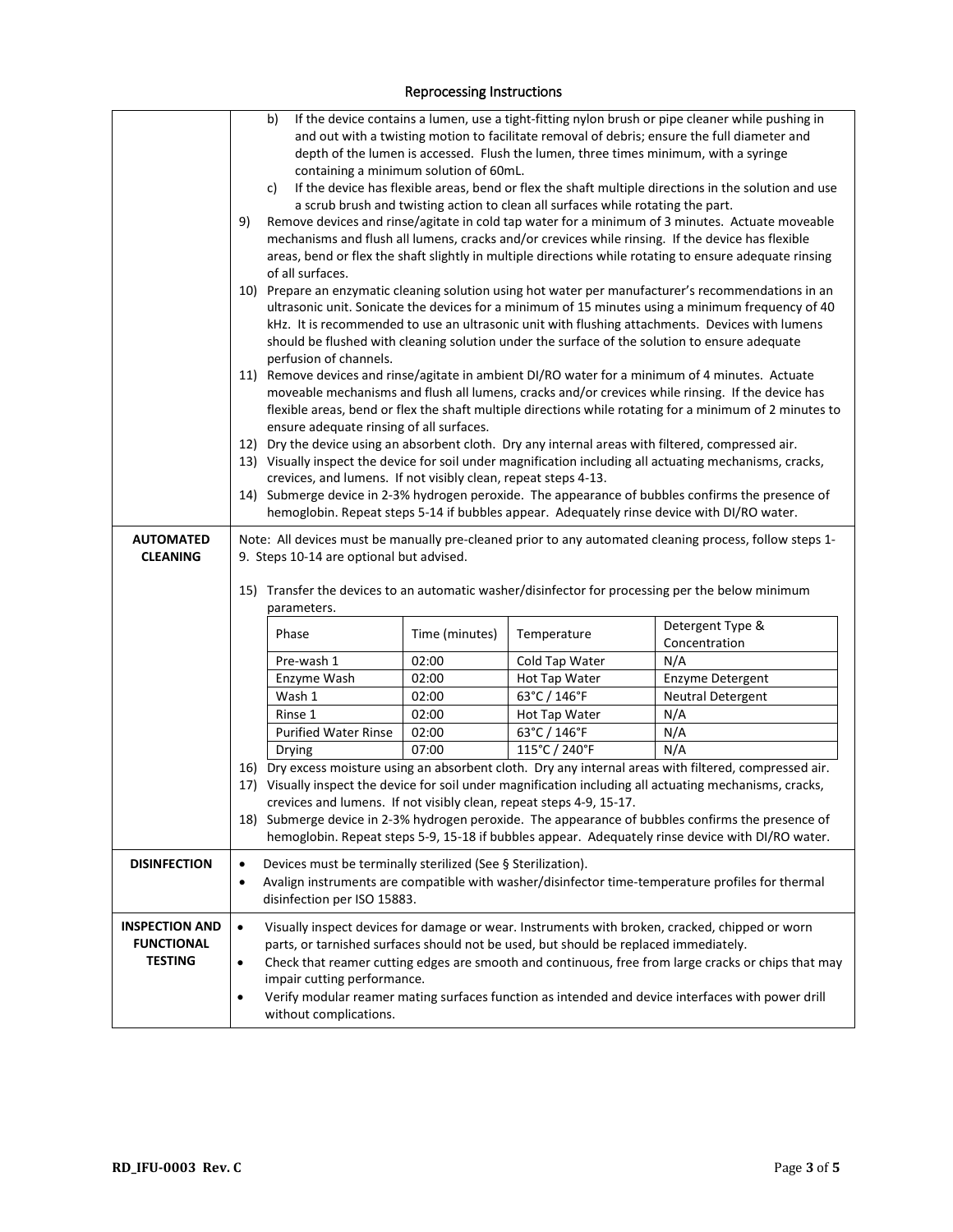## Reprocessing Instructions

b) If the device contains a lumen, use a tight-fitting nylon brush or pipe cleaner while pushing in and out with a twisting motion to facilitate removal of debris; ensure the full diameter and depth of the lumen is accessed. Flush the lumen, three times minimum, with a syringe containing a minimum solution of 60mL.

c) If the device has flexible areas, bend or flex the shaft multiple directions in the solution and use a scrub brush and twisting action to clean all surfaces while rotating the part.

9) Remove devices and rinse/agitate in cold tap water for a minimum of 3 minutes. Actuate moveable mechanisms and flush all lumens, cracks and/or crevices while rinsing. If the device has flexible areas, bend or flex the shaft slightly in multiple directions while rotating to ensure adequate rinsing of all surfaces.

10) Prepare an enzymatic cleaning solution using hot water per manufacturer's recommendations in an ultrasonic unit. Sonicate the devices for a minimum of 15 minutes using a minimum frequency of 40 kHz. It is recommended to use an ultrasonic unit with flushing attachments. Devices with lumens should be flushed with cleaning solution under the surface of the solution to ensure adequate perfusion of channels.

11) Remove devices and rinse/agitate in ambient DI/RO water for a minimum of 4 minutes. Actuate moveable mechanisms and flush all lumens, cracks and/or crevices while rinsing. If the device has flexible areas, bend or flex the shaft multiple directions while rotating for a minimum of 2 minutes to ensure adequate rinsing of all surfaces.

12) Dry the device using an absorbent cloth. Dry any internal areas with filtered, compressed air.

13) Visually inspect the device for soil under magnification including all actuating mechanisms, cracks, crevices, and lumens. If not visibly clean, repeat steps 4-13.

14) Submerge device in 2-3% hydrogen peroxide. The appearance of bubbles confirms the presence of hemoglobin. Repeat steps 5-14 if bubbles appear. Adequately rinse device with DI/RO water.

### AUTOMATED CLEANING

Note: All devices must be manually pre-cleaned prior to any automated cleaning process, follow steps 1-9. Steps 10-14 are optional but advised.

15) Transfer the devices to an automatic washer/disinfector for processing per the below minimum parameters.

| Phase | Time (minutes) | Temperature | Detergent Type & Concentration |
|---|---|---|---|
| Pre-wash 1 | 02:00 | Cold Tap Water | N/A |
| Enzyme Wash | 02:00 | Hot Tap Water | Enzyme Detergent |
| Wash 1 | 02:00 | 63°C / 146°F | Neutral Detergent |
| Rinse 1 | 02:00 | Hot Tap Water | N/A |
| Purified Water Rinse | 02:00 | 63°C / 146°F | N/A |
| Drying | 07:00 | 115°C / 240°F | N/A |

16) Dry excess moisture using an absorbent cloth. Dry any internal areas with filtered, compressed air.

17) Visually inspect the device for soil under magnification including all actuating mechanisms, cracks, crevices and lumens. If not visibly clean, repeat steps 4-9, 15-17.

18) Submerge device in 2-3% hydrogen peroxide. The appearance of bubbles confirms the presence of hemoglobin. Repeat steps 5-9, 15-18 if bubbles appear. Adequately rinse device with DI/RO water.

### DISINFECTION

- Devices must be terminally sterilized (See § Sterilization).
- Avalign instruments are compatible with washer/disinfector time-temperature profiles for thermal disinfection per ISO 15883.

### INSPECTION AND FUNCTIONAL TESTING

- Visually inspect devices for damage or wear. Instruments with broken, cracked, chipped or worn parts, or tarnished surfaces should not be used, but should be replaced immediately.
- Check that reamer cutting edges are smooth and continuous, free from large cracks or chips that may impair cutting performance.
- Verify modular reamer mating surfaces function as intended and device interfaces with power drill without complications.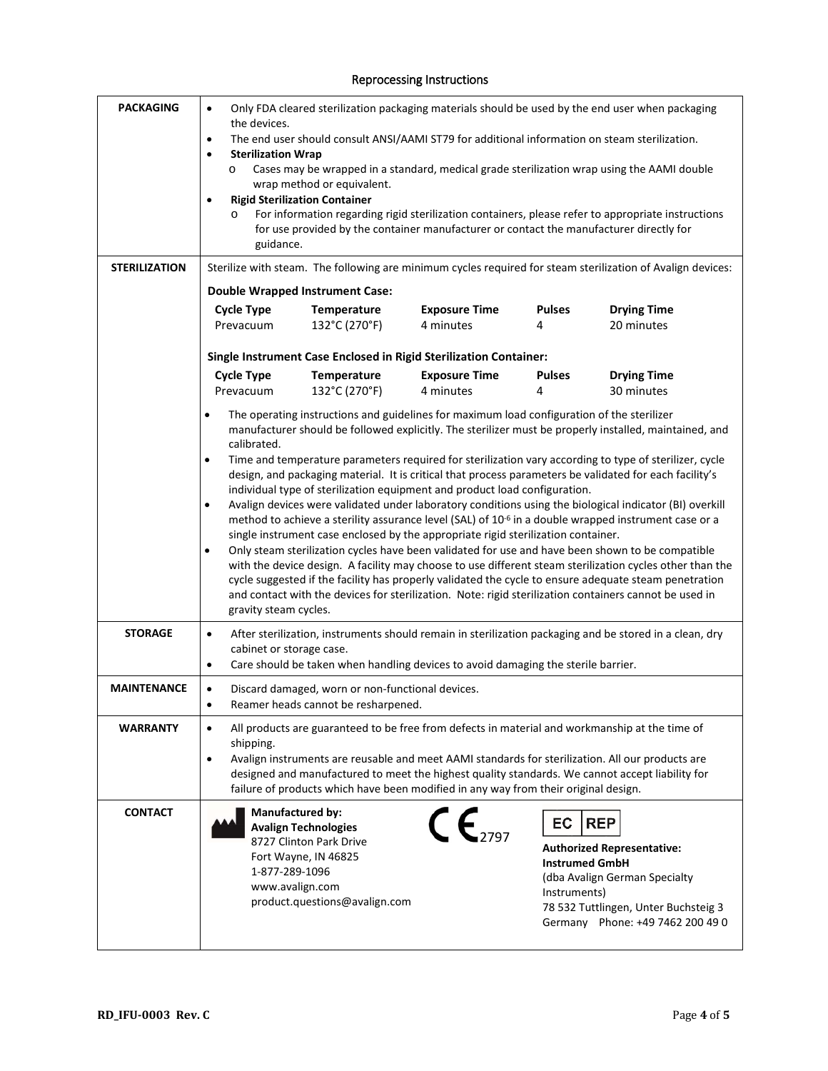## Reprocessing Instructions

| | |
|---|---|
| **PACKAGING** | • Only FDA cleared sterilization packaging materials should be used by the end user when packaging the devices.<br>• The end user should consult ANSI/AAMI ST79 for additional information on steam sterilization.<br>• **Sterilization Wrap**<br>  o Cases may be wrapped in a standard, medical grade sterilization wrap using the AAMI double wrap method or equivalent.<br>• **Rigid Sterilization Container**<br>  o For information regarding rigid sterilization containers, please refer to appropriate instructions for use provided by the container manufacturer or contact the manufacturer directly for guidance. |
| **STERILIZATION** | Sterilize with steam. The following are minimum cycles required for steam sterilization of Avalign devices:<br><br>**Double Wrapped Instrument Case:**<br>**Cycle Type:** Prevacuum; **Temperature:** 132°C (270°F); **Exposure Time:** 4 minutes; **Pulses:** 4; **Drying Time:** 20 minutes<br><br>**Single Instrument Case Enclosed in Rigid Sterilization Container:**<br>**Cycle Type:** Prevacuum; **Temperature:** 132°C (270°F); **Exposure Time:** 4 minutes; **Pulses:** 4; **Drying Time:** 30 minutes<br><br>• The operating instructions and guidelines for maximum load configuration of the sterilizer manufacturer should be followed explicitly. The sterilizer must be properly installed, maintained, and calibrated.<br>• Time and temperature parameters required for sterilization vary according to type of sterilizer, cycle design, and packaging material. It is critical that process parameters be validated for each facility's individual type of sterilization equipment and product load configuration.<br>• Avalign devices were validated under laboratory conditions using the biological indicator (BI) overkill method to achieve a sterility assurance level (SAL) of $10^{-6}$ in a double wrapped instrument case or a single instrument case enclosed by the appropriate rigid sterilization container.<br>• Only steam sterilization cycles have been validated for use and have been shown to be compatible with the device design. A facility may choose to use different steam sterilization cycles other than the cycle suggested if the facility has properly validated the cycle to ensure adequate steam penetration and contact with the devices for sterilization. Note: rigid sterilization containers cannot be used in gravity steam cycles. |
| **STORAGE** | • After sterilization, instruments should remain in sterilization packaging and be stored in a clean, dry cabinet or storage case.<br>• Care should be taken when handling devices to avoid damaging the sterile barrier. |
| **MAINTENANCE** | • Discard damaged, worn or non-functional devices.<br>• Reamer heads cannot be resharpened. |
| **WARRANTY** | • All products are guaranteed to be free from defects in material and workmanship at the time of shipping.<br>• Avalign instruments are reusable and meet AAMI standards for sterilization. All our products are designed and manufactured to meet the highest quality standards. We cannot accept liability for failure of products which have been modified in any way from their original design. |
| **CONTACT** | **Manufactured by:**<br>**Avalign Technologies**<br>8727 Clinton Park Drive<br>Fort Wayne, IN 46825<br>1-877-289-1096<br>www.avalign.com<br>product.questions@avalign.com<br><br>CE 2797<br><br>EC REP<br>**Authorized Representative:**<br>**Instrumed GmbH**<br>(dba Avalign German Specialty Instruments)<br>78 532 Tuttlingen, Unter Buchsteig 3<br>Germany Phone: +49 7462 200 49 0 |

RD_IFU-0003 Rev. C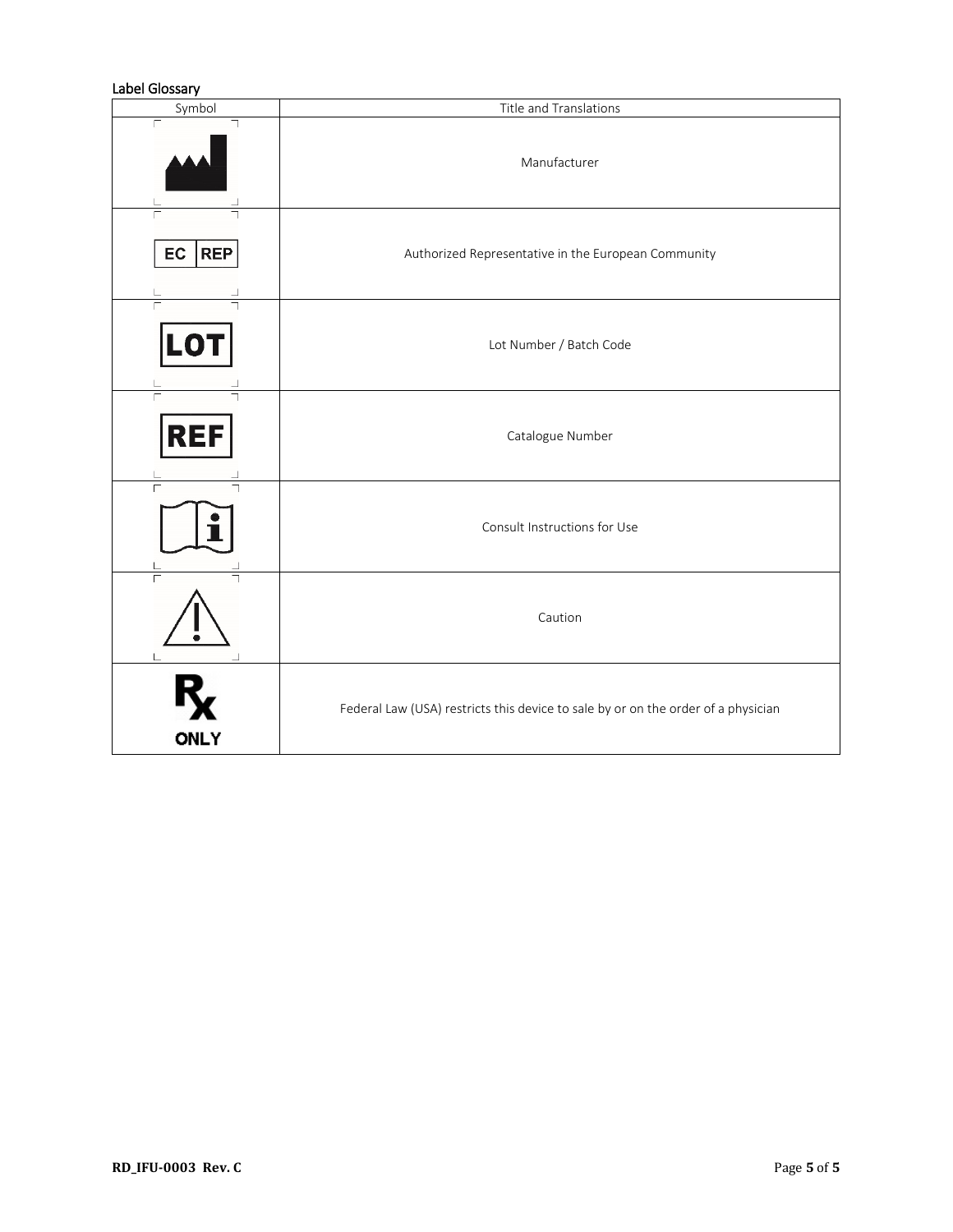## Label Glossary

| Symbol | Title and Translations |
|---|---|
| | Manufacturer |
| EC REP | Authorized Representative in the European Community |
| LOT | Lot Number / Batch Code |
| REF | Catalogue Number |
| | Consult Instructions for Use |
| | Caution |
| Rx ONLY | Federal Law (USA) restricts this device to sale by or on the order of a physician |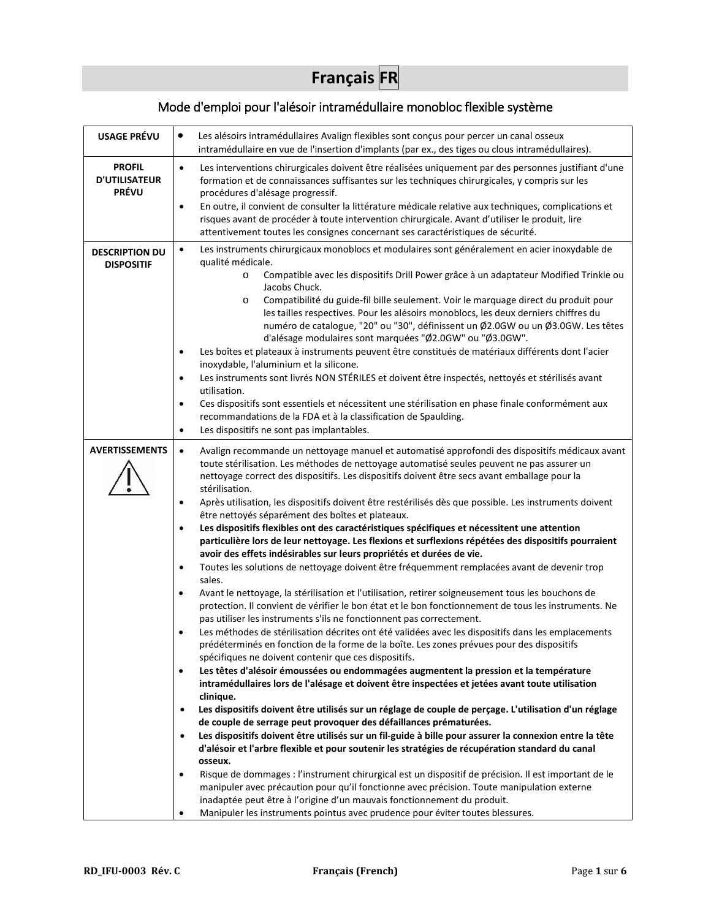# Français FR

## Mode d'emploi pour l'alésoir intramédullaire monobloc flexible système

| | |
|---|---|
| **USAGE PRÉVU** | • Les alésoirs intramédullaires Avalign flexibles sont conçus pour percer un canal osseux intramédullaire en vue de l'insertion d'implants (par ex., des tiges ou clous intramédullaires). |
| **PROFIL D'UTILISATEUR PRÉVU** | • Les interventions chirurgicales doivent être réalisées uniquement par des personnes justifiant d'une formation et de connaissances suffisantes sur les techniques chirurgicales, y compris sur les procédures d'alésage progressif.<br>• En outre, il convient de consulter la littérature médicale relative aux techniques, complications et risques avant de procéder à toute intervention chirurgicale. Avant d'utiliser le produit, lire attentivement toutes les consignes concernant ses caractéristiques de sécurité. |
| **DESCRIPTION DU DISPOSITIF** | • Les instruments chirurgicaux monoblocs et modulaires sont généralement en acier inoxydable de qualité médicale.<br>o Compatible avec les dispositifs Drill Power grâce à un adaptateur Modified Trinkle ou Jacobs Chuck.<br>o Compatibilité du guide-fil bille seulement. Voir le marquage direct du produit pour les tailles respectives. Pour les alésoirs monoblocs, les deux derniers chiffres du numéro de catalogue, "20" ou "30", définissent un Ø2.0GW ou un Ø3.0GW. Les têtes d'alésage modulaires sont marquées "Ø2.0GW" ou "Ø3.0GW".<br>• Les boîtes et plateaux à instruments peuvent être constitués de matériaux différents dont l'acier inoxydable, l'aluminium et la silicone.<br>• Les instruments sont livrés NON STÉRILES et doivent être inspectés, nettoyés et stérilisés avant utilisation.<br>• Ces dispositifs sont essentiels et nécessitent une stérilisation en phase finale conformément aux recommandations de la FDA et à la classification de Spaulding.<br>• Les dispositifs ne sont pas implantables. |
| **AVERTISSEMENTS** ⚠ | • Avalign recommande un nettoyage manuel et automatisé approfondi des dispositifs médicaux avant toute stérilisation. Les méthodes de nettoyage automatisé seules peuvent ne pas assurer un nettoyage correct des dispositifs. Les dispositifs doivent être secs avant emballage pour la stérilisation.<br>• Après utilisation, les dispositifs doivent être restérilisés dès que possible. Les instruments doivent être nettoyés séparément des boîtes et plateaux.<br>• **Les dispositifs flexibles ont des caractéristiques spécifiques et nécessitent une attention particulière lors de leur nettoyage. Les flexions et surflexions répétées des dispositifs pourraient avoir des effets indésirables sur leurs propriétés et durées de vie.**<br>• Toutes les solutions de nettoyage doivent être fréquemment remplacées avant de devenir trop sales.<br>• Avant le nettoyage, la stérilisation et l'utilisation, retirer soigneusement tous les bouchons de protection. Il convient de vérifier le bon état et le bon fonctionnement de tous les instruments. Ne pas utiliser les instruments s'ils ne fonctionnent pas correctement.<br>• Les méthodes de stérilisation décrites ont été validées avec les dispositifs dans les emplacements prédéterminés en fonction de la forme de la boîte. Les zones prévues pour des dispositifs spécifiques ne doivent contenir que ces dispositifs.<br>• **Les têtes d'alésoir émoussées ou endommagées augmentent la pression et la température intramédullaires lors de l'alésage et doivent être inspectées et jetées avant toute utilisation clinique.**<br>• **Les dispositifs doivent être utilisés sur un réglage de couple de perçage. L'utilisation d'un réglage de couple de serrage peut provoquer des défaillances prématurées.**<br>• **Les dispositifs doivent être utilisés sur un fil-guide à bille pour assurer la connexion entre la tête d'alésoir et l'arbre flexible et pour soutenir les stratégies de récupération standard du canal osseux.**<br>• Risque de dommages : l'instrument chirurgical est un dispositif de précision. Il est important de le manipuler avec précaution pour qu'il fonctionne avec précision. Toute manipulation externe inadaptée peut être à l'origine d'un mauvais fonctionnement du produit.<br>• Manipuler les instruments pointus avec prudence pour éviter toutes blessures. |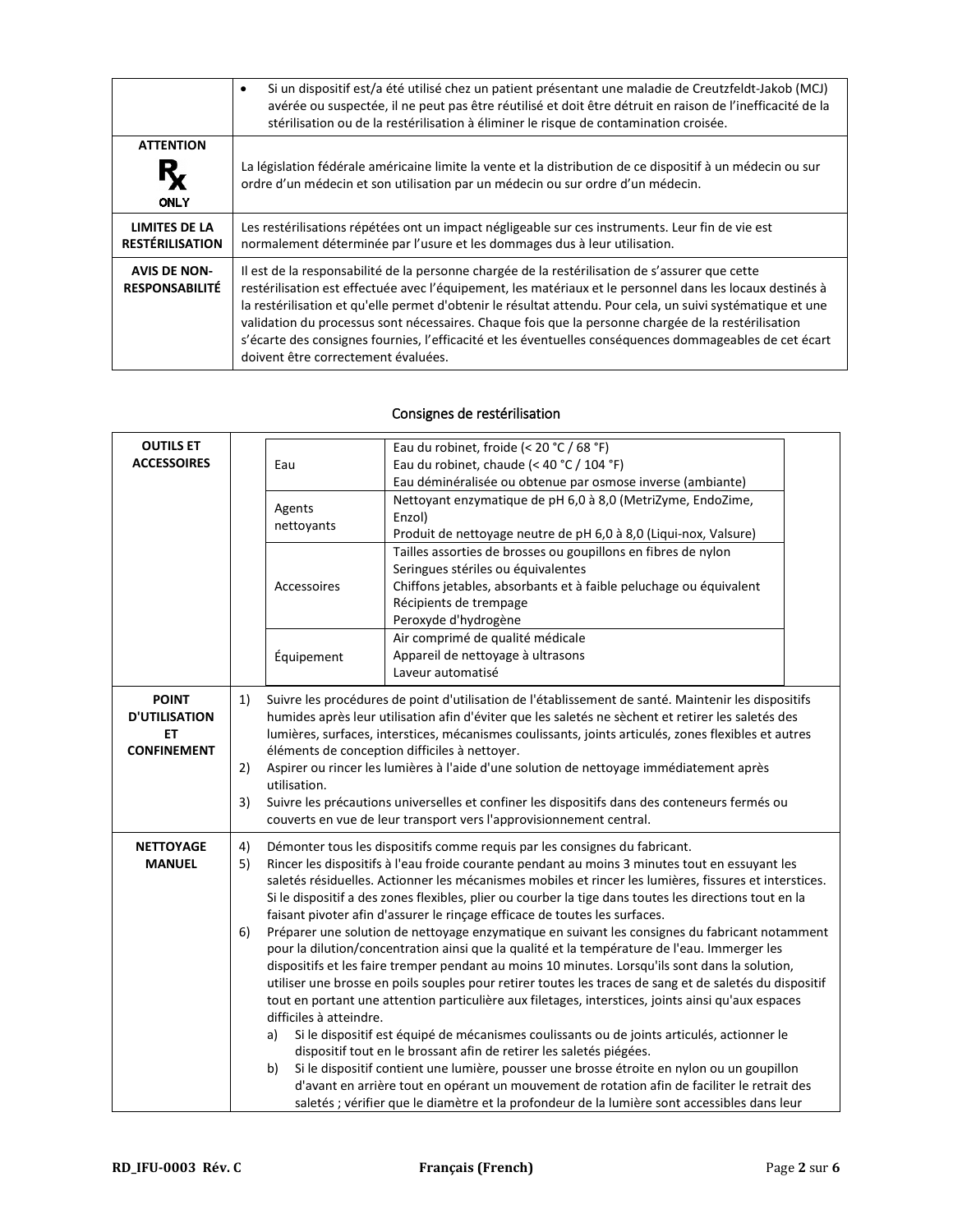| | |
|---|---|
| | • Si un dispositif est/a été utilisé chez un patient présentant une maladie de Creutzfeldt-Jakob (MCJ) avérée ou suspectée, il ne peut pas être réutilisé et doit être détruit en raison de l'inefficacité de la stérilisation ou de la restérilisation à éliminer le risque de contamination croisée. |
| **ATTENTION** Rx ONLY | La législation fédérale américaine limite la vente et la distribution de ce dispositif à un médecin ou sur ordre d'un médecin et son utilisation par un médecin ou sur ordre d'un médecin. |
| **LIMITES DE LA RESTÉRILISATION** | Les restérilisations répétées ont un impact négligeable sur ces instruments. Leur fin de vie est normalement déterminée par l'usure et les dommages dus à leur utilisation. |
| **AVIS DE NON-RESPONSABILITÉ** | Il est de la responsabilité de la personne chargée de la restérilisation de s'assurer que cette restérilisation est effectuée avec l'équipement, les matériaux et le personnel dans les locaux destinés à la restérilisation et qu'elle permet d'obtenir le résultat attendu. Pour cela, un suivi systématique et une validation du processus sont nécessaires. Chaque fois que la personne chargée de la restérilisation s'écarte des consignes fournies, l'efficacité et les éventuelles conséquences dommageables de cet écart doivent être correctement évaluées. |

## Consignes de restérilisation

| | |
|---|---|
| **OUTILS ET ACCESSOIRES** | **Eau**: Eau du robinet, froide (< 20 °C / 68 °F)<br>Eau du robinet, chaude (< 40 °C / 104 °F)<br>Eau déminéralisée ou obtenue par osmose inverse (ambiante)<br><br>**Agents nettoyants**: Nettoyant enzymatique de pH 6,0 à 8,0 (MetriZyme, EndoZime, Enzol)<br>Produit de nettoyage neutre de pH 6,0 à 8,0 (Liqui-nox, Valsure)<br><br>**Accessoires**: Tailles assorties de brosses ou goupillons en fibres de nylon<br>Seringues stériles ou équivalentes<br>Chiffons jetables, absorbants et à faible peluchage ou équivalent<br>Récipients de trempage<br>Peroxyde d'hydrogène<br><br>**Équipement**: Air comprimé de qualité médicale<br>Appareil de nettoyage à ultrasons<br>Laveur automatisé |
| **POINT D'UTILISATION ET CONFINEMENT** | 1) Suivre les procédures de point d'utilisation de l'établissement de santé. Maintenir les dispositifs humides après leur utilisation afin d'éviter que les saletés ne sèchent et retirer les saletés des lumières, surfaces, interstices, mécanismes coulissants, joints articulés, zones flexibles et autres éléments de conception difficiles à nettoyer.<br>2) Aspirer ou rincer les lumières à l'aide d'une solution de nettoyage immédiatement après utilisation.<br>3) Suivre les précautions universelles et confiner les dispositifs dans des conteneurs fermés ou couverts en vue de leur transport vers l'approvisionnement central. |
| **NETTOYAGE MANUEL** | 4) Démonter tous les dispositifs comme requis par les consignes du fabricant.<br>5) Rincer les dispositifs à l'eau froide courante pendant au moins 3 minutes tout en essuyant les saletés résiduelles. Actionner les mécanismes mobiles et rincer les lumières, fissures et interstices. Si le dispositif a des zones flexibles, plier ou courber la tige dans toutes les directions tout en la faisant pivoter afin d'assurer le rinçage efficace de toutes les surfaces.<br>6) Préparer une solution de nettoyage enzymatique en suivant les consignes du fabricant notamment pour la dilution/concentration ainsi que la qualité et la température de l'eau. Immerger les dispositifs et les faire tremper pendant au moins 10 minutes. Lorsqu'ils sont dans la solution, utiliser une brosse en poils souples pour retirer toutes les traces de sang et de saletés du dispositif tout en portant une attention particulière aux filetages, interstices, joints ainsi qu'aux espaces difficiles à atteindre.<br>a) Si le dispositif est équipé de mécanismes coulissants ou de joints articulés, actionner le dispositif tout en le brossant afin de retirer les saletés piégées.<br>b) Si le dispositif contient une lumière, pousser une brosse étroite en nylon ou un goupillon d'avant en arrière tout en opérant un mouvement de rotation afin de faciliter le retrait des saletés ; vérifier que le diamètre et la profondeur de la lumière sont accessibles dans leur |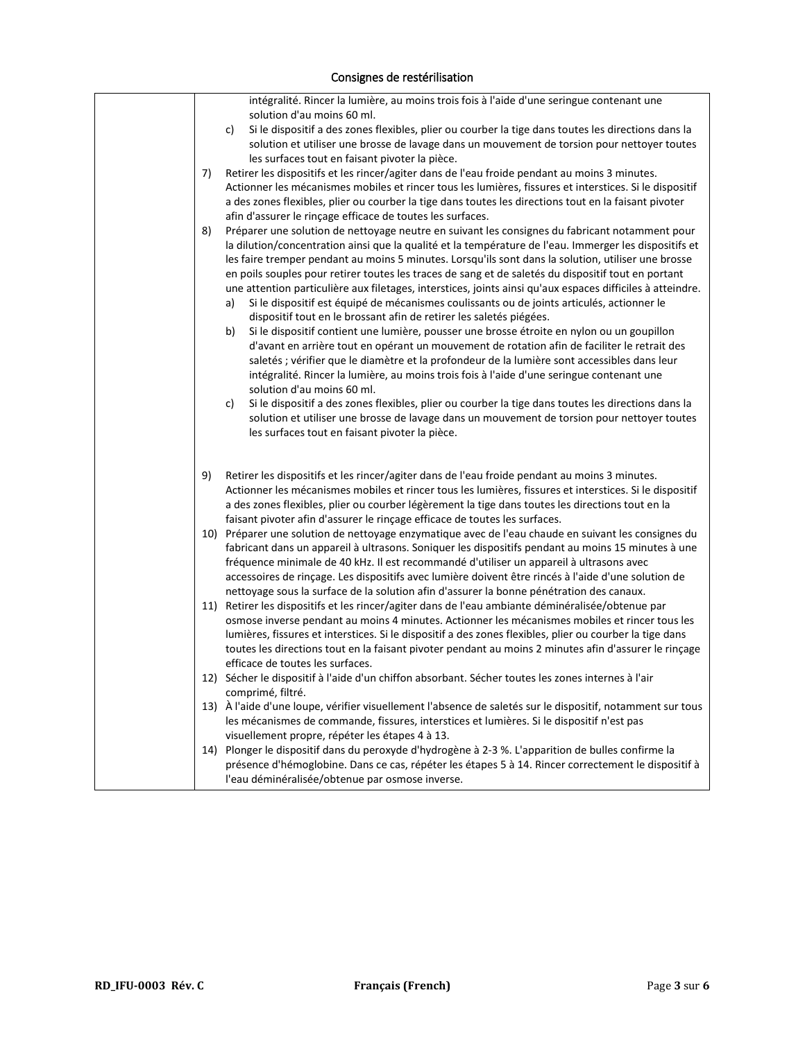# Consignes de restérilisation

| | |
|---|---|
| | intégralité. Rincer la lumière, au moins trois fois à l'aide d'une seringue contenant une solution d'au moins 60 ml.<br>c) Si le dispositif a des zones flexibles, plier ou courber la tige dans toutes les directions dans la solution et utiliser une brosse de lavage dans un mouvement de torsion pour nettoyer toutes les surfaces tout en faisant pivoter la pièce.<br>7) Retirer les dispositifs et les rincer/agiter dans de l'eau froide pendant au moins 3 minutes. Actionner les mécanismes mobiles et rincer tous les lumières, fissures et interstices. Si le dispositif a des zones flexibles, plier ou courber la tige dans toutes les directions tout en la faisant pivoter afin d'assurer le rinçage efficace de toutes les surfaces.<br>8) Préparer une solution de nettoyage neutre en suivant les consignes du fabricant notamment pour la dilution/concentration ainsi que la qualité et la température de l'eau. Immerger les dispositifs et les faire tremper pendant au moins 5 minutes. Lorsqu'ils sont dans la solution, utiliser une brosse en poils souples pour retirer toutes les traces de sang et de saletés du dispositif tout en portant une attention particulière aux filetages, interstices, joints ainsi qu'aux espaces difficiles à atteindre.<br>a) Si le dispositif est équipé de mécanismes coulissants ou de joints articulés, actionner le dispositif tout en le brossant afin de retirer les saletés piégées.<br>b) Si le dispositif contient une lumière, pousser une brosse étroite en nylon ou un goupillon d'avant en arrière tout en opérant un mouvement de rotation afin de faciliter le retrait des saletés ; vérifier que le diamètre et la profondeur de la lumière sont accessibles dans leur intégralité. Rincer la lumière, au moins trois fois à l'aide d'une seringue contenant une solution d'au moins 60 ml.<br>c) Si le dispositif a des zones flexibles, plier ou courber la tige dans toutes les directions dans la solution et utiliser une brosse de lavage dans un mouvement de torsion pour nettoyer toutes les surfaces tout en faisant pivoter la pièce.<br><br>9) Retirer les dispositifs et les rincer/agiter dans de l'eau froide pendant au moins 3 minutes. Actionner les mécanismes mobiles et rincer tous les lumières, fissures et interstices. Si le dispositif a des zones flexibles, plier ou courber légèrement la tige dans toutes les directions tout en la faisant pivoter afin d'assurer le rinçage efficace de toutes les surfaces.<br>10) Préparer une solution de nettoyage enzymatique avec de l'eau chaude en suivant les consignes du fabricant dans un appareil à ultrasons. Soniquer les dispositifs pendant au moins 15 minutes à une fréquence minimale de 40 kHz. Il est recommandé d'utiliser un appareil à ultrasons avec accessoires de rinçage. Les dispositifs avec lumière doivent être rincés à l'aide d'une solution de nettoyage sous la surface de la solution afin d'assurer la bonne pénétration des canaux.<br>11) Retirer les dispositifs et les rincer/agiter dans de l'eau ambiante déminéralisée/obtenue par osmose inverse pendant au moins 4 minutes. Actionner les mécanismes mobiles et rincer tous les lumières, fissures et interstices. Si le dispositif a des zones flexibles, plier ou courber la tige dans toutes les directions tout en la faisant pivoter pendant au moins 2 minutes afin d'assurer le rinçage efficace de toutes les surfaces.<br>12) Sécher le dispositif à l'aide d'un chiffon absorbant. Sécher toutes les zones internes à l'air comprimé, filtré.<br>13) À l'aide d'une loupe, vérifier visuellement l'absence de saletés sur le dispositif, notamment sur tous les mécanismes de commande, fissures, interstices et lumières. Si le dispositif n'est pas visuellement propre, répéter les étapes 4 à 13.<br>14) Plonger le dispositif dans du peroxyde d'hydrogène à 2-3 %. L'apparition de bulles confirme la présence d'hémoglobine. Dans ce cas, répéter les étapes 5 à 14. Rincer correctement le dispositif à l'eau déminéralisée/obtenue par osmose inverse. |

RD_IFU-0003 Rév. C — Français (French)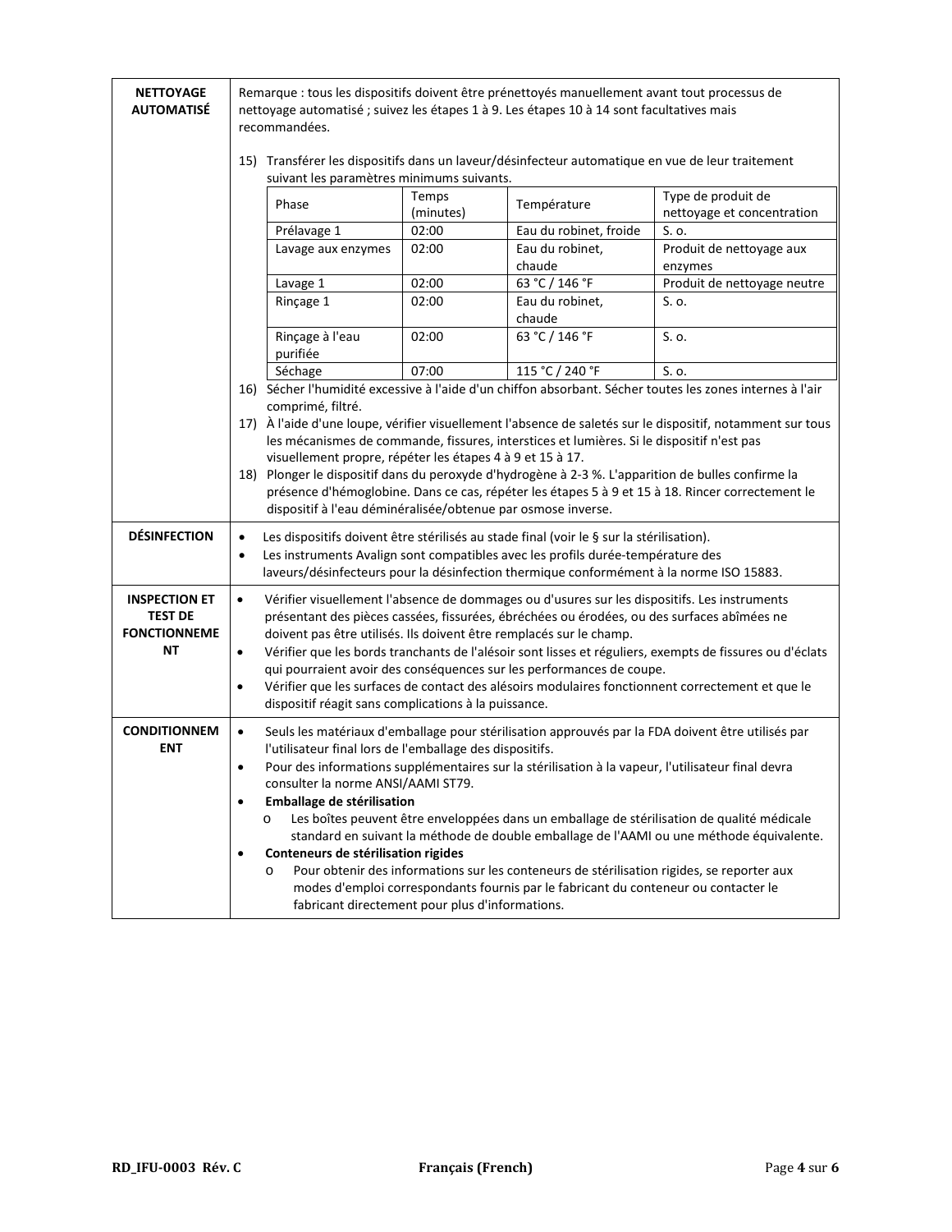**NETTOYAGE AUTOMATISÉ**

Remarque : tous les dispositifs doivent être prénettoyés manuellement avant tout processus de nettoyage automatisé ; suivez les étapes 1 à 9. Les étapes 10 à 14 sont facultatives mais recommandées.

15) Transférer les dispositifs dans un laveur/désinfecteur automatique en vue de leur traitement suivant les paramètres minimums suivants.

| Phase | Temps (minutes) | Température | Type de produit de nettoyage et concentration |
|---|---|---|---|
| Prélavage 1 | 02:00 | Eau du robinet, froide | S. o. |
| Lavage aux enzymes | 02:00 | Eau du robinet, chaude | Produit de nettoyage aux enzymes |
| Lavage 1 | 02:00 | 63 °C / 146 °F | Produit de nettoyage neutre |
| Rinçage 1 | 02:00 | Eau du robinet, chaude | S. o. |
| Rinçage à l'eau purifiée | 02:00 | 63 °C / 146 °F | S. o. |
| Séchage | 07:00 | 115 °C / 240 °F | S. o. |

16) Sécher l'humidité excessive à l'aide d'un chiffon absorbant. Sécher toutes les zones internes à l'air comprimé, filtré.

17) À l'aide d'une loupe, vérifier visuellement l'absence de saletés sur le dispositif, notamment sur tous les mécanismes de commande, fissures, interstices et lumières. Si le dispositif n'est pas visuellement propre, répéter les étapes 4 à 9 et 15 à 17.

18) Plonger le dispositif dans du peroxyde d'hydrogène à 2-3 %. L'apparition de bulles confirme la présence d'hémoglobine. Dans ce cas, répéter les étapes 5 à 9 et 15 à 18. Rincer correctement le dispositif à l'eau déminéralisée/obtenue par osmose inverse.

**DÉSINFECTION**

- Les dispositifs doivent être stérilisés au stade final (voir le § sur la stérilisation).
- Les instruments Avalign sont compatibles avec les profils durée-température des laveurs/désinfecteurs pour la désinfection thermique conformément à la norme ISO 15883.

**INSPECTION ET TEST DE FONCTIONNEMENT**

- Vérifier visuellement l'absence de dommages ou d'usures sur les dispositifs. Les instruments présentant des pièces cassées, fissurées, ébréchées ou érodées, ou des surfaces abîmées ne doivent pas être utilisés. Ils doivent être remplacés sur le champ.
- Vérifier que les bords tranchants de l'alésoir sont lisses et réguliers, exempts de fissures ou d'éclats qui pourraient avoir des conséquences sur les performances de coupe.
- Vérifier que les surfaces de contact des alésoirs modulaires fonctionnent correctement et que le dispositif réagit sans complications à la puissance.

**CONDITIONNEMENT**

- Seuls les matériaux d'emballage pour stérilisation approuvés par la FDA doivent être utilisés par l'utilisateur final lors de l'emballage des dispositifs.
- Pour des informations supplémentaires sur la stérilisation à la vapeur, l'utilisateur final devra consulter la norme ANSI/AAMI ST79.
- **Emballage de stérilisation**
  - Les boîtes peuvent être enveloppées dans un emballage de stérilisation de qualité médicale standard en suivant la méthode de double emballage de l'AAMI ou une méthode équivalente.
- **Conteneurs de stérilisation rigides**
  - Pour obtenir des informations sur les conteneurs de stérilisation rigides, se reporter aux modes d'emploi correspondants fournis par le fabricant du conteneur ou contacter le fabricant directement pour plus d'informations.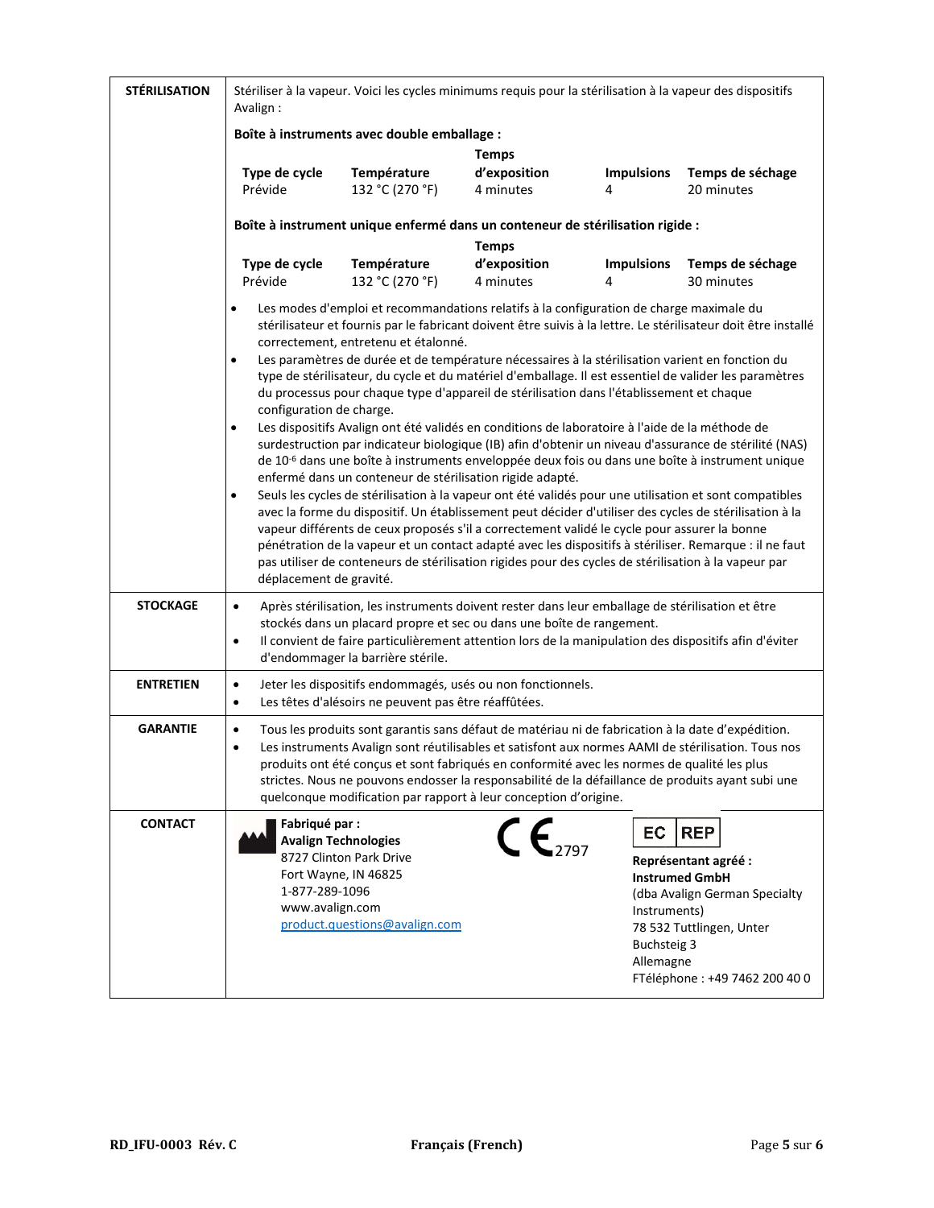| | |
|---|---|
| **STÉRILISATION** | Stériliser à la vapeur. Voici les cycles minimums requis pour la stérilisation à la vapeur des dispositifs Avalign :<br><br>**Boîte à instruments avec double emballage :**<br><br>**Type de cycle** : Prévide — **Température** : 132 °C (270 °F) — **Temps d'exposition** : 4 minutes — **Impulsions** : 4 — **Temps de séchage** : 20 minutes<br><br>**Boîte à instrument unique enfermé dans un conteneur de stérilisation rigide :**<br><br>**Type de cycle** : Prévide — **Température** : 132 °C (270 °F) — **Temps d'exposition** : 4 minutes — **Impulsions** : 4 — **Temps de séchage** : 30 minutes<br><br>• Les modes d'emploi et recommandations relatifs à la configuration de charge maximale du stérilisateur et fournis par le fabricant doivent être suivis à la lettre. Le stérilisateur doit être installé correctement, entretenu et étalonné.<br>• Les paramètres de durée et de température nécessaires à la stérilisation varient en fonction du type de stérilisateur, du cycle et du matériel d'emballage. Il est essentiel de valider les paramètres du processus pour chaque type d'appareil de stérilisation dans l'établissement et chaque configuration de charge.<br>• Les dispositifs Avalign ont été validés en conditions de laboratoire à l'aide de la méthode de surdestruction par indicateur biologique (IB) afin d'obtenir un niveau d'assurance de stérilité (NAS) de $10^{-6}$ dans une boîte à instruments enveloppée deux fois ou dans une boîte à instrument unique enfermé dans un conteneur de stérilisation rigide adapté.<br>• Seuls les cycles de stérilisation à la vapeur ont été validés pour une utilisation et sont compatibles avec la forme du dispositif. Un établissement peut décider d'utiliser des cycles de stérilisation à la vapeur différents de ceux proposés s'il a correctement validé le cycle pour assurer la bonne pénétration de la vapeur et un contact adapté avec les dispositifs à stériliser. Remarque : il ne faut pas utiliser de conteneurs de stérilisation rigides pour des cycles de stérilisation à la vapeur par déplacement de gravité. |
| **STOCKAGE** | • Après stérilisation, les instruments doivent rester dans leur emballage de stérilisation et être stockés dans un placard propre et sec ou dans une boîte de rangement.<br>• Il convient de faire particulièrement attention lors de la manipulation des dispositifs afin d'éviter d'endommager la barrière stérile. |
| **ENTRETIEN** | • Jeter les dispositifs endommagés, usés ou non fonctionnels.<br>• Les têtes d'alésoirs ne peuvent pas être réaffûtées. |
| **GARANTIE** | • Tous les produits sont garantis sans défaut de matériau ni de fabrication à la date d'expédition.<br>• Les instruments Avalign sont réutilisables et satisfont aux normes AAMI de stérilisation. Tous nos produits ont été conçus et sont fabriqués en conformité avec les normes de qualité les plus strictes. Nous ne pouvons endosser la responsabilité de la défaillance de produits ayant subi une quelconque modification par rapport à leur conception d'origine. |
| **CONTACT** | **Fabriqué par :**<br>**Avalign Technologies**<br>8727 Clinton Park Drive<br>Fort Wayne, IN 46825<br>1-877-289-1096<br>www.avalign.com<br>product.questions@avalign.com<br><br>CE 2797<br><br>EC REP<br>**Représentant agréé :**<br>**Instrumed GmbH**<br>(dba Avalign German Specialty Instruments)<br>78 532 Tuttlingen, Unter Buchsteig 3<br>Allemagne<br>FTéléphone : +49 7462 200 40 0 |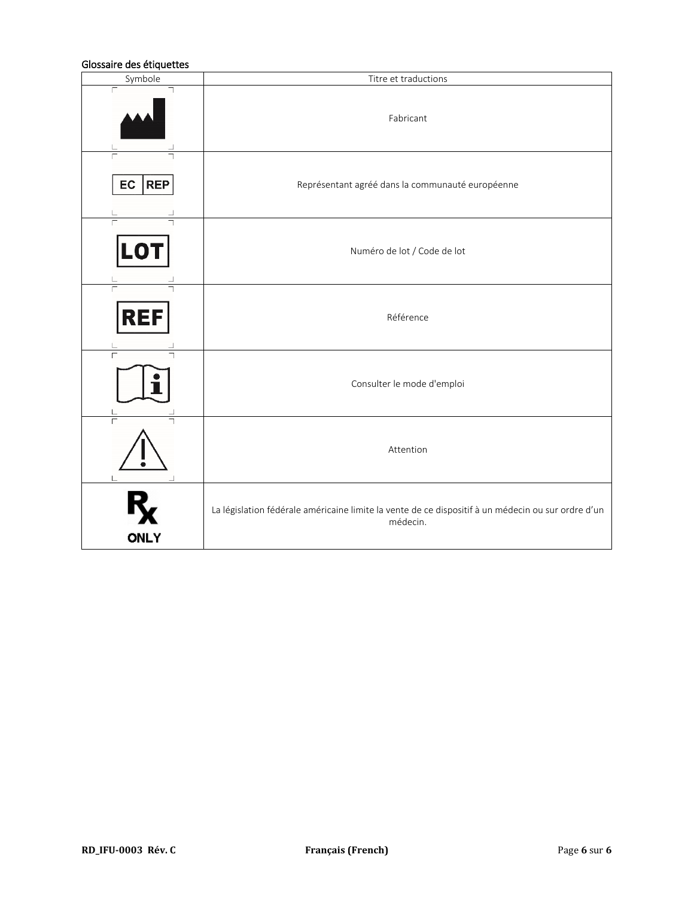## Glossaire des étiquettes

| Symbole | Titre et traductions |
|---|---|
| | Fabricant |
| EC REP | Représentant agréé dans la communauté européenne |
| LOT | Numéro de lot / Code de lot |
| REF | Référence |
| | Consulter le mode d'emploi |
| | Attention |
| Rx ONLY | La législation fédérale américaine limite la vente de ce dispositif à un médecin ou sur ordre d'un médecin. |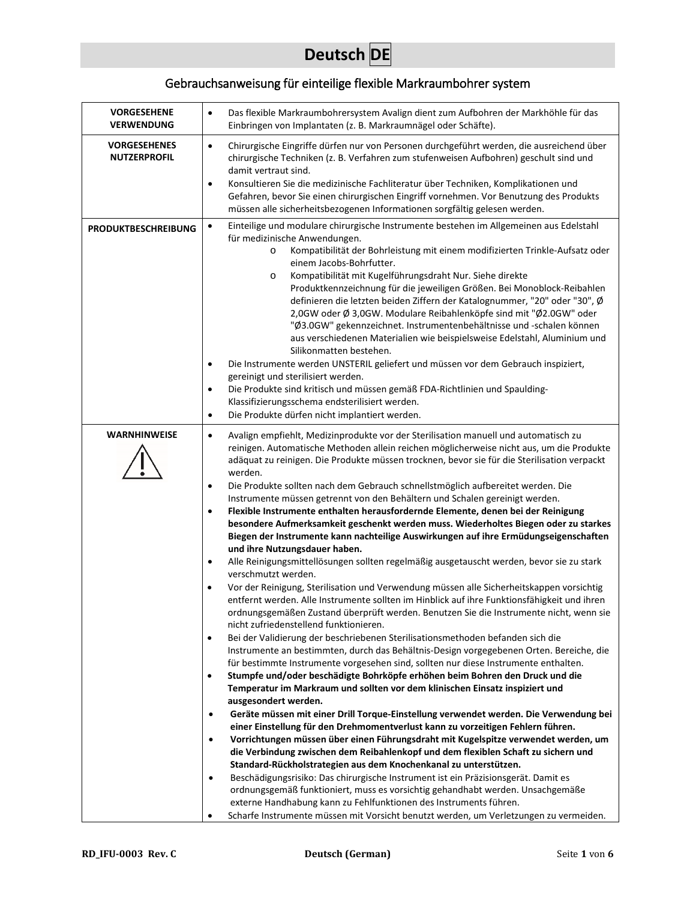# Deutsch DE

## Gebrauchsanweisung für einteilige flexible Markraumbohrer system

| | |
|---|---|
| **VORGESEHENE VERWENDUNG** | • Das flexible Markraumbohrersystem Avalign dient zum Aufbohren der Markhöhle für das Einbringen von Implantaten (z. B. Markraumnägel oder Schäfte). |
| **VORGESEHENES NUTZERPROFIL** | • Chirurgische Eingriffe dürfen nur von Personen durchgeführt werden, die ausreichend über chirurgische Techniken (z. B. Verfahren zum stufenweisen Aufbohren) geschult und damit vertraut sind.<br>• Konsultieren Sie die medizinische Fachliteratur über Techniken, Komplikationen und Gefahren, bevor Sie einen chirurgischen Eingriff vornehmen. Vor Benutzung des Produkts müssen alle sicherheitsbezogenen Informationen sorgfältig gelesen werden. |
| **PRODUKTBESCHREIBUNG** | • Einteilige und modulare chirurgische Instrumente bestehen im Allgemeinen aus Edelstahl für medizinische Anwendungen.<br>  o Kompatibilität der Bohrleistung mit einem modifizierten Trinkle-Aufsatz oder einem Jacobs-Bohrfutter.<br>  o Kompatibilität mit Kugelführungsdraht Nur. Siehe direkte Produktkennzeichnung für die jeweiligen Größen. Bei Monoblock-Reibahlen definieren die letzten beiden Ziffern der Katalognummer, "20" oder "30", Ø 2,0GW oder Ø 3,0GW. Modulare Reibahlenköpfe sind mit "Ø2.0GW" oder "Ø3.0GW" gekennzeichnet. Instrumentenbehältnisse und -schalen können aus verschiedenen Materialien wie beispielsweise Edelstahl, Aluminium und Silikonmatten bestehen.<br>• Die Instrumente werden UNSTERIL geliefert und müssen vor dem Gebrauch inspiziert, gereinigt und sterilisiert werden.<br>• Die Produkte sind kritisch und müssen gemäß FDA-Richtlinien und Spaulding-Klassifizierungsschema endsterilisiert werden.<br>• Die Produkte dürfen nicht implantiert werden. |
| **WARNHINWEISE** ⚠ | • Avalign empfiehlt, Medizinprodukte vor der Sterilisation manuell und automatisch zu reinigen. Automatische Methoden allein reichen möglicherweise nicht aus, um die Produkte adäquat zu reinigen. Die Produkte müssen trocknen, bevor sie für die Sterilisation verpackt werden.<br>• Die Produkte sollten nach dem Gebrauch schnellstmöglich aufbereitet werden. Die Instrumente müssen getrennt von den Behältern und Schalen gereinigt werden.<br>• **Flexible Instrumente enthalten herausfordernde Elemente, denen bei der Reinigung besondere Aufmerksamkeit geschenkt werden muss. Wiederholtes Biegen oder zu starkes Biegen der Instrumente kann nachteilige Auswirkungen auf ihre Ermüdungseigenschaften und ihre Nutzungsdauer haben.**<br>• Alle Reinigungsmittellösungen sollten regelmäßig ausgetauscht werden, bevor sie zu stark verschmutzt werden.<br>• Vor der Reinigung, Sterilisation und Verwendung müssen alle Sicherheitskappen vorsichtig entfernt werden. Alle Instrumente sollten im Hinblick auf ihre Funktionsfähigkeit und ihren ordnungsgemäßen Zustand überprüft werden. Benutzen Sie die Instrumente nicht, wenn sie nicht zufriedenstellend funktionieren.<br>• Bei der Validierung der beschriebenen Sterilisationsmethoden befanden sich die Instrumente an bestimmten, durch das Behältnis-Design vorgegebenen Orten. Bereiche, die für bestimmte Instrumente vorgesehen sind, sollten nur diese Instrumente enthalten.<br>• **Stumpfe und/oder beschädigte Bohrköpfe erhöhen beim Bohren den Druck und die Temperatur im Markraum und sollten vor dem klinischen Einsatz inspiziert und ausgesondert werden.**<br>• **Geräte müssen mit einer Drill Torque-Einstellung verwendet werden. Die Verwendung bei einer Einstellung für den Drehmomentverlust kann zu vorzeitigen Fehlern führen.**<br>• **Vorrichtungen müssen über einen Führungsdraht mit Kugelspitze verwendet werden, um die Verbindung zwischen dem Reibahlenkopf und dem flexiblen Schaft zu sichern und Standard-Rückholstrategien aus dem Knochenkanal zu unterstützen.**<br>• Beschädigungsrisiko: Das chirurgische Instrument ist ein Präzisionsgerät. Damit es ordnungsgemäß funktioniert, muss es vorsichtig gehandhabt werden. Unsachgemäße externe Handhabung kann zu Fehlfunktionen des Instruments führen.<br>• Scharfe Instrumente müssen mit Vorsicht benutzt werden, um Verletzungen zu vermeiden. |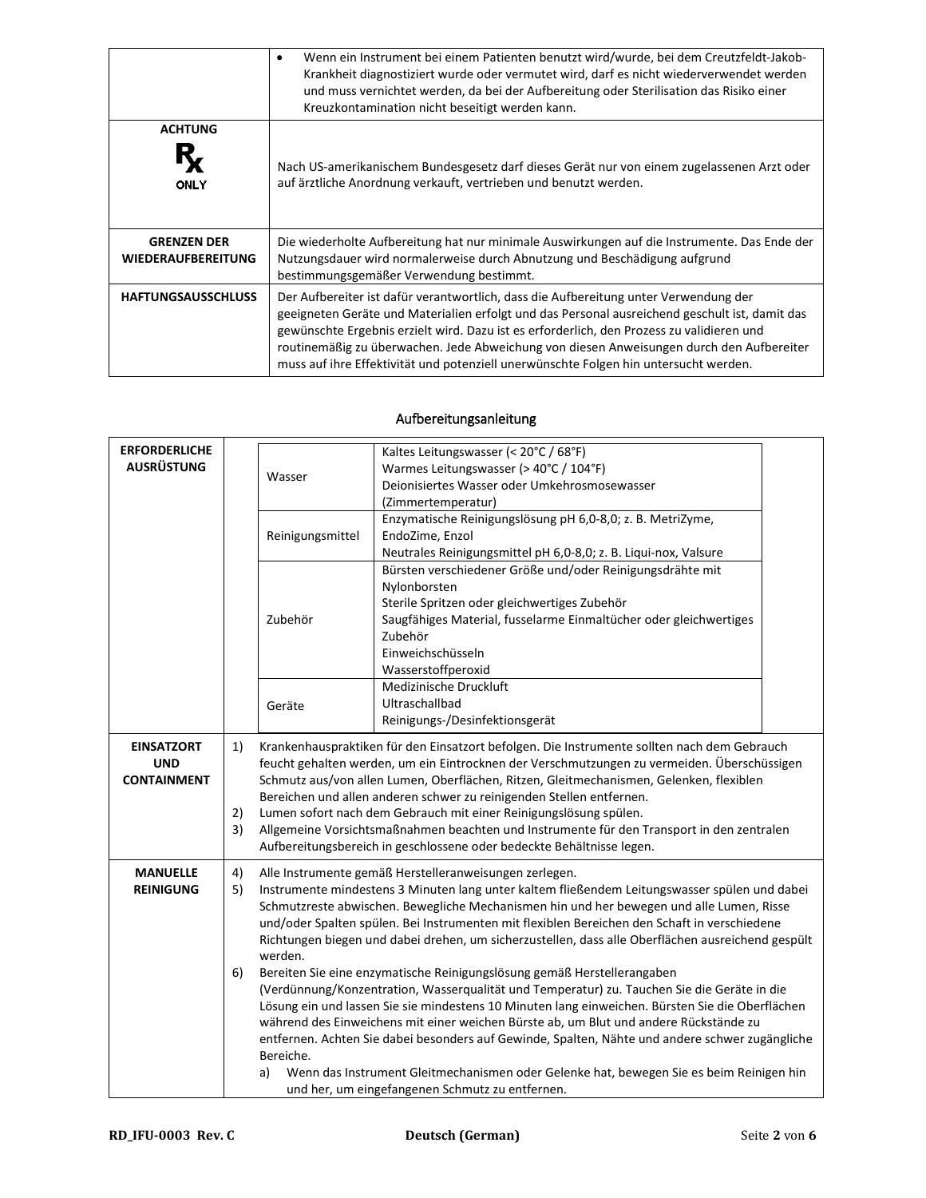| | |
|---|---|
| | • Wenn ein Instrument bei einem Patienten benutzt wird/wurde, bei dem Creutzfeldt-Jakob-Krankheit diagnostiziert wurde oder vermutet wird, darf es nicht wiederverwendet werden und muss vernichtet werden, da bei der Aufbereitung oder Sterilisation das Risiko einer Kreuzkontamination nicht beseitigt werden kann. |
| **ACHTUNG** Rx ONLY | Nach US-amerikanischem Bundesgesetz darf dieses Gerät nur von einem zugelassenen Arzt oder auf ärztliche Anordnung verkauft, vertrieben und benutzt werden. |
| **GRENZEN DER WIEDERAUFBEREITUNG** | Die wiederholte Aufbereitung hat nur minimale Auswirkungen auf die Instrumente. Das Ende der Nutzungsdauer wird normalerweise durch Abnutzung und Beschädigung aufgrund bestimmungsgemäßer Verwendung bestimmt. |
| **HAFTUNGSAUSSCHLUSS** | Der Aufbereiter ist dafür verantwortlich, dass die Aufbereitung unter Verwendung der geeigneten Geräte und Materialien erfolgt und das Personal ausreichend geschult ist, damit das gewünschte Ergebnis erzielt wird. Dazu ist es erforderlich, den Prozess zu validieren und routinemäßig zu überwachen. Jede Abweichung von diesen Anweisungen durch den Aufbereiter muss auf ihre Effektivität und potenziell unerwünschte Folgen hin untersucht werden. |

## Aufbereitungsanleitung

**ERFORDERLICHE AUSRÜSTUNG**

| | |
|---|---|
| Wasser | Kaltes Leitungswasser (< 20°C / 68°F)<br>Warmes Leitungswasser (> 40°C / 104°F)<br>Deionisiertes Wasser oder Umkehrosmosewasser (Zimmertemperatur) |
| Reinigungsmittel | Enzymatische Reinigungslösung pH 6,0-8,0; z. B. MetriZyme, EndoZime, Enzol<br>Neutrales Reinigungsmittel pH 6,0-8,0; z. B. Liqui-nox, Valsure |
| Zubehör | Bürsten verschiedener Größe und/oder Reinigungsdrähte mit Nylonborsten<br>Sterile Spritzen oder gleichwertiges Zubehör<br>Saugfähiges Material, fusselarme Einmaltücher oder gleichwertiges Zubehör<br>Einweichschüsseln<br>Wasserstoffperoxid |
| Geräte | Medizinische Druckluft<br>Ultraschallbad<br>Reinigungs-/Desinfektionsgerät |

**EINSATZORT UND CONTAINMENT**

1) Krankenhauspraktiken für den Einsatzort befolgen. Die Instrumente sollten nach dem Gebrauch feucht gehalten werden, um ein Eintrocknen der Verschmutzungen zu vermeiden. Überschüssigen Schmutz aus/von allen Lumen, Oberflächen, Ritzen, Gleitmechanismen, Gelenken, flexiblen Bereichen und allen anderen schwer zu reinigenden Stellen entfernen.
2) Lumen sofort nach dem Gebrauch mit einer Reinigungslösung spülen.
3) Allgemeine Vorsichtsmaßnahmen beachten und Instrumente für den Transport in den zentralen Aufbereitungsbereich in geschlossene oder bedeckte Behältnisse legen.

**MANUELLE REINIGUNG**

4) Alle Instrumente gemäß Herstelleranweisungen zerlegen.
5) Instrumente mindestens 3 Minuten lang unter kaltem fließendem Leitungswasser spülen und dabei Schmutzreste abwischen. Bewegliche Mechanismen hin und her bewegen und alle Lumen, Risse und/oder Spalten spülen. Bei Instrumenten mit flexiblen Bereichen den Schaft in verschiedene Richtungen biegen und dabei drehen, um sicherzustellen, dass alle Oberflächen ausreichend gespült werden.
6) Bereiten Sie eine enzymatische Reinigungslösung gemäß Herstellerangaben (Verdünnung/Konzentration, Wasserqualität und Temperatur) zu. Tauchen Sie die Geräte in die Lösung ein und lassen Sie sie mindestens 10 Minuten lang einweichen. Bürsten Sie die Oberflächen während des Einweichens mit einer weichen Bürste ab, um Blut und andere Rückstände zu entfernen. Achten Sie dabei besonders auf Gewinde, Spalten, Nähte und andere schwer zugängliche Bereiche.
   a) Wenn das Instrument Gleitmechanismen oder Gelenke hat, bewegen Sie es beim Reinigen hin und her, um eingefangenen Schmutz zu entfernen.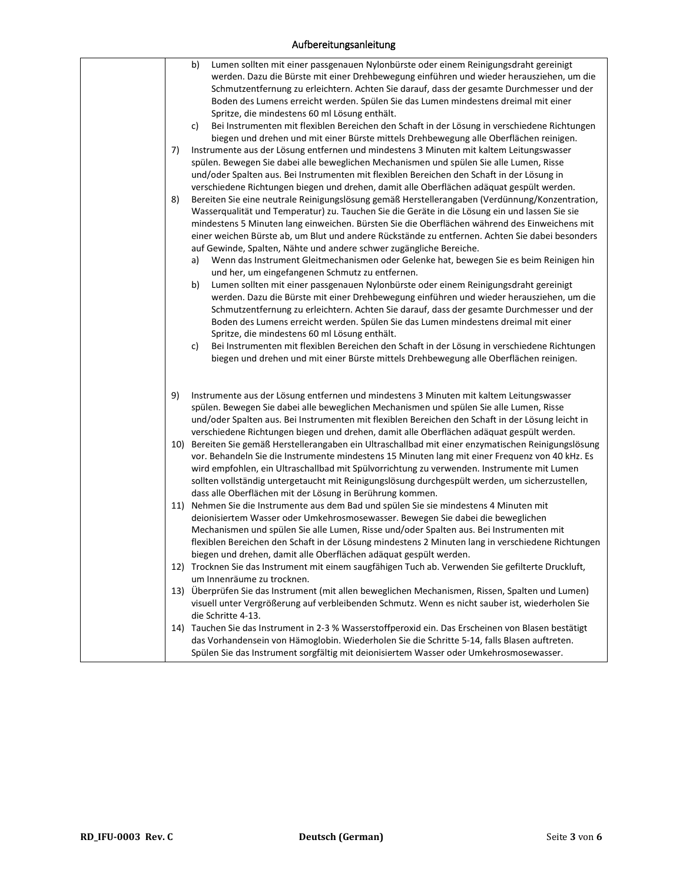| | b) Lumen sollten mit einer passgenauen Nylonbürste oder einem Reinigungsdraht gereinigt werden. Dazu die Bürste mit einer Drehbewegung einführen und wieder herausziehen, um die Schmutzentfernung zu erleichtern. Achten Sie darauf, dass der gesamte Durchmesser und der Boden des Lumens erreicht werden. Spülen Sie das Lumen mindestens dreimal mit einer Spritze, die mindestens 60 ml Lösung enthält.<br>c) Bei Instrumenten mit flexiblen Bereichen den Schaft in der Lösung in verschiedene Richtungen biegen und drehen und mit einer Bürste mittels Drehbewegung alle Oberflächen reinigen.<br>7) Instrumente aus der Lösung entfernen und mindestens 3 Minuten mit kaltem Leitungswasser spülen. Bewegen Sie dabei alle beweglichen Mechanismen und spülen Sie alle Lumen, Risse und/oder Spalten aus. Bei Instrumenten mit flexiblen Bereichen den Schaft in der Lösung in verschiedene Richtungen biegen und drehen, damit alle Oberflächen adäquat gespült werden.<br>8) Bereiten Sie eine neutrale Reinigungslösung gemäß Herstellerangaben (Verdünnung/Konzentration, Wasserqualität und Temperatur) zu. Tauchen Sie die Geräte in die Lösung ein und lassen Sie sie mindestens 5 Minuten lang einweichen. Bürsten Sie die Oberflächen während des Einweichens mit einer weichen Bürste ab, um Blut und andere Rückstände zu entfernen. Achten Sie dabei besonders auf Gewinde, Spalten, Nähte und andere schwer zugängliche Bereiche.<br>a) Wenn das Instrument Gleitmechanismen oder Gelenke hat, bewegen Sie es beim Reinigen hin und her, um eingefangenen Schmutz zu entfernen.<br>b) Lumen sollten mit einer passgenauen Nylonbürste oder einem Reinigungsdraht gereinigt werden. Dazu die Bürste mit einer Drehbewegung einführen und wieder herausziehen, um die Schmutzentfernung zu erleichtern. Achten Sie darauf, dass der gesamte Durchmesser und der Boden des Lumens erreicht werden. Spülen Sie das Lumen mindestens dreimal mit einer Spritze, die mindestens 60 ml Lösung enthält.<br>c) Bei Instrumenten mit flexiblen Bereichen den Schaft in der Lösung in verschiedene Richtungen biegen und drehen und mit einer Bürste mittels Drehbewegung alle Oberflächen reinigen.<br><br>9) Instrumente aus der Lösung entfernen und mindestens 3 Minuten mit kaltem Leitungswasser spülen. Bewegen Sie dabei alle beweglichen Mechanismen und spülen Sie alle Lumen, Risse und/oder Spalten aus. Bei Instrumenten mit flexiblen Bereichen den Schaft in der Lösung leicht in verschiedene Richtungen biegen und drehen, damit alle Oberflächen adäquat gespült werden.<br>10) Bereiten Sie gemäß Herstellerangaben ein Ultraschallbad mit einer enzymatischen Reinigungslösung vor. Behandeln Sie die Instrumente mindestens 15 Minuten lang mit einer Frequenz von 40 kHz. Es wird empfohlen, ein Ultraschallbad mit Spülvorrichtung zu verwenden. Instrumente mit Lumen sollten vollständig untergetaucht mit Reinigungslösung durchgespült werden, um sicherzustellen, dass alle Oberflächen mit der Lösung in Berührung kommen.<br>11) Nehmen Sie die Instrumente aus dem Bad und spülen Sie sie mindestens 4 Minuten mit deionisiertem Wasser oder Umkehrosmosewasser. Bewegen Sie dabei die beweglichen Mechanismen und spülen Sie alle Lumen, Risse und/oder Spalten aus. Bei Instrumenten mit flexiblen Bereichen den Schaft in der Lösung mindestens 2 Minuten lang in verschiedene Richtungen biegen und drehen, damit alle Oberflächen adäquat gespült werden.<br>12) Trocknen Sie das Instrument mit einem saugfähigen Tuch ab. Verwenden Sie gefilterte Druckluft, um Innenräume zu trocknen.<br>13) Überprüfen Sie das Instrument (mit allen beweglichen Mechanismen, Rissen, Spalten und Lumen) visuell unter Vergrößerung auf verbleibenden Schmutz. Wenn es nicht sauber ist, wiederholen Sie die Schritte 4-13.<br>14) Tauchen Sie das Instrument in 2-3 % Wasserstoffperoxid ein. Das Erscheinen von Blasen bestätigt das Vorhandensein von Hämoglobin. Wiederholen Sie die Schritte 5-14, falls Blasen auftreten. Spülen Sie das Instrument sorgfältig mit deionisiertem Wasser oder Umkehrosmosewasser. |
|---|---|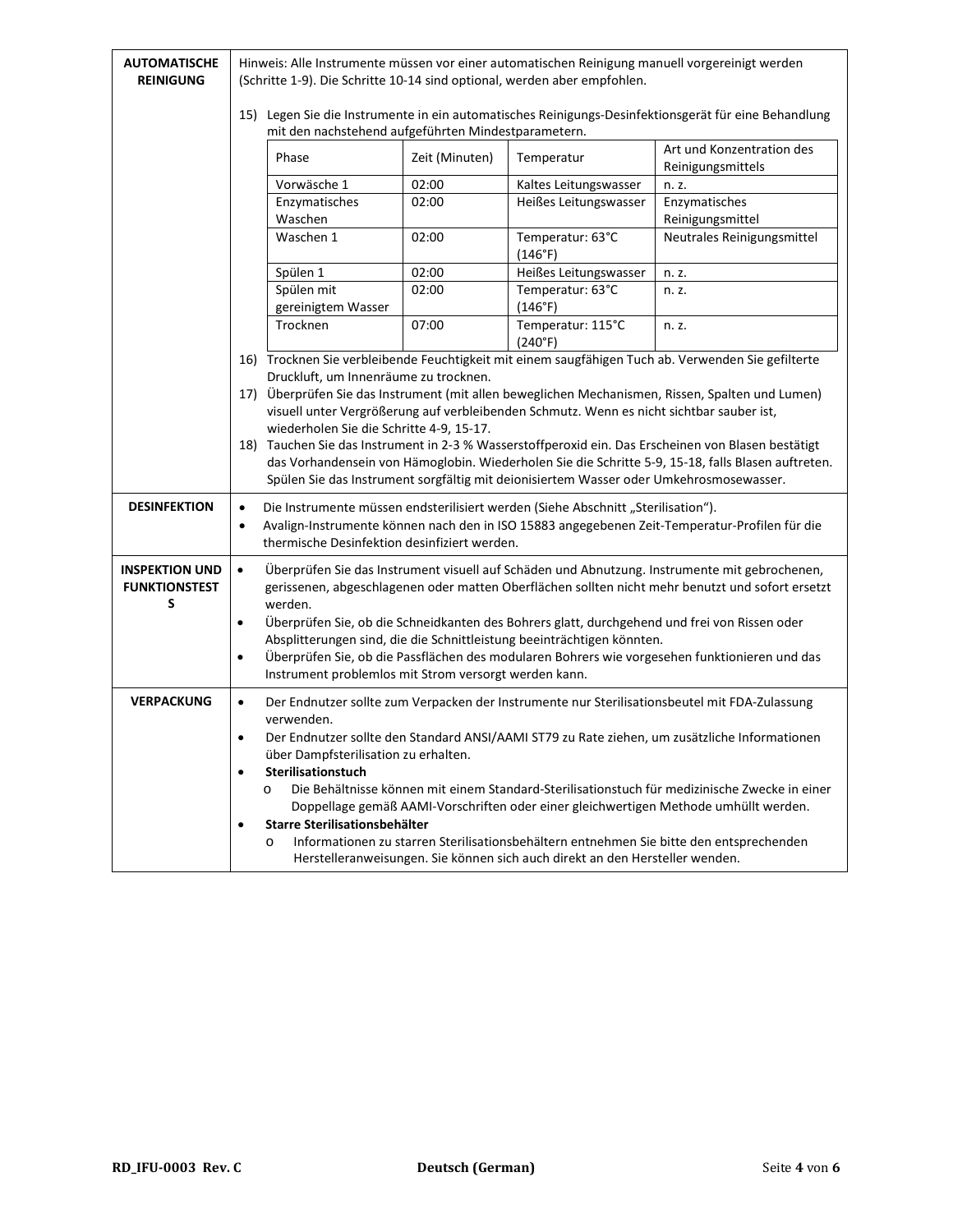**AUTOMATISCHE REINIGUNG**

Hinweis: Alle Instrumente müssen vor einer automatischen Reinigung manuell vorgereinigt werden (Schritte 1-9). Die Schritte 10-14 sind optional, werden aber empfohlen.

15) Legen Sie die Instrumente in ein automatisches Reinigungs-Desinfektionsgerät für eine Behandlung mit den nachstehend aufgeführten Mindestparametern.

| Phase | Zeit (Minuten) | Temperatur | Art und Konzentration des Reinigungsmittels |
|---|---|---|---|
| Vorwäsche 1 | 02:00 | Kaltes Leitungswasser | n. z. |
| Enzymatisches Waschen | 02:00 | Heißes Leitungswasser | Enzymatisches Reinigungsmittel |
| Waschen 1 | 02:00 | Temperatur: 63°C (146°F) | Neutrales Reinigungsmittel |
| Spülen 1 | 02:00 | Heißes Leitungswasser | n. z. |
| Spülen mit gereinigtem Wasser | 02:00 | Temperatur: 63°C (146°F) | n. z. |
| Trocknen | 07:00 | Temperatur: 115°C (240°F) | n. z. |

16) Trocknen Sie verbleibende Feuchtigkeit mit einem saugfähigen Tuch ab. Verwenden Sie gefilterte Druckluft, um Innenräume zu trocknen.
17) Überprüfen Sie das Instrument (mit allen beweglichen Mechanismen, Rissen, Spalten und Lumen) visuell unter Vergrößerung auf verbleibenden Schmutz. Wenn es nicht sichtbar sauber ist, wiederholen Sie die Schritte 4-9, 15-17.
18) Tauchen Sie das Instrument in 2-3 % Wasserstoffperoxid ein. Das Erscheinen von Blasen bestätigt das Vorhandensein von Hämoglobin. Wiederholen Sie die Schritte 5-9, 15-18, falls Blasen auftreten. Spülen Sie das Instrument sorgfältig mit deionisiertem Wasser oder Umkehrosmosewasser.

**DESINFEKTION**

- Die Instrumente müssen endsterilisiert werden (Siehe Abschnitt „Sterilisation“).
- Avalign-Instrumente können nach den in ISO 15883 angegebenen Zeit-Temperatur-Profilen für die thermische Desinfektion desinfiziert werden.

**INSPEKTION UND FUNKTIONSTESTS**

- Überprüfen Sie das Instrument visuell auf Schäden und Abnutzung. Instrumente mit gebrochenen, gerissenen, abgeschlagenen oder matten Oberflächen sollten nicht mehr benutzt und sofort ersetzt werden.
- Überprüfen Sie, ob die Schneidkanten des Bohrers glatt, durchgehend und frei von Rissen oder Absplitterungen sind, die die Schnittleistung beeinträchtigen könnten.
- Überprüfen Sie, ob die Passflächen des modularen Bohrers wie vorgesehen funktionieren und das Instrument problemlos mit Strom versorgt werden kann.

**VERPACKUNG**

- Der Endnutzer sollte zum Verpacken der Instrumente nur Sterilisationsbeutel mit FDA-Zulassung verwenden.
- Der Endnutzer sollte den Standard ANSI/AAMI ST79 zu Rate ziehen, um zusätzliche Informationen über Dampfsterilisation zu erhalten.
- **Sterilisationstuch**
  - Die Behältnisse können mit einem Standard-Sterilisationstuch für medizinische Zwecke in einer Doppellage gemäß AAMI-Vorschriften oder einer gleichwertigen Methode umhüllt werden.
- **Starre Sterilisationsbehälter**
  - Informationen zu starren Sterilisationsbehältern entnehmen Sie bitte den entsprechenden Herstelleranweisungen. Sie können sich auch direkt an den Hersteller wenden.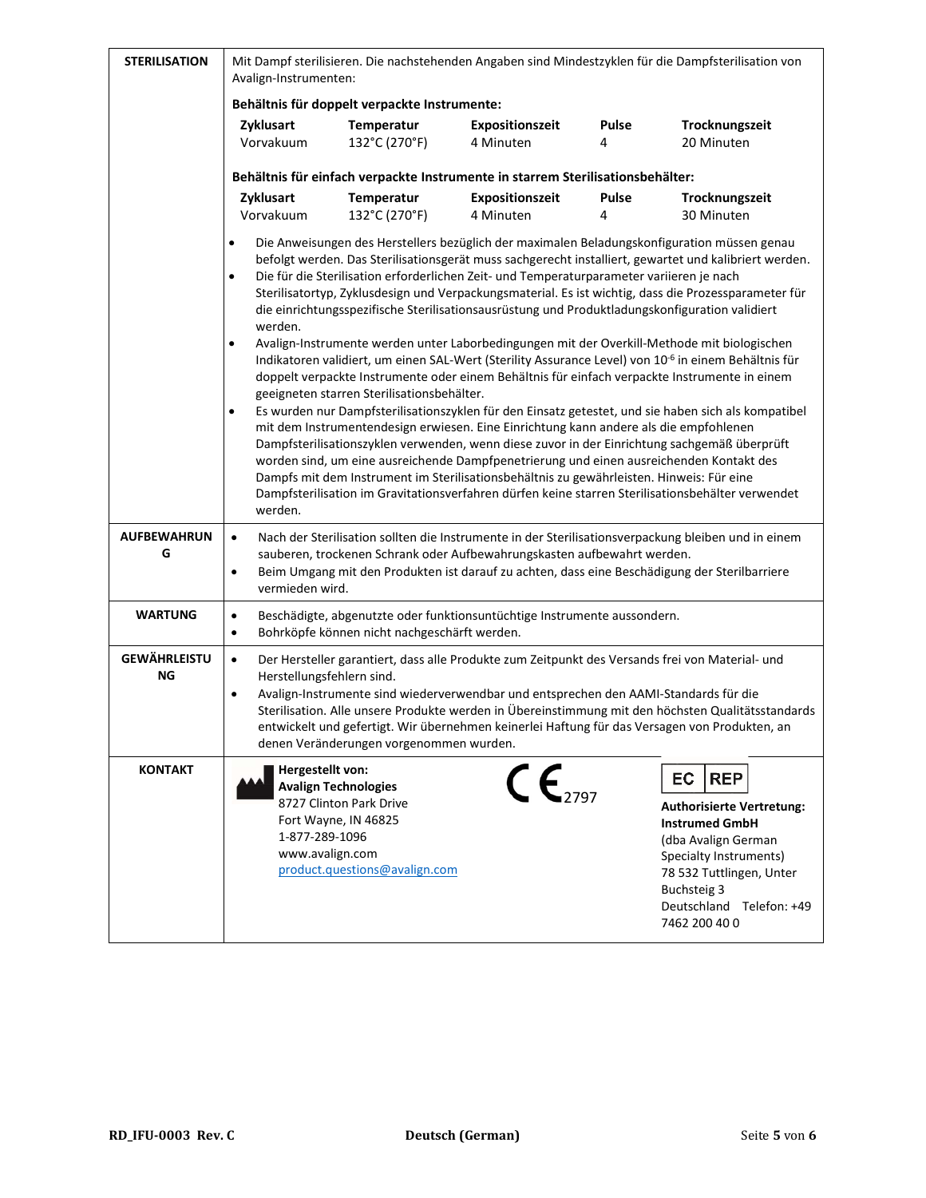| | |
|---|---|
| **STERILISATION** | Mit Dampf sterilisieren. Die nachstehenden Angaben sind Mindestzyklen für die Dampfsterilisation von Avalign-Instrumenten:<br><br>**Behältnis für doppelt verpackte Instrumente:**<br>**Zyklusart:** Vorvakuum; **Temperatur:** 132°C (270°F); **Expositionszeit:** 4 Minuten; **Pulse:** 4; **Trocknungszeit:** 20 Minuten<br><br>**Behältnis für einfach verpackte Instrumente in starrem Sterilisationsbehälter:**<br>**Zyklusart:** Vorvakuum; **Temperatur:** 132°C (270°F); **Expositionszeit:** 4 Minuten; **Pulse:** 4; **Trocknungszeit:** 30 Minuten<br><br>• Die Anweisungen des Herstellers bezüglich der maximalen Beladungskonfiguration müssen genau befolgt werden. Das Sterilisationsgerät muss sachgerecht installiert, gewartet und kalibriert werden.<br>• Die für die Sterilisation erforderlichen Zeit- und Temperaturparameter variieren je nach Sterilisatortyp, Zyklusdesign und Verpackungsmaterial. Es ist wichtig, dass die Prozessparameter für die einrichtungsspezifische Sterilisationsausrüstung und Produktladungskonfiguration validiert werden.<br>• Avalign-Instrumente werden unter Laborbedingungen mit der Overkill-Methode mit biologischen Indikatoren validiert, um einen SAL-Wert (Sterility Assurance Level) von $10^{-6}$ in einem Behältnis für doppelt verpackte Instrumente oder einem Behältnis für einfach verpackte Instrumente in einem geeigneten starren Sterilisationsbehälter.<br>• Es wurden nur Dampfsterilisationszyklen für den Einsatz getestet, und sie haben sich als kompatibel mit dem Instrumentendesign erwiesen. Eine Einrichtung kann andere als die empfohlenen Dampfsterilisationszyklen verwenden, wenn diese zuvor in der Einrichtung sachgemäß überprüft worden sind, um eine ausreichende Dampfpenetrierung und einen ausreichenden Kontakt des Dampfs mit dem Instrument im Sterilisationsbehältnis zu gewährleisten. Hinweis: Für eine Dampfsterilisation im Gravitationsverfahren dürfen keine starren Sterilisationsbehälter verwendet werden. |
| **AUFBEWAHRUNG** | • Nach der Sterilisation sollten die Instrumente in der Sterilisationsverpackung bleiben und in einem sauberen, trockenen Schrank oder Aufbewahrungskasten aufbewahrt werden.<br>• Beim Umgang mit den Produkten ist darauf zu achten, dass eine Beschädigung der Sterilbarriere vermieden wird. |
| **WARTUNG** | • Beschädigte, abgenutzte oder funktionsuntüchtige Instrumente aussondern.<br>• Bohrköpfe können nicht nachgeschärft werden. |
| **GEWÄHRLEISTUNG** | • Der Hersteller garantiert, dass alle Produkte zum Zeitpunkt des Versands frei von Material- und Herstellungsfehlern sind.<br>• Avalign-Instrumente sind wiederverwendbar und entsprechen den AAMI-Standards für die Sterilisation. Alle unsere Produkte werden in Übereinstimmung mit den höchsten Qualitätsstandards entwickelt und gefertigt. Wir übernehmen keinerlei Haftung für das Versagen von Produkten, an denen Veränderungen vorgenommen wurden. |
| **KONTAKT** | **Hergestellt von:**<br>**Avalign Technologies**<br>8727 Clinton Park Drive<br>Fort Wayne, IN 46825<br>1-877-289-1096<br>www.avalign.com<br>product.questions@avalign.com<br><br>CE 2797<br><br>EC REP<br>**Authorisierte Vertretung:**<br>**Instrumed GmbH**<br>(dba Avalign German Specialty Instruments)<br>78 532 Tuttlingen, Unter Buchsteig 3<br>Deutschland Telefon: +49 7462 200 40 0 |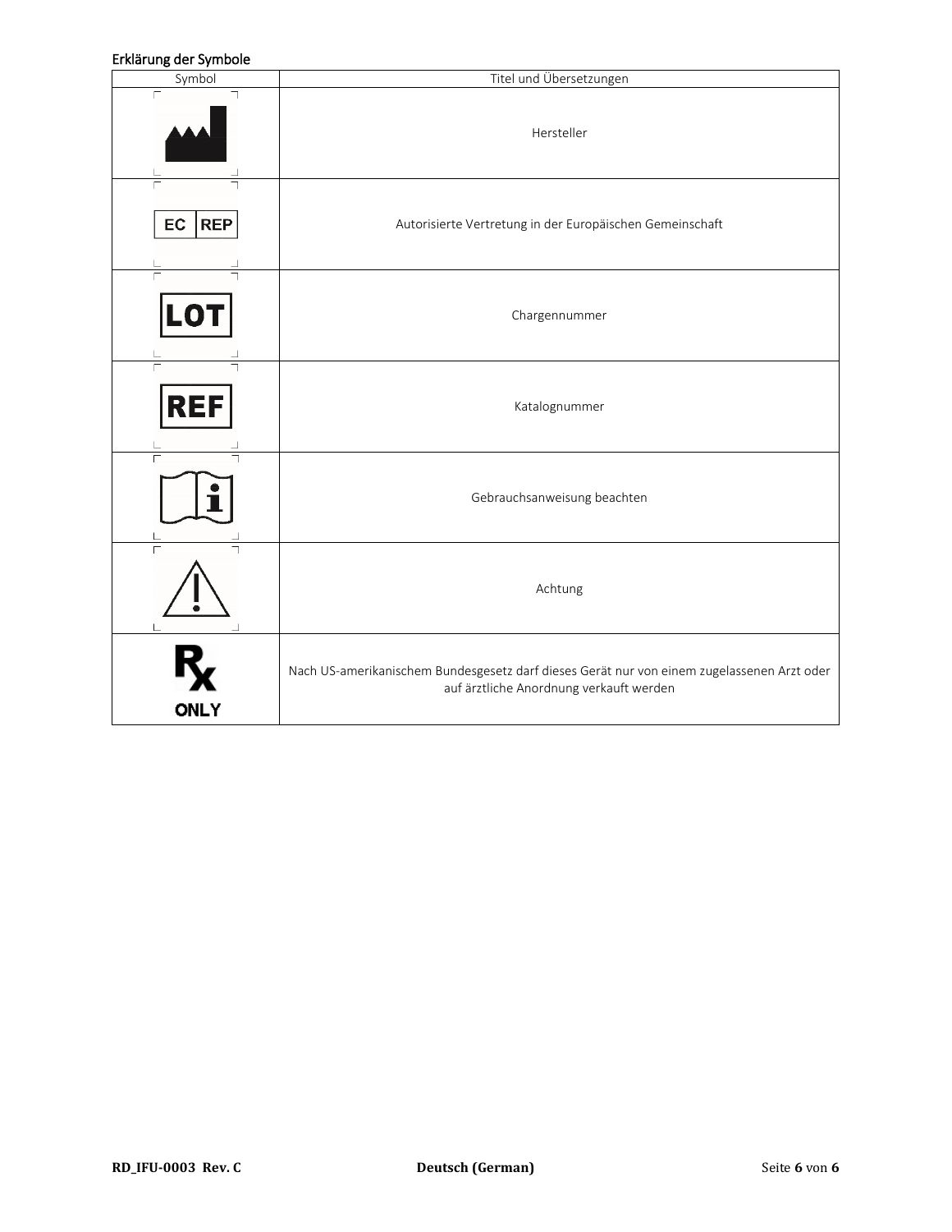## Erklärung der Symbole

| Symbol | Titel und Übersetzungen |
|---|---|
| | Hersteller |
| EC REP | Autorisierte Vertretung in der Europäischen Gemeinschaft |
| LOT | Chargennummer |
| REF | Katalognummer |
| | Gebrauchsanweisung beachten |
| | Achtung |
| Rx ONLY | Nach US-amerikanischem Bundesgesetz darf dieses Gerät nur von einem zugelassenen Arzt oder auf ärztliche Anordnung verkauft werden |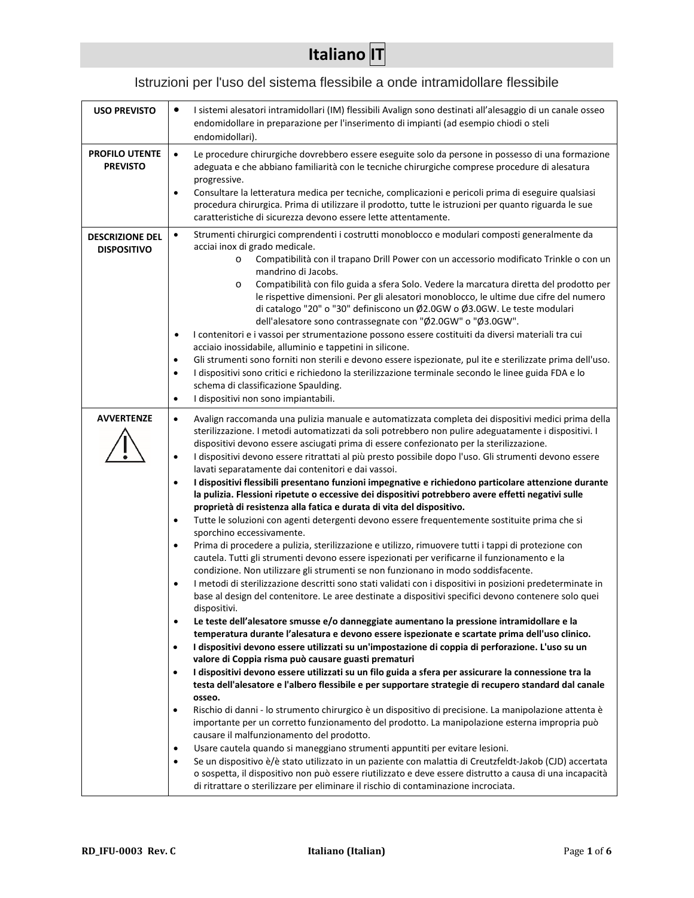# Italiano IT

## Istruzioni per l'uso del sistema flessibile a onde intramidollare flessibile

| | |
|---|---|
| **USO PREVISTO** | • I sistemi alesatori intramidollari (IM) flessibili Avalign sono destinati all'alesaggio di un canale osseo endomidollare in preparazione per l'inserimento di impianti (ad esempio chiodi o steli endomidollari). |
| **PROFILO UTENTE PREVISTO** | • Le procedure chirurgiche dovrebbero essere eseguite solo da persone in possesso di una formazione adeguata e che abbiano familiarità con le tecniche chirurgiche comprese procedure di alesatura progressive.<br>• Consultare la letteratura medica per tecniche, complicazioni e pericoli prima di eseguire qualsiasi procedura chirurgica. Prima di utilizzare il prodotto, tutte le istruzioni per quanto riguarda le sue caratteristiche di sicurezza devono essere lette attentamente. |
| **DESCRIZIONE DEL DISPOSITIVO** | • Strumenti chirurgici comprendenti i costrutti monoblocco e modulari composti generalmente da acciai inox di grado medicale.<br>o Compatibilità con il trapano Drill Power con un accessorio modificato Trinkle o con un mandrino di Jacobs.<br>o Compatibilità con filo guida a sfera Solo. Vedere la marcatura diretta del prodotto per le rispettive dimensioni. Per gli alesatori monoblocco, le ultime due cifre del numero di catalogo "20" o "30" definiscono un Ø2.0GW o Ø3.0GW. Le teste modulari dell'alesatore sono contrassegnate con "Ø2.0GW" o "Ø3.0GW".<br>• I contenitori e i vassoi per strumentazione possono essere costituiti da diversi materiali tra cui acciaio inossidabile, alluminio e tappetini in silicone.<br>• Gli strumenti sono forniti non sterili e devono essere ispezionate, pul ite e sterilizzate prima dell'uso.<br>• I dispositivi sono critici e richiedono la sterilizzazione terminale secondo le linee guida FDA e lo schema di classificazione Spaulding.<br>• I dispositivi non sono impiantabili. |
| **AVVERTENZE** | • Avalign raccomanda una pulizia manuale e automatizzata completa dei dispositivi medici prima della sterilizzazione. I metodi automatizzati da soli potrebbero non pulire adeguatamente i dispositivi. I dispositivi devono essere asciugati prima di essere confezionato per la sterilizzazione.<br>• I dispositivi devono essere ritrattati al più presto possibile dopo l'uso. Gli strumenti devono essere lavati separatamente dai contenitori e dai vassoi.<br>• **I dispositivi flessibili presentano funzioni impegnative e richiedono particolare attenzione durante la pulizia. Flessioni ripetute o eccessive dei dispositivi potrebbero avere effetti negativi sulle proprietà di resistenza alla fatica e durata di vita del dispositivo.**<br>• Tutte le soluzioni con agenti detergenti devono essere frequentemente sostituite prima che si sporchino eccessivamente.<br>• Prima di procedere a pulizia, sterilizzazione e utilizzo, rimuovere tutti i tappi di protezione con cautela. Tutti gli strumenti devono essere ispezionati per verificarne il funzionamento e la condizione. Non utilizzare gli strumenti se non funzionano in modo soddisfacente.<br>• I metodi di sterilizzazione descritti sono stati validati con i dispositivi in posizioni predeterminate in base al design del contenitore. Le aree destinate a dispositivi specifici devono contenere solo quei dispositivi.<br>• **Le teste dell'alesatore smusse e/o danneggiate aumentano la pressione intramidollare e la temperatura durante l'alesatura e devono essere ispezionate e scartate prima dell'uso clinico.**<br>• **I dispositivi devono essere utilizzati su un'impostazione di coppia di perforazione. L'uso su un valore di Coppia risma può causare guasti prematuri**<br>• **I dispositivi devono essere utilizzati su un filo guida a sfera per assicurare la connessione tra la testa dell'alesatore e l'albero flessibile e per supportare strategie di recupero standard dal canale osseo.**<br>• Rischio di danni - lo strumento chirurgico è un dispositivo di precisione. La manipolazione attenta è importante per un corretto funzionamento del prodotto. La manipolazione esterna impropria può causare il malfunzionamento del prodotto.<br>• Usare cautela quando si maneggiano strumenti appuntiti per evitare lesioni.<br>• Se un dispositivo è/è stato utilizzato in un paziente con malattia di Creutzfeldt-Jakob (CJD) accertata o sospetta, il dispositivo non può essere riutilizzato e deve essere distrutto a causa di una incapacità di ritrattare o sterilizzare per eliminare il rischio di contaminazione incrociata. |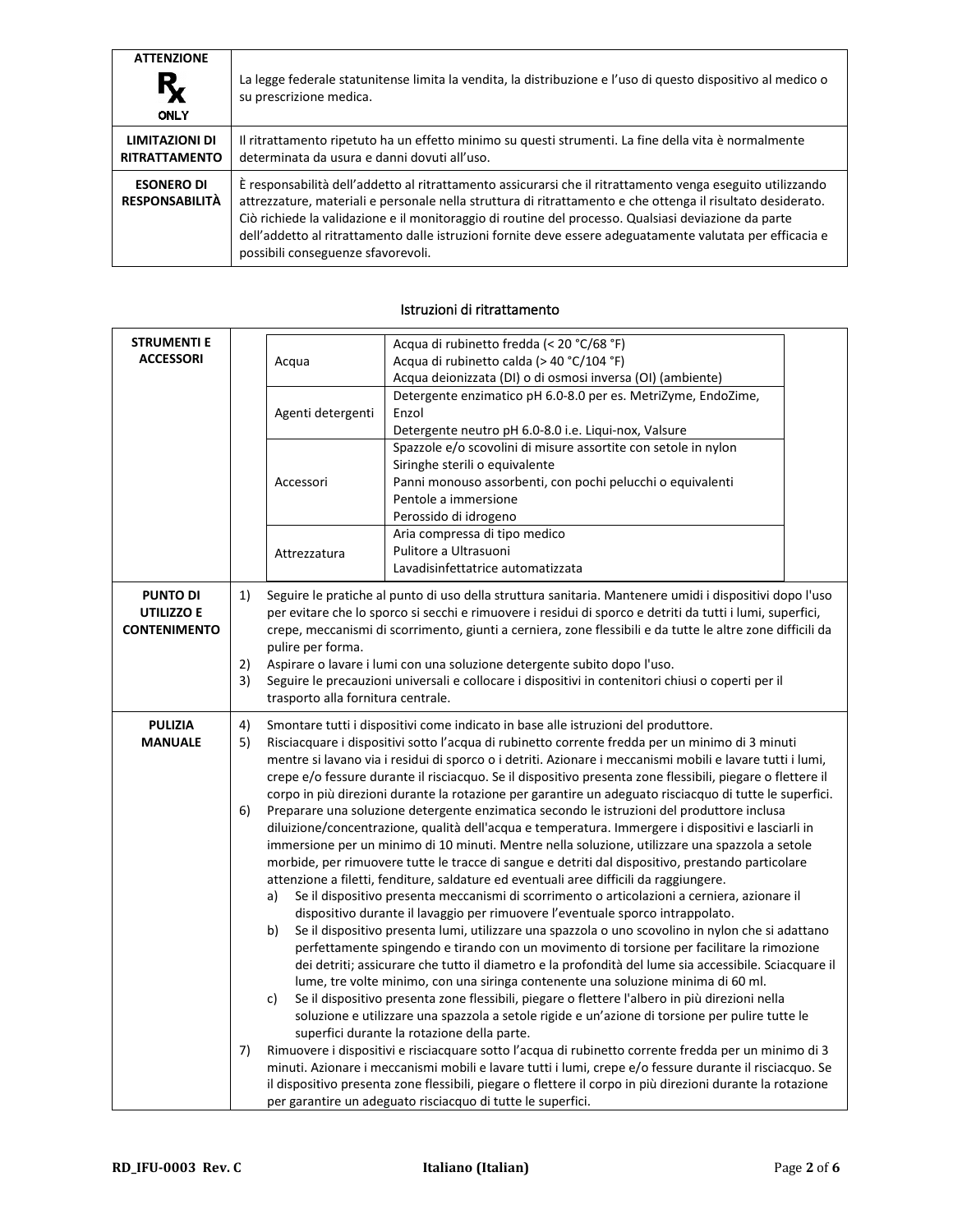| | |
|---|---|
| **ATTENZIONE** Rx ONLY | La legge federale statunitense limita la vendita, la distribuzione e l'uso di questo dispositivo al medico o su prescrizione medica. |
| **LIMITAZIONI DI RITRATTAMENTO** | Il ritrattamento ripetuto ha un effetto minimo su questi strumenti. La fine della vita è normalmente determinata da usura e danni dovuti all'uso. |
| **ESONERO DI RESPONSABILITÀ** | È responsabilità dell'addetto al ritrattamento assicurarsi che il ritrattamento venga eseguito utilizzando attrezzature, materiali e personale nella struttura di ritrattamento e che ottenga il risultato desiderato. Ciò richiede la validazione e il monitoraggio di routine del processo. Qualsiasi deviazione da parte dell'addetto al ritrattamento dalle istruzioni fornite deve essere adeguatamente valutata per efficacia e possibili conseguenze sfavorevoli. |

## Istruzioni di ritrattamento

**STRUMENTI E ACCESSORI**

| | |
|---|---|
| Acqua | Acqua di rubinetto fredda (< 20 °C/68 °F)<br>Acqua di rubinetto calda (> 40 °C/104 °F)<br>Acqua deionizzata (DI) o di osmosi inversa (OI) (ambiente) |
| Agenti detergenti | Detergente enzimatico pH 6.0-8.0 per es. MetriZyme, EndoZime, Enzol<br>Detergente neutro pH 6.0-8.0 i.e. Liqui-nox, Valsure |
| Accessori | Spazzole e/o scovolini di misure assortite con setole in nylon<br>Siringhe sterili o equivalente<br>Panni monouso assorbenti, con pochi pelucchi o equivalenti<br>Pentole a immersione<br>Perossido di idrogeno |
| Attrezzatura | Aria compressa di tipo medico<br>Pulitore a Ultrasuoni<br>Lavadisinfettatrice automatizzata |

**PUNTO DI UTILIZZO E CONTENIMENTO**

1) Seguire le pratiche al punto di uso della struttura sanitaria. Mantenere umidi i dispositivi dopo l'uso per evitare che lo sporco si secchi e rimuovere i residui di sporco e detriti da tutti i lumi, superfici, crepe, meccanismi di scorrimento, giunti a cerniera, zone flessibili e da tutte le altre zone difficili da pulire per forma.
2) Aspirare o lavare i lumi con una soluzione detergente subito dopo l'uso.
3) Seguire le precauzioni universali e collocare i dispositivi in contenitori chiusi o coperti per il trasporto alla fornitura centrale.

**PULIZIA MANUALE**

4) Smontare tutti i dispositivi come indicato in base alle istruzioni del produttore.
5) Risciacquare i dispositivi sotto l'acqua di rubinetto corrente fredda per un minimo di 3 minuti mentre si lavano via i residui di sporco o i detriti. Azionare i meccanismi mobili e lavare tutti i lumi, crepe e/o fessure durante il risciacquo. Se il dispositivo presenta zone flessibili, piegare o flettere il corpo in più direzioni durante la rotazione per garantire un adeguato risciacquo di tutte le superfici.
6) Preparare una soluzione detergente enzimatica secondo le istruzioni del produttore inclusa diluizione/concentrazione, qualità dell'acqua e temperatura. Immergere i dispositivi e lasciarli in immersione per un minimo di 10 minuti. Mentre nella soluzione, utilizzare una spazzola a setole morbide, per rimuovere tutte le tracce di sangue e detriti dal dispositivo, prestando particolare attenzione a filetti, fenditure, saldature ed eventuali aree difficili da raggiungere.
   a) Se il dispositivo presenta meccanismi di scorrimento o articolazioni a cerniera, azionare il dispositivo durante il lavaggio per rimuovere l'eventuale sporco intrappolato.
   b) Se il dispositivo presenta lumi, utilizzare una spazzola o uno scovolino in nylon che si adattano perfettamente spingendo e tirando con un movimento di torsione per facilitare la rimozione dei detriti; assicurare che tutto il diametro e la profondità del lume sia accessibile. Sciacquare il lume, tre volte minimo, con una siringa contenente una soluzione minima di 60 ml.
   c) Se il dispositivo presenta zone flessibili, piegare o flettere l'albero in più direzioni nella soluzione e utilizzare una spazzola a setole rigide e un'azione di torsione per pulire tutte le superfici durante la rotazione della parte.
7) Rimuovere i dispositivi e risciacquare sotto l'acqua di rubinetto corrente fredda per un minimo di 3 minuti. Azionare i meccanismi mobili e lavare tutti i lumi, crepe e/o fessure durante il risciacquo. Se il dispositivo presenta zone flessibili, piegare o flettere il corpo in più direzioni durante la rotazione per garantire un adeguato risciacquo di tutte le superfici.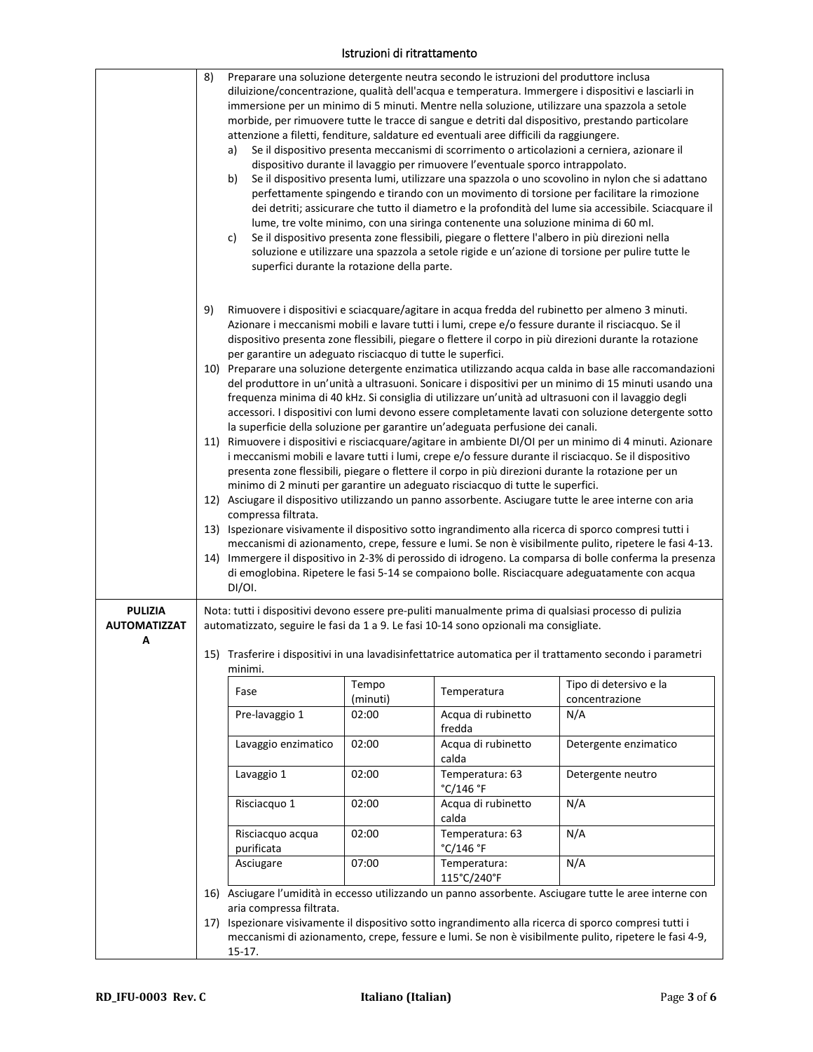| | |
|---|---|
| | 8) Preparare una soluzione detergente neutra secondo le istruzioni del produttore inclusa diluizione/concentrazione, qualità dell'acqua e temperatura. Immergere i dispositivi e lasciarli in immersione per un minimo di 5 minuti. Mentre nella soluzione, utilizzare una spazzola a setole morbide, per rimuovere tutte le tracce di sangue e detriti dal dispositivo, prestando particolare attenzione a filetti, fenditure, saldature ed eventuali aree difficili da raggiungere.<br>a) Se il dispositivo presenta meccanismi di scorrimento o articolazioni a cerniera, azionare il dispositivo durante il lavaggio per rimuovere l'eventuale sporco intrappolato.<br>b) Se il dispositivo presenta lumi, utilizzare una spazzola o uno scovolino in nylon che si adattano perfettamente spingendo e tirando con un movimento di torsione per facilitare la rimozione dei detriti; assicurare che tutto il diametro e la profondità del lume sia accessibile. Sciacquare il lume, tre volte minimo, con una siringa contenente una soluzione minima di 60 ml.<br>c) Se il dispositivo presenta zone flessibili, piegare o flettere l'albero in più direzioni nella soluzione e utilizzare una spazzola a setole rigide e un'azione di torsione per pulire tutte le superfici durante la rotazione della parte.<br><br>9) Rimuovere i dispositivi e sciacquare/agitare in acqua fredda del rubinetto per almeno 3 minuti. Azionare i meccanismi mobili e lavare tutti i lumi, crepe e/o fessure durante il risciacquo. Se il dispositivo presenta zone flessibili, piegare o flettere il corpo in più direzioni durante la rotazione per garantire un adeguato risciacquo di tutte le superfici.<br>10) Preparare una soluzione detergente enzimatica utilizzando acqua calda in base alle raccomandazioni del produttore in un'unità a ultrasuoni. Sonicare i dispositivi per un minimo di 15 minuti usando una frequenza minima di 40 kHz. Si consiglia di utilizzare un'unità ad ultrasuoni con il lavaggio degli accessori. I dispositivi con lumi devono essere completamente lavati con soluzione detergente sotto la superficie della soluzione per garantire un'adeguata perfusione dei canali.<br>11) Rimuovere i dispositivi e risciacquare/agitare in ambiente DI/OI per un minimo di 4 minuti. Azionare i meccanismi mobili e lavare tutti i lumi, crepe e/o fessure durante il risciacquo. Se il dispositivo presenta zone flessibili, piegare o flettere il corpo in più direzioni durante la rotazione per un minimo di 2 minuti per garantire un adeguato risciacquo di tutte le superfici.<br>12) Asciugare il dispositivo utilizzando un panno assorbente. Asciugare tutte le aree interne con aria compressa filtrata.<br>13) Ispezionare visivamente il dispositivo sotto ingrandimento alla ricerca di sporco compresi tutti i meccanismi di azionamento, crepe, fessure e lumi. Se non è visibilmente pulito, ripetere le fasi 4-13.<br>14) Immergere il dispositivo in 2-3% di perossido di idrogeno. La comparsa di bolle conferma la presenza di emoglobina. Ripetere le fasi 5-14 se compaiono bolle. Risciacquare adeguatamente con acqua DI/OI. |
| **PULIZIA AUTOMATIZZATA** | Nota: tutti i dispositivi devono essere pre-puliti manualmente prima di qualsiasi processo di pulizia automatizzato, seguire le fasi da 1 a 9. Le fasi 10-14 sono opzionali ma consigliate.<br><br>15) Trasferire i dispositivi in una lavadisinfettatrice automatica per il trattamento secondo i parametri minimi.<br>(vedi tabella sotto)<br>16) Asciugare l'umidità in eccesso utilizzando un panno assorbente. Asciugare tutte le aree interne con aria compressa filtrata.<br>17) Ispezionare visivamente il dispositivo sotto ingrandimento alla ricerca di sporco compresi tutti i meccanismi di azionamento, crepe, fessure e lumi. Se non è visibilmente pulito, ripetere le fasi 4-9, 15-17. |

| Fase | Tempo (minuti) | Temperatura | Tipo di detersivo e la concentrazione |
|---|---|---|---|
| Pre-lavaggio 1 | 02:00 | Acqua di rubinetto fredda | N/A |
| Lavaggio enzimatico | 02:00 | Acqua di rubinetto calda | Detergente enzimatico |
| Lavaggio 1 | 02:00 | Temperatura: 63 °C/146 °F | Detergente neutro |
| Risciacquo 1 | 02:00 | Acqua di rubinetto calda | N/A |
| Risciacquo acqua purificata | 02:00 | Temperatura: 63 °C/146 °F | N/A |
| Asciugare | 07:00 | Temperatura: 115°C/240°F | N/A |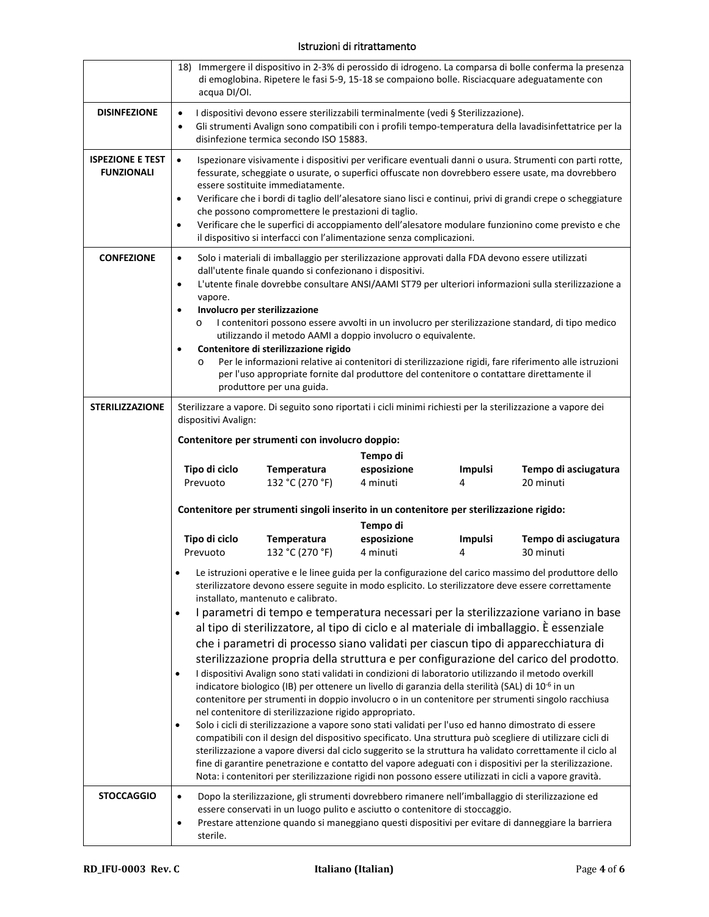| | |
|---|---|
| | 18) Immergere il dispositivo in 2-3% di perossido di idrogeno. La comparsa di bolle conferma la presenza di emoglobina. Ripetere le fasi 5-9, 15-18 se compaiono bolle. Risciacquare adeguatamente con acqua DI/OI. |
| **DISINFEZIONE** | • I dispositivi devono essere sterilizzabili terminalmente (vedi § Sterilizzazione).<br>• Gli strumenti Avalign sono compatibili con i profili tempo-temperatura della lavadisinfettatrice per la disinfezione termica secondo ISO 15883. |
| **ISPEZIONE E TEST FUNZIONALI** | • Ispezionare visivamente i dispositivi per verificare eventuali danni o usura. Strumenti con parti rotte, fessurate, scheggiate o usurate, o superfici offuscate non dovrebbero essere usate, ma dovrebbero essere sostituite immediatamente.<br>• Verificare che i bordi di taglio dell'alesatore siano lisci e continui, privi di grandi crepe o scheggiature che possono compromettere le prestazioni di taglio.<br>• Verificare che le superfici di accoppiamento dell'alesatore modulare funzionino come previsto e che il dispositivo si interfacci con l'alimentazione senza complicazioni. |
| **CONFEZIONE** | • Solo i materiali di imballaggio per sterilizzazione approvati dalla FDA devono essere utilizzati dall'utente finale quando si confezionano i dispositivi.<br>• L'utente finale dovrebbe consultare ANSI/AAMI ST79 per ulteriori informazioni sulla sterilizzazione a vapore.<br>• **Involucro per sterilizzazione**<br>  o I contenitori possono essere avvolti in un involucro per sterilizzazione standard, di tipo medico utilizzando il metodo AAMI a doppio involucro o equivalente.<br>• **Contenitore di sterilizzazione rigido**<br>  o Per le informazioni relative ai contenitori di sterilizzazione rigidi, fare riferimento alle istruzioni per l'uso appropriate fornite dal produttore del contenitore o contattare direttamente il produttore per una guida. |
| **STERILIZZAZIONE** | Sterilizzare a vapore. Di seguito sono riportati i cicli minimi richiesti per la sterilizzazione a vapore dei dispositivi Avalign:<br><br>**Contenitore per strumenti con involucro doppio:**<br>Tipo di ciclo: Prevuoto; Temperatura: 132 °C (270 °F); Tempo di esposizione: 4 minuti; Impulsi: 4; Tempo di asciugatura: 20 minuti<br><br>**Contenitore per strumenti singoli inserito in un contenitore per sterilizzazione rigido:**<br>Tipo di ciclo: Prevuoto; Temperatura: 132 °C (270 °F); Tempo di esposizione: 4 minuti; Impulsi: 4; Tempo di asciugatura: 30 minuti<br><br>• Le istruzioni operative e le linee guida per la configurazione del carico massimo del produttore dello sterilizzatore devono essere seguite in modo esplicito. Lo sterilizzatore deve essere correttamente installato, mantenuto e calibrato.<br>• I parametri di tempo e temperatura necessari per la sterilizzazione variano in base al tipo di sterilizzatore, al tipo di ciclo e al materiale di imballaggio. È essenziale che i parametri di processo siano validati per ciascun tipo di apparecchiatura di sterilizzazione propria della struttura e per configurazione del carico del prodotto.<br>• I dispositivi Avalign sono stati validati in condizioni di laboratorio utilizzando il metodo overkill indicatore biologico (IB) per ottenere un livello di garanzia della sterilità (SAL) di $10^{-6}$ in un contenitore per strumenti in doppio involucro o in un contenitore per strumenti singolo racchiusa nel contenitore di sterilizzazione rigido appropriato.<br>• Solo i cicli di sterilizzazione a vapore sono stati validati per l'uso ed hanno dimostrato di essere compatibili con il design del dispositivo specificato. Una struttura può scegliere di utilizzare cicli di sterilizzazione a vapore diversi dal ciclo suggerito se la struttura ha validato correttamente il ciclo al fine di garantire penetrazione e contatto del vapore adeguati con i dispositivi per la sterilizzazione. Nota: i contenitori per sterilizzazione rigidi non possono essere utilizzati in cicli a vapore gravità. |
| **STOCCAGGIO** | • Dopo la sterilizzazione, gli strumenti dovrebbero rimanere nell'imballaggio di sterilizzazione ed essere conservati in un luogo pulito e asciutto o contenitore di stoccaggio.<br>• Prestare attenzione quando si maneggiano questi dispositivi per evitare di danneggiare la barriera sterile. |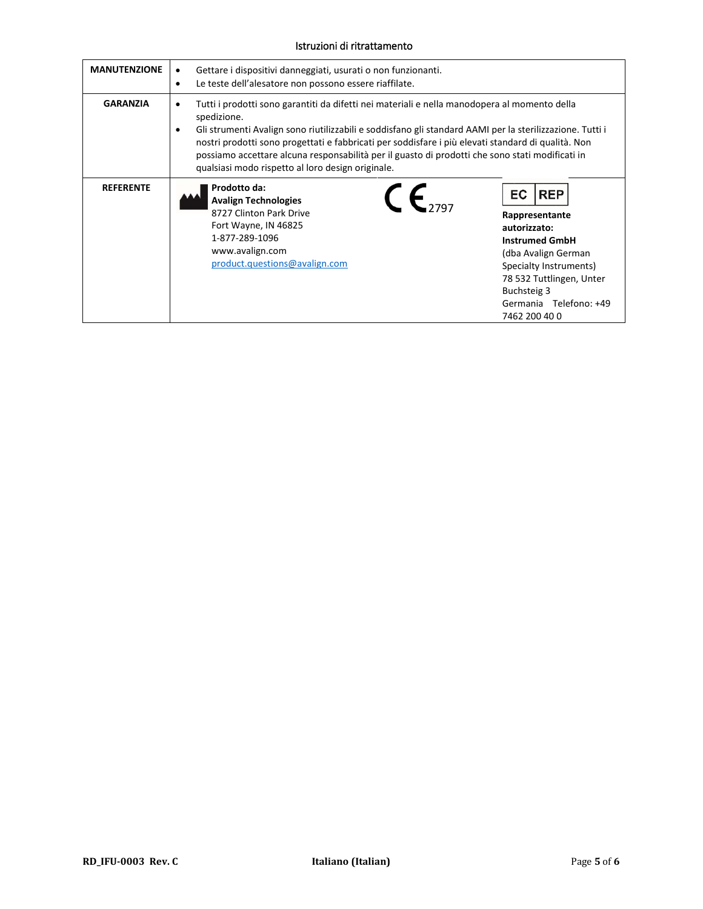| MANUTENZIONE | • Gettare i dispositivi danneggiati, usurati o non funzionanti.<br>• Le teste dell'alesatore non possono essere riaffilate. | | |
|---|---|---|---|
| GARANZIA | • Tutti i prodotti sono garantiti da difetti nei materiali e nella manodopera al momento della spedizione.<br>• Gli strumenti Avalign sono riutilizzabili e soddisfano gli standard AAMI per la sterilizzazione. Tutti i nostri prodotti sono progettati e fabbricati per soddisfare i più elevati standard di qualità. Non possiamo accettare alcuna responsabilità per il guasto di prodotti che sono stati modificati in qualsiasi modo rispetto al loro design originale. | | |
| REFERENTE | **Prodotto da:**<br>**Avalign Technologies**<br>8727 Clinton Park Drive<br>Fort Wayne, IN 46825<br>1-877-289-1096<br>www.avalign.com<br>product.questions@avalign.com | CE 2797 | EC REP<br>**Rappresentante autorizzato:**<br>**Instrumed GmbH**<br>(dba Avalign German Specialty Instruments)<br>78 532 Tuttlingen, Unter Buchsteig 3<br>Germania Telefono: +49 7462 200 40 0 |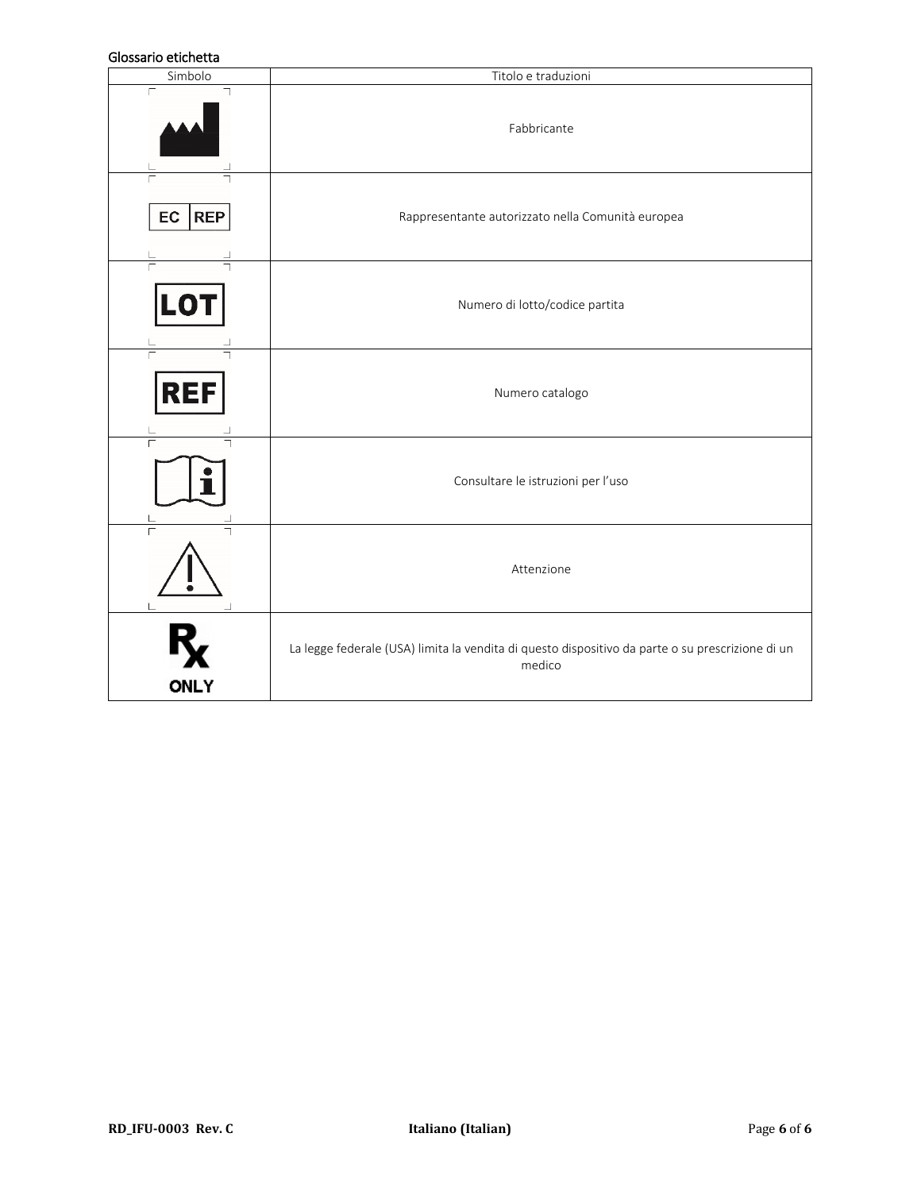## Glossario etichetta

| Simbolo | Titolo e traduzioni |
|---|---|
| | Fabbricante |
| EC REP | Rappresentante autorizzato nella Comunità europea |
| LOT | Numero di lotto/codice partita |
| REF | Numero catalogo |
| | Consultare le istruzioni per l'uso |
| | Attenzione |
| Rx ONLY | La legge federale (USA) limita la vendita di questo dispositivo da parte o su prescrizione di un medico |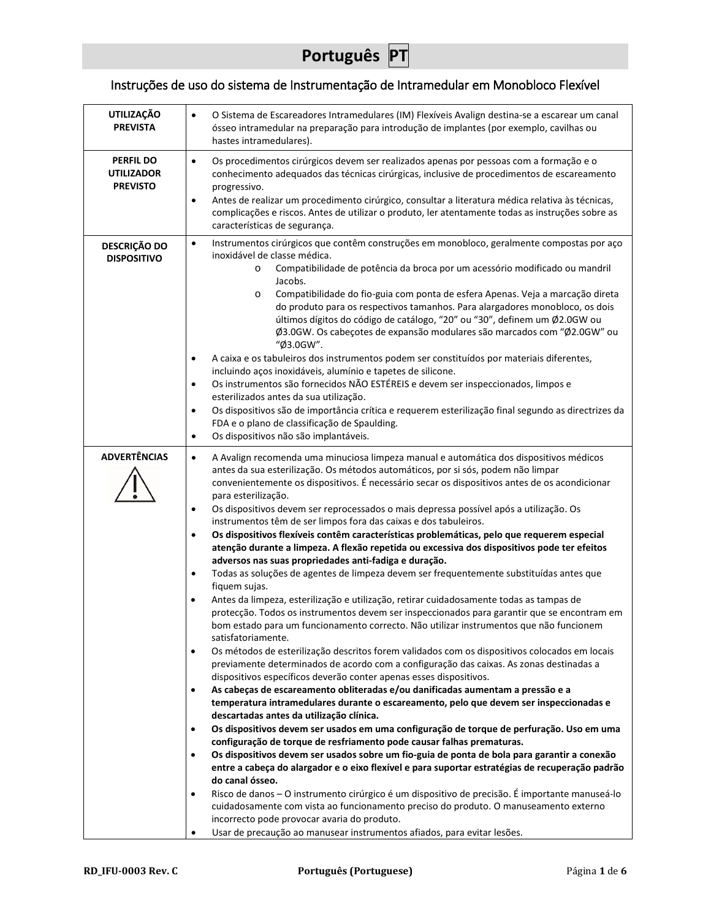# Português PT

## Instruções de uso do sistema de Instrumentação de Intramedular em Monobloco Flexível

| | |
|---|---|
| **UTILIZAÇÃO PREVISTA** | • O Sistema de Escareadores Intramedulares (IM) Flexíveis Avalign destina-se a escarear um canal ósseo intramedular na preparação para introdução de implantes (por exemplo, cavilhas ou hastes intramedulares). |
| **PERFIL DO UTILIZADOR PREVISTO** | • Os procedimentos cirúrgicos devem ser realizados apenas por pessoas com a formação e o conhecimento adequados das técnicas cirúrgicas, inclusive de procedimentos de escareamento progressivo.<br>• Antes de realizar um procedimento cirúrgico, consultar a literatura médica relativa às técnicas, complicações e riscos. Antes de utilizar o produto, ler atentamente todas as instruções sobre as características de segurança. |
| **DESCRIÇÃO DO DISPOSITIVO** | • Instrumentos cirúrgicos que contêm construções em monobloco, geralmente compostas por aço inoxidável de classe médica.<br>  o Compatibilidade de potência da broca por um acessório modificado ou mandril Jacobs.<br>  o Compatibilidade do fio-guia com ponta de esfera Apenas. Veja a marcação direta do produto para os respectivos tamanhos. Para alargadores monobloco, os dois últimos dígitos do código de catálogo, "20" ou "30", definem um Ø2.0GW ou Ø3.0GW. Os cabeçotes de expansão modulares são marcados com "Ø2.0GW" ou "Ø3.0GW".<br>• A caixa e os tabuleiros dos instrumentos podem ser constituídos por materiais diferentes, incluindo aços inoxidáveis, alumínio e tapetes de silicone.<br>• Os instrumentos são fornecidos NÃO ESTÉREIS e devem ser inspeccionados, limpos e esterilizados antes da sua utilização.<br>• Os dispositivos são de importância crítica e requerem esterilização final segundo as directrizes da FDA e o plano de classificação de Spaulding.<br>• Os dispositivos não são implantáveis. |
| **ADVERTÊNCIAS** | • A Avalign recomenda uma minuciosa limpeza manual e automática dos dispositivos médicos antes da sua esterilização. Os métodos automáticos, por si sós, podem não limpar convenientemente os dispositivos. É necessário secar os dispositivos antes de os acondicionar para esterilização.<br>• Os dispositivos devem ser reprocessados o mais depressa possível após a utilização. Os instrumentos têm de ser limpos fora das caixas e dos tabuleiros.<br>• **Os dispositivos flexíveis contêm características problemáticas, pelo que requerem especial atenção durante a limpeza. A flexão repetida ou excessiva dos dispositivos pode ter efeitos adversos nas suas propriedades anti-fadiga e duração.**<br>• Todas as soluções de agentes de limpeza devem ser frequentemente substituídas antes que fiquem sujas.<br>• Antes da limpeza, esterilização e utilização, retirar cuidadosamente todas as tampas de protecção. Todos os instrumentos devem ser inspeccionados para garantir que se encontram em bom estado para um funcionamento correcto. Não utilizar instrumentos que não funcionem satisfatoriamente.<br>• Os métodos de esterilização descritos forem validados com os dispositivos colocados em locais previamente determinados de acordo com a configuração das caixas. As zonas destinadas a dispositivos específicos deverão conter apenas esses dispositivos.<br>• **As cabeças de escareamento obliteradas e/ou danificadas aumentam a pressão e a temperatura intramedulares durante o escareamento, pelo que devem ser inspeccionadas e descartadas antes da utilização clínica.**<br>• **Os dispositivos devem ser usados em uma configuração de torque de perfuração. Uso em uma configuração de torque de resfriamento pode causar falhas prematuras.**<br>• **Os dispositivos devem ser usados sobre um fio-guia de ponta de bola para garantir a conexão entre a cabeça do alargador e o eixo flexível e para suportar estratégias de recuperação padrão do canal ósseo.**<br>• Risco de danos – O instrumento cirúrgico é um dispositivo de precisão. É importante manuseá-lo cuidadosamente com vista ao funcionamento preciso do produto. O manuseamento externo incorrecto pode provocar avaria do produto.<br>• Usar de precaução ao manusear instrumentos afiados, para evitar lesões. |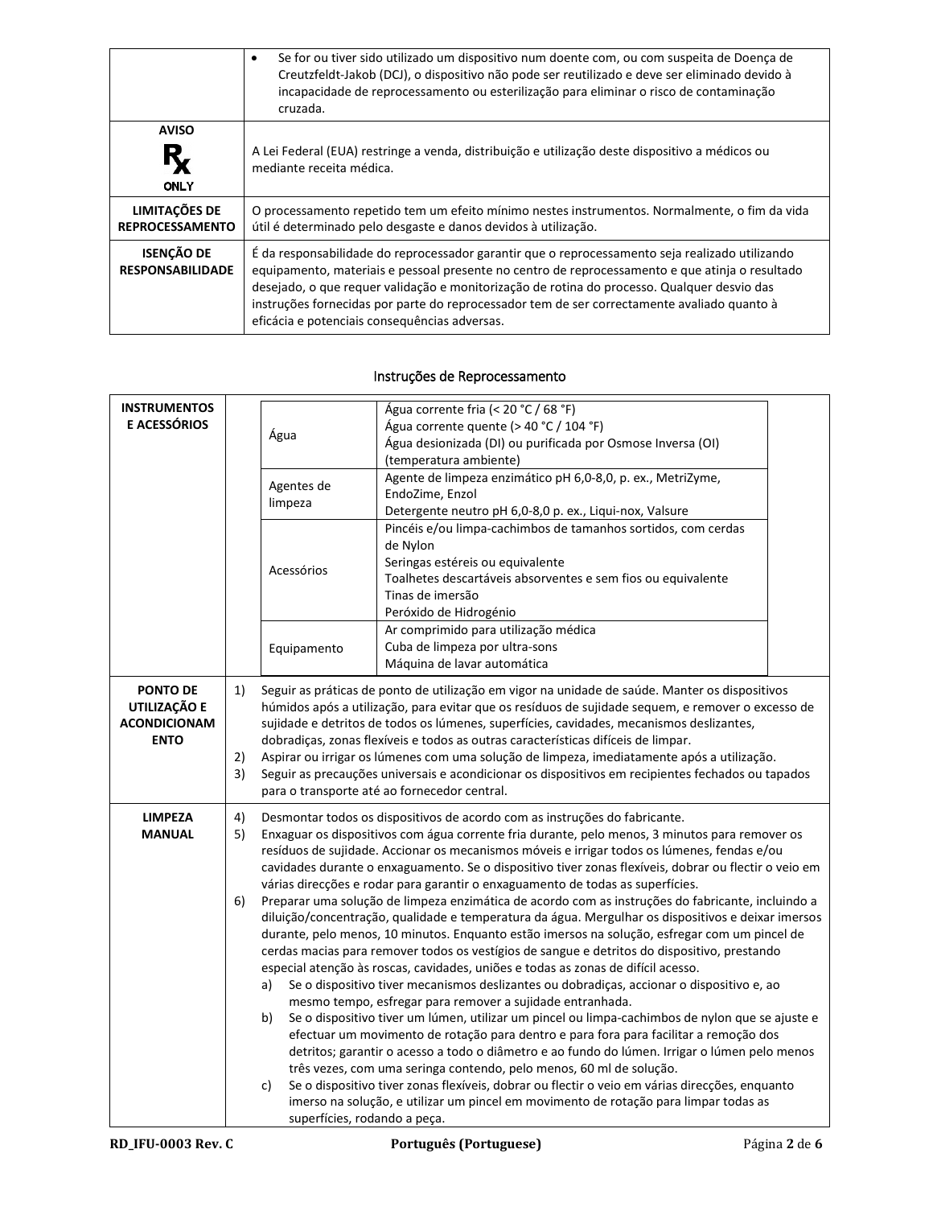| | |
|---|---|
| | • Se for ou tiver sido utilizado um dispositivo num doente com, ou com suspeita de Doença de Creutzfeldt-Jakob (DCJ), o dispositivo não pode ser reutilizado e deve ser eliminado devido à incapacidade de reprocessamento ou esterilização para eliminar o risco de contaminação cruzada. |
| **AVISO** Rx ONLY | A Lei Federal (EUA) restringe a venda, distribuição e utilização deste dispositivo a médicos ou mediante receita médica. |
| **LIMITAÇÕES DE REPROCESSAMENTO** | O processamento repetido tem um efeito mínimo nestes instrumentos. Normalmente, o fim da vida útil é determinado pelo desgaste e danos devidos à utilização. |
| **ISENÇÃO DE RESPONSABILIDADE** | É da responsabilidade do reprocessador garantir que o reprocessamento seja realizado utilizando equipamento, materiais e pessoal presente no centro de reprocessamento e que atinja o resultado desejado, o que requer validação e monitorização de rotina do processo. Qualquer desvio das instruções fornecidas por parte do reprocessador tem de ser correctamente avaliado quanto à eficácia e potenciais consequências adversas. |

## Instruções de Reprocessamento

**INSTRUMENTOS E ACESSÓRIOS**

| | |
|---|---|
| Água | Água corrente fria (< 20 °C / 68 °F)<br>Água corrente quente (> 40 °C / 104 °F)<br>Água desionizada (DI) ou purificada por Osmose Inversa (OI) (temperatura ambiente) |
| Agentes de limpeza | Agente de limpeza enzimático pH 6,0-8,0, p. ex., MetriZyme, EndoZime, Enzol<br>Detergente neutro pH 6,0-8,0 p. ex., Liqui-nox, Valsure |
| Acessórios | Pincéis e/ou limpa-cachimbos de tamanhos sortidos, com cerdas de Nylon<br>Seringas estéreis ou equivalente<br>Toalhetes descartáveis absorventes e sem fios ou equivalente<br>Tinas de imersão<br>Peróxido de Hidrogénio |
| Equipamento | Ar comprimido para utilização médica<br>Cuba de limpeza por ultra-sons<br>Máquina de lavar automática |

**PONTO DE UTILIZAÇÃO E ACONDICIONAMENTO**

1) Seguir as práticas de ponto de utilização em vigor na unidade de saúde. Manter os dispositivos húmidos após a utilização, para evitar que os resíduos de sujidade sequem, e remover o excesso de sujidade e detritos de todos os lúmenes, superfícies, cavidades, mecanismos deslizantes, dobradiças, zonas flexíveis e todos as outras características difíceis de limpar.
2) Aspirar ou irrigar os lúmenes com uma solução de limpeza, imediatamente após a utilização.
3) Seguir as precauções universais e acondicionar os dispositivos em recipientes fechados ou tapados para o transporte até ao fornecedor central.

**LIMPEZA MANUAL**

4) Desmontar todos os dispositivos de acordo com as instruções do fabricante.
5) Enxaguar os dispositivos com água corrente fria durante, pelo menos, 3 minutos para remover os resíduos de sujidade. Accionar os mecanismos móveis e irrigar todos os lúmenes, fendas e/ou cavidades durante o enxaguamento. Se o dispositivo tiver zonas flexíveis, dobrar ou flectir o veio em várias direcções e rodar para garantir o enxaguamento de todas as superfícies.
6) Preparar uma solução de limpeza enzimática de acordo com as instruções do fabricante, incluindo a diluição/concentração, qualidade e temperatura da água. Mergulhar os dispositivos e deixar imersos durante, pelo menos, 10 minutos. Enquanto estão imersos na solução, esfregar com um pincel de cerdas macias para remover todos os vestígios de sangue e detritos do dispositivo, prestando especial atenção às roscas, cavidades, uniões e todas as zonas de difícil acesso.
   a) Se o dispositivo tiver mecanismos deslizantes ou dobradiças, accionar o dispositivo e, ao mesmo tempo, esfregar para remover a sujidade entranhada.
   b) Se o dispositivo tiver um lúmen, utilizar um pincel ou limpa-cachimbos de nylon que se ajuste e efectuar um movimento de rotação para dentro e para fora para facilitar a remoção dos detritos; garantir o acesso a todo o diâmetro e ao fundo do lúmen. Irrigar o lúmen pelo menos três vezes, com uma seringa contendo, pelo menos, 60 ml de solução.
   c) Se o dispositivo tiver zonas flexíveis, dobrar ou flectir o veio em várias direcções, enquanto imerso na solução, e utilizar um pincel em movimento de rotação para limpar todas as superfícies, rodando a peça.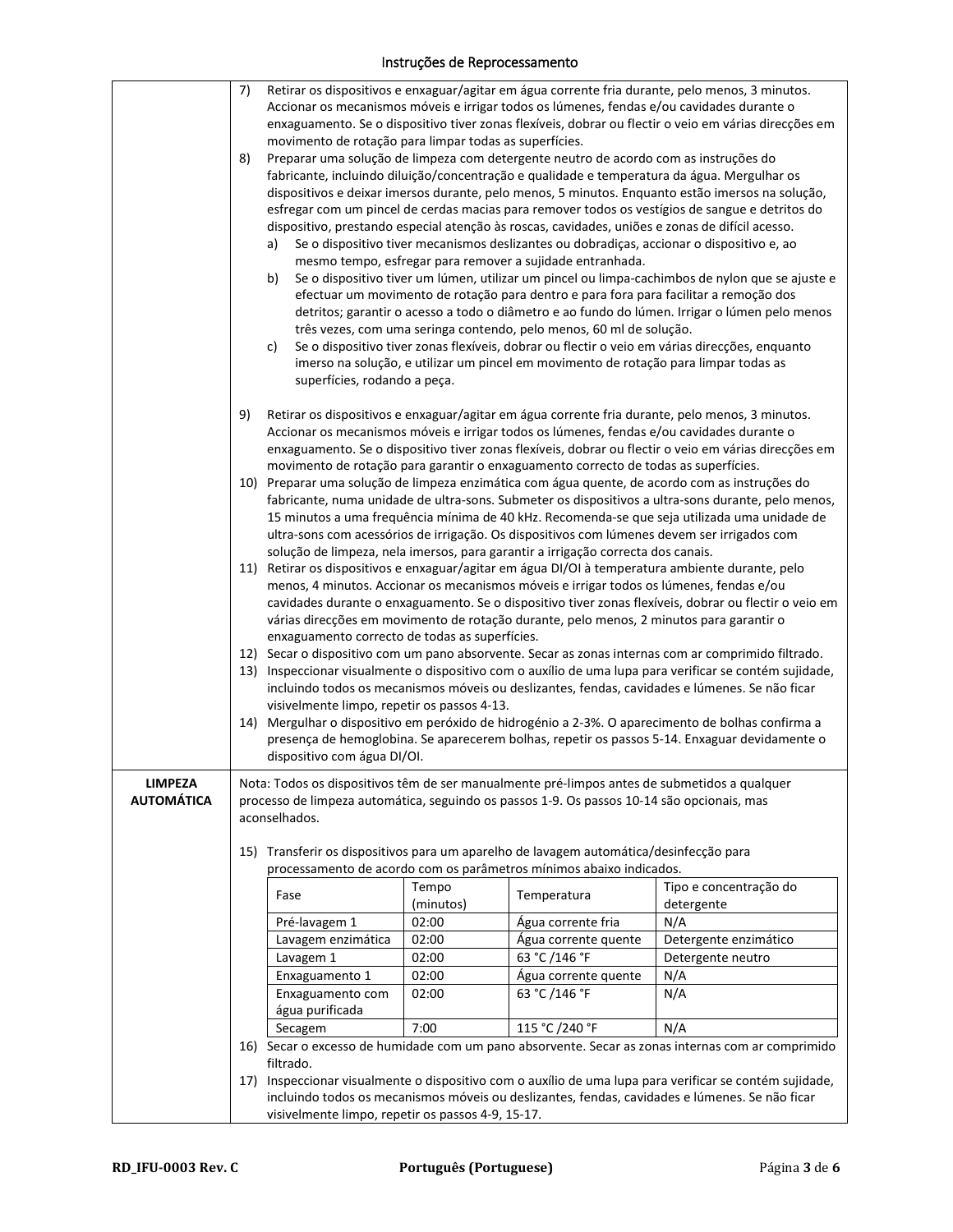| | |
|---|---|
| | 7) Retirar os dispositivos e enxaguar/agitar em água corrente fria durante, pelo menos, 3 minutos. Accionar os mecanismos móveis e irrigar todos os lúmenes, fendas e/ou cavidades durante o enxaguamento. Se o dispositivo tiver zonas flexíveis, dobrar ou flectir o veio em várias direcções em movimento de rotação para limpar todas as superfícies.<br>8) Preparar uma solução de limpeza com detergente neutro de acordo com as instruções do fabricante, incluindo diluição/concentração e qualidade e temperatura da água. Mergulhar os dispositivos e deixar imersos durante, pelo menos, 5 minutos. Enquanto estão imersos na solução, esfregar com um pincel de cerdas macias para remover todos os vestígios de sangue e detritos do dispositivo, prestando especial atenção às roscas, cavidades, uniões e zonas de difícil acesso.<br>a) Se o dispositivo tiver mecanismos deslizantes ou dobradiças, accionar o dispositivo e, ao mesmo tempo, esfregar para remover a sujidade entranhada.<br>b) Se o dispositivo tiver um lúmen, utilizar um pincel ou limpa-cachimbos de nylon que se ajuste e efectuar um movimento de rotação para dentro e para fora para facilitar a remoção dos detritos; garantir o acesso a todo o diâmetro e ao fundo do lúmen. Irrigar o lúmen pelo menos três vezes, com uma seringa contendo, pelo menos, 60 ml de solução.<br>c) Se o dispositivo tiver zonas flexíveis, dobrar ou flectir o veio em várias direcções, enquanto imerso na solução, e utilizar um pincel em movimento de rotação para limpar todas as superfícies, rodando a peça.<br><br>9) Retirar os dispositivos e enxaguar/agitar em água corrente fria durante, pelo menos, 3 minutos. Accionar os mecanismos móveis e irrigar todos os lúmenes, fendas e/ou cavidades durante o enxaguamento. Se o dispositivo tiver zonas flexíveis, dobrar ou flectir o veio em várias direcções em movimento de rotação para garantir o enxaguamento correcto de todas as superfícies.<br>10) Preparar uma solução de limpeza enzimática com água quente, de acordo com as instruções do fabricante, numa unidade de ultra-sons. Submeter os dispositivos a ultra-sons durante, pelo menos, 15 minutos a uma frequência mínima de 40 kHz. Recomenda-se que seja utilizada uma unidade de ultra-sons com acessórios de irrigação. Os dispositivos com lúmenes devem ser irrigados com solução de limpeza, nela imersos, para garantir a irrigação correcta dos canais.<br>11) Retirar os dispositivos e enxaguar/agitar em água DI/OI à temperatura ambiente durante, pelo menos, 4 minutos. Accionar os mecanismos móveis e irrigar todos os lúmenes, fendas e/ou cavidades durante o enxaguamento. Se o dispositivo tiver zonas flexíveis, dobrar ou flectir o veio em várias direcções em movimento de rotação durante, pelo menos, 2 minutos para garantir o enxaguamento correcto de todas as superfícies.<br>12) Secar o dispositivo com um pano absorvente. Secar as zonas internas com ar comprimido filtrado.<br>13) Inspeccionar visualmente o dispositivo com o auxílio de uma lupa para verificar se contém sujidade, incluindo todos os mecanismos móveis ou deslizantes, fendas, cavidades e lúmenes. Se não ficar visivelmente limpo, repetir os passos 4-13.<br>14) Mergulhar o dispositivo em peróxido de hidrogénio a 2-3%. O aparecimento de bolhas confirma a presença de hemoglobina. Se aparecerem bolhas, repetir os passos 5-14. Enxaguar devidamente o dispositivo com água DI/OI. |
| **LIMPEZA AUTOMÁTICA** | Nota: Todos os dispositivos têm de ser manualmente pré-limpos antes de submetidos a qualquer processo de limpeza automática, seguindo os passos 1-9. Os passos 10-14 são opcionais, mas aconselhados.<br><br>15) Transferir os dispositivos para um aparelho de lavagem automática/desinfecção para processamento de acordo com os parâmetros mínimos abaixo indicados. |

| Fase | Tempo (minutos) | Temperatura | Tipo e concentração do detergente |
|---|---|---|---|
| Pré-lavagem 1 | 02:00 | Água corrente fria | N/A |
| Lavagem enzimática | 02:00 | Água corrente quente | Detergente enzimático |
| Lavagem 1 | 02:00 | 63 °C /146 °F | Detergente neutro |
| Enxaguamento 1 | 02:00 | Água corrente quente | N/A |
| Enxaguamento com água purificada | 02:00 | 63 °C /146 °F | N/A |
| Secagem | 7:00 | 115 °C /240 °F | N/A |

16) Secar o excesso de humidade com um pano absorvente. Secar as zonas internas com ar comprimido filtrado.

17) Inspeccionar visualmente o dispositivo com o auxílio de uma lupa para verificar se contém sujidade, incluindo todos os mecanismos móveis ou deslizantes, fendas, cavidades e lúmenes. Se não ficar visivelmente limpo, repetir os passos 4-9, 15-17.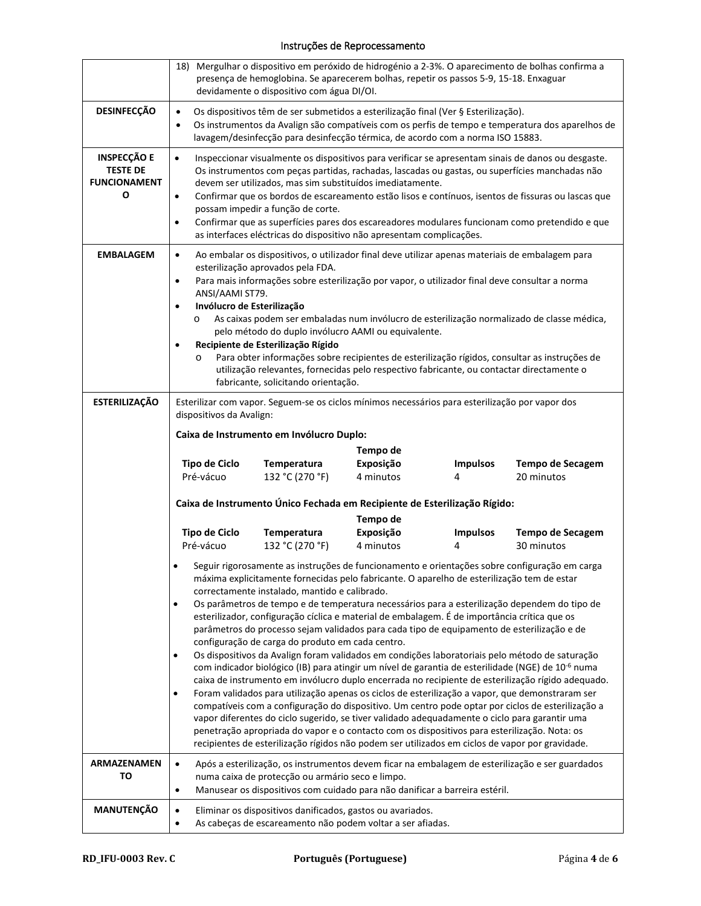| | |
|---|---|
| | 18) Mergulhar o dispositivo em peróxido de hidrogénio a 2-3%. O aparecimento de bolhas confirma a presença de hemoglobina. Se aparecerem bolhas, repetir os passos 5-9, 15-18. Enxaguar devidamente o dispositivo com água DI/OI. |
| **DESINFECÇÃO** | • Os dispositivos têm de ser submetidos a esterilização final (Ver § Esterilização).<br>• Os instrumentos da Avalign são compatíveis com os perfis de tempo e temperatura dos aparelhos de lavagem/desinfecção para desinfecção térmica, de acordo com a norma ISO 15883. |
| **INSPECÇÃO E TESTE DE FUNCIONAMENTO** | • Inspeccionar visualmente os dispositivos para verificar se apresentam sinais de danos ou desgaste. Os instrumentos com peças partidas, rachadas, lascadas ou gastas, ou superfícies manchadas não devem ser utilizados, mas sim substituídos imediatamente.<br>• Confirmar que os bordos de escareamento estão lisos e contínuos, isentos de fissuras ou lascas que possam impedir a função de corte.<br>• Confirmar que as superfícies pares dos escareadores modulares funcionam como pretendido e que as interfaces eléctricas do dispositivo não apresentam complicações. |
| **EMBALAGEM** | • Ao embalar os dispositivos, o utilizador final deve utilizar apenas materiais de embalagem para esterilização aprovados pela FDA.<br>• Para mais informações sobre esterilização por vapor, o utilizador final deve consultar a norma ANSI/AAMI ST79.<br>• **Invólucro de Esterilização**<br>&nbsp;&nbsp;&nbsp;&nbsp;o As caixas podem ser embaladas num invólucro de esterilização normalizado de classe médica, pelo método do duplo invólucro AAMI ou equivalente.<br>• **Recipiente de Esterilização Rígido**<br>&nbsp;&nbsp;&nbsp;&nbsp;o Para obter informações sobre recipientes de esterilização rígidos, consultar as instruções de utilização relevantes, fornecidas pelo respectivo fabricante, ou contactar directamente o fabricante, solicitando orientação. |
| **ESTERILIZAÇÃO** | Esterilizar com vapor. Seguem-se os ciclos mínimos necessários para esterilização por vapor dos dispositivos da Avalign:<br><br>**Caixa de Instrumento em Invólucro Duplo:**<br>**Tipo de Ciclo** / **Temperatura** / **Tempo de Exposição** / **Impulsos** / **Tempo de Secagem**<br>Pré-vácuo / 132 °C (270 °F) / 4 minutos / 4 / 20 minutos<br><br>**Caixa de Instrumento Único Fechada em Recipiente de Esterilização Rígido:**<br>**Tipo de Ciclo** / **Temperatura** / **Tempo de Exposição** / **Impulsos** / **Tempo de Secagem**<br>Pré-vácuo / 132 °C (270 °F) / 4 minutos / 4 / 30 minutos<br><br>• Seguir rigorosamente as instruções de funcionamento e orientações sobre configuração em carga máxima explicitamente fornecidas pelo fabricante. O aparelho de esterilização tem de estar correctamente instalado, mantido e calibrado.<br>• Os parâmetros de tempo e de temperatura necessários para a esterilização dependem do tipo de esterilizador, configuração cíclica e material de embalagem. É de importância crítica que os parâmetros do processo sejam validados para cada tipo de equipamento de esterilização e de configuração de carga do produto em cada centro.<br>• Os dispositivos da Avalign foram validados em condições laboratoriais pelo método de saturação com indicador biológico (IB) para atingir um nível de garantia de esterilidade (NGE) de $10^{-6}$ numa caixa de instrumento em invólucro duplo encerrada no recipiente de esterilização rígido adequado.<br>• Foram validados para utilização apenas os ciclos de esterilização a vapor, que demonstraram ser compatíveis com a configuração do dispositivo. Um centro pode optar por ciclos de esterilização a vapor diferentes do ciclo sugerido, se tiver validado adequadamente o ciclo para garantir uma penetração apropriada do vapor e o contacto com os dispositivos para esterilização. Nota: os recipientes de esterilização rígidos não podem ser utilizados em ciclos de vapor por gravidade. |
| **ARMAZENAMENTO** | • Após a esterilização, os instrumentos devem ficar na embalagem de esterilização e ser guardados numa caixa de protecção ou armário seco e limpo.<br>• Manusear os dispositivos com cuidado para não danificar a barreira estéril. |
| **MANUTENÇÃO** | • Eliminar os dispositivos danificados, gastos ou avariados.<br>• As cabeças de escareamento não podem voltar a ser afiadas. |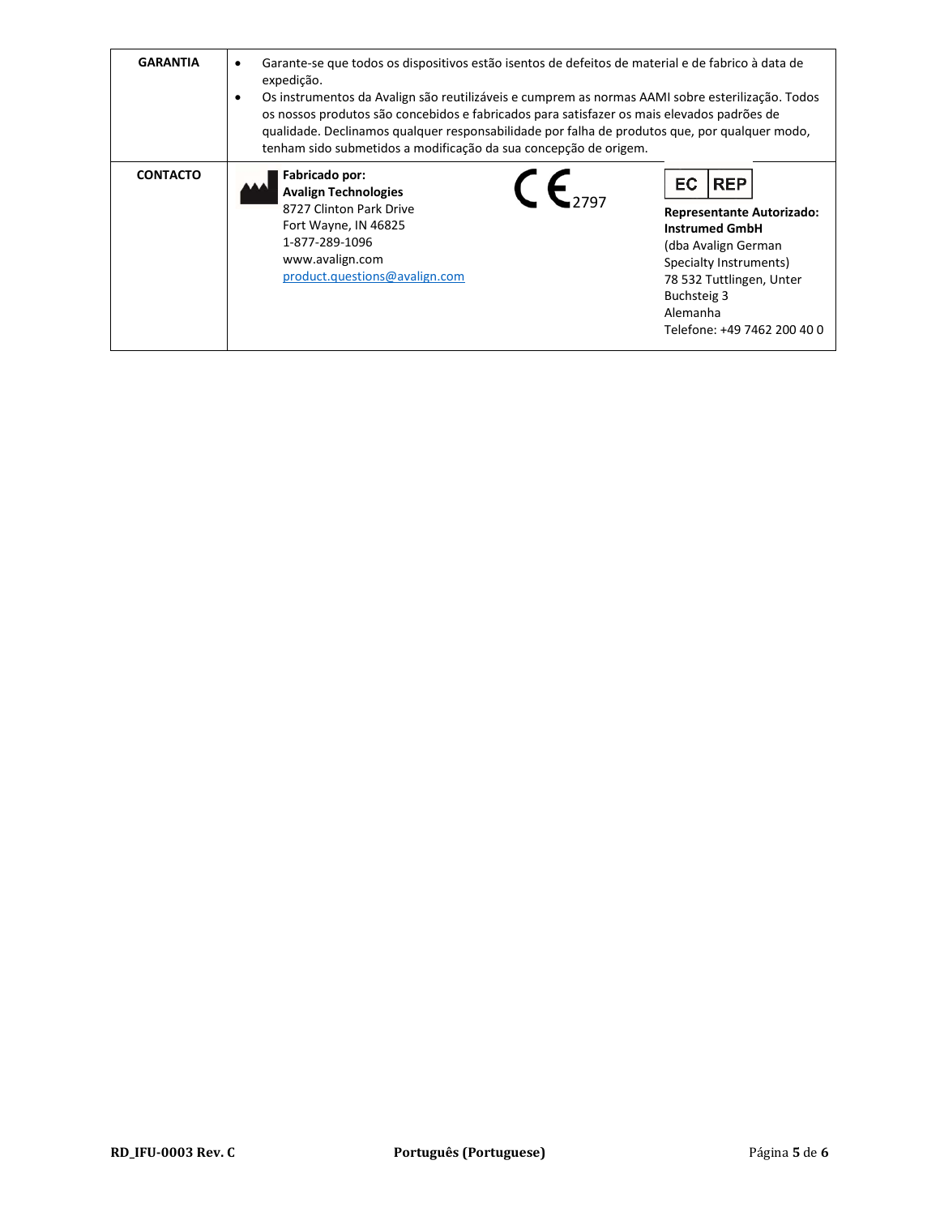| | |
|---|---|
| **GARANTIA** | • Garante-se que todos os dispositivos estão isentos de defeitos de material e de fabrico à data de expedição.<br>• Os instrumentos da Avalign são reutilizáveis e cumprem as normas AAMI sobre esterilização. Todos os nossos produtos são concebidos e fabricados para satisfazer os mais elevados padrões de qualidade. Declinamos qualquer responsabilidade por falha de produtos que, por qualquer modo, tenham sido submetidos a modificação da sua concepção de origem. |
| **CONTACTO** | **Fabricado por:**<br>**Avalign Technologies**<br>8727 Clinton Park Drive<br>Fort Wayne, IN 46825<br>1-877-289-1096<br>www.avalign.com<br>product.questions@avalign.com<br><br>CE 2797<br><br>EC REP<br>**Representante Autorizado:**<br>**Instrumed GmbH**<br>(dba Avalign German Specialty Instruments)<br>78 532 Tuttlingen, Unter Buchsteig 3<br>Alemanha<br>Telefone: +49 7462 200 40 0 |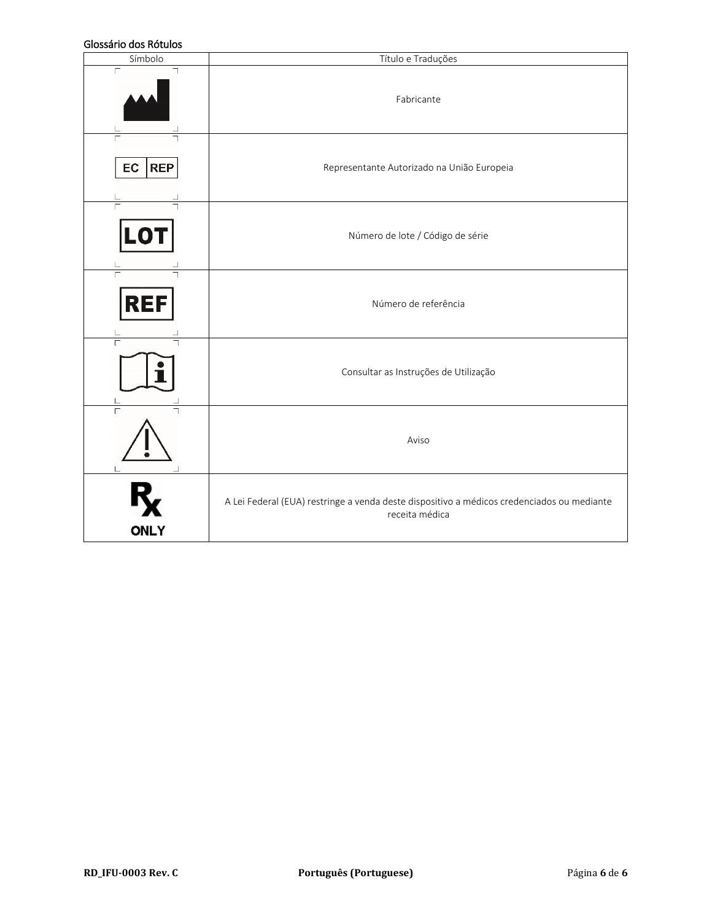## Glossário dos Rótulos

| Símbolo | Título e Traduções |
|---|---|
| | Fabricante |
| EC REP | Representante Autorizado na União Europeia |
| LOT | Número de lote / Código de série |
| REF | Número de referência |
| | Consultar as Instruções de Utilização |
| | Aviso |
| Rx ONLY | A Lei Federal (EUA) restringe a venda deste dispositivo a médicos credenciados ou mediante receita médica |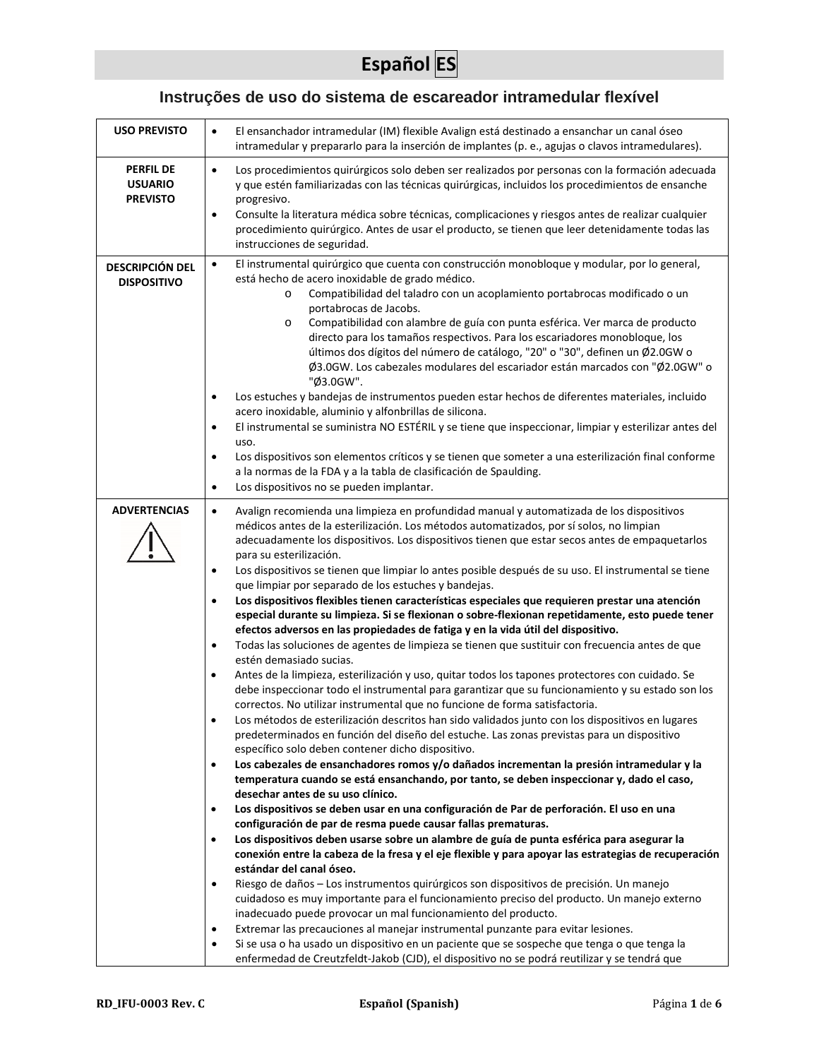# Español ES

## Instruções de uso do sistema de escareador intramedular flexível

| | |
|---|---|
| **USO PREVISTO** | • El ensanchador intramedular (IM) flexible Avalign está destinado a ensanchar un canal óseo intramedular y prepararlo para la inserción de implantes (p. e., agujas o clavos intramedulares). |
| **PERFIL DE USUARIO PREVISTO** | • Los procedimientos quirúrgicos solo deben ser realizados por personas con la formación adecuada y que estén familiarizadas con las técnicas quirúrgicas, incluidos los procedimientos de ensanche progresivo.<br>• Consulte la literatura médica sobre técnicas, complicaciones y riesgos antes de realizar cualquier procedimiento quirúrgico. Antes de usar el producto, se tienen que leer detenidamente todas las instrucciones de seguridad. |
| **DESCRIPCIÓN DEL DISPOSITIVO** | • El instrumental quirúrgico que cuenta con construcción monobloque y modular, por lo general, está hecho de acero inoxidable de grado médico.<br>  o Compatibilidad del taladro con un acoplamiento portabrocas modificado o un portabrocas de Jacobs.<br>  o Compatibilidad con alambre de guía con punta esférica. Ver marca de producto directo para los tamaños respectivos. Para los escariadores monobloque, los últimos dos dígitos del número de catálogo, "20" o "30", definen un Ø2.0GW o Ø3.0GW. Los cabezales modulares del escariador están marcados con "Ø2.0GW" o "Ø3.0GW".<br>• Los estuches y bandejas de instrumentos pueden estar hechos de diferentes materiales, incluido acero inoxidable, aluminio y alfonbrillas de silicona.<br>• El instrumental se suministra NO ESTÉRIL y se tiene que inspeccionar, limpiar y esterilizar antes del uso.<br>• Los dispositivos son elementos críticos y se tienen que someter a una esterilización final conforme a la normas de la FDA y a la tabla de clasificación de Spaulding.<br>• Los dispositivos no se pueden implantar. |
| **ADVERTENCIAS** | • Avalign recomienda una limpieza en profundidad manual y automatizada de los dispositivos médicos antes de la esterilización. Los métodos automatizados, por sí solos, no limpian adecuadamente los dispositivos. Los dispositivos tienen que estar secos antes de empaquetarlos para su esterilización.<br>• Los dispositivos se tienen que limpiar lo antes posible después de su uso. El instrumental se tiene que limpiar por separado de los estuches y bandejas.<br>• **Los dispositivos flexibles tienen características especiales que requieren prestar una atención especial durante su limpieza. Si se flexionan o sobre-flexionan repetidamente, esto puede tener efectos adversos en las propiedades de fatiga y en la vida útil del dispositivo.**<br>• Todas las soluciones de agentes de limpieza se tienen que sustituir con frecuencia antes de que estén demasiado sucias.<br>• Antes de la limpieza, esterilización y uso, quitar todos los tapones protectores con cuidado. Se debe inspeccionar todo el instrumental para garantizar que su funcionamiento y su estado son los correctos. No utilizar instrumental que no funcione de forma satisfactoria.<br>• Los métodos de esterilización descritos han sido validados junto con los dispositivos en lugares predeterminados en función del diseño del estuche. Las zonas previstas para un dispositivo específico solo deben contener dicho dispositivo.<br>• **Los cabezales de ensanchadores romos y/o dañados incrementan la presión intramedular y la temperatura cuando se está ensanchando, por tanto, se deben inspeccionar y, dado el caso, desechar antes de su uso clínico.**<br>• **Los dispositivos se deben usar en una configuración de Par de perforación. El uso en una configuración de par de resma puede causar fallas prematuras.**<br>• **Los dispositivos deben usarse sobre un alambre de guía de punta esférica para asegurar la conexión entre la cabeza de la fresa y el eje flexible y para apoyar las estrategias de recuperación estándar del canal óseo.**<br>• Riesgo de daños – Los instrumentos quirúrgicos son dispositivos de precisión. Un manejo cuidadoso es muy importante para el funcionamiento preciso del producto. Un manejo externo inadecuado puede provocar un mal funcionamiento del producto.<br>• Extremar las precauciones al manejar instrumental punzante para evitar lesiones.<br>• Si se usa o ha usado un dispositivo en un paciente que se sospeche que tenga o que tenga la enfermedad de Creutzfeldt-Jakob (CJD), el dispositivo no se podrá reutilizar y se tendrá que |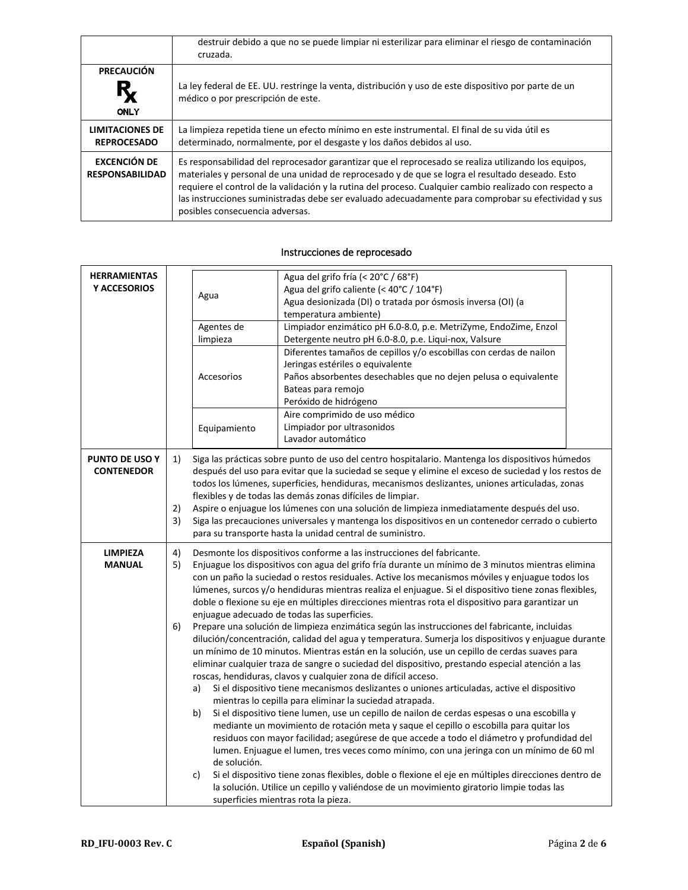| | |
|---|---|
| | destruir debido a que no se puede limpiar ni esterilizar para eliminar el riesgo de contaminación cruzada. |
| **PRECAUCIÓN** Rx ONLY | La ley federal de EE. UU. restringe la venta, distribución y uso de este dispositivo por parte de un médico o por prescripción de este. |
| **LIMITACIONES DE REPROCESADO** | La limpieza repetida tiene un efecto mínimo en este instrumental. El final de su vida útil es determinado, normalmente, por el desgaste y los daños debidos al uso. |
| **EXCENCIÓN DE RESPONSABILIDAD** | Es responsabilidad del reprocesador garantizar que el reprocesado se realiza utilizando los equipos, materiales y personal de una unidad de reprocesado y de que se logra el resultado deseado. Esto requiere el control de la validación y la rutina del proceso. Cualquier cambio realizado con respecto a las instrucciones suministradas debe ser evaluado adecuadamente para comprobar su efectividad y sus posibles consecuencia adversas. |

## Instrucciones de reprocesado

**HERRAMIENTAS Y ACCESORIOS**

| | |
|---|---|
| Agua | Agua del grifo fría (< 20°C / 68°F)<br>Agua del grifo caliente (< 40°C / 104°F)<br>Agua desionizada (DI) o tratada por ósmosis inversa (OI) (a temperatura ambiente) |
| Agentes de limpieza | Limpiador enzimático pH 6.0-8.0, p.e. MetriZyme, EndoZime, Enzol<br>Detergente neutro pH 6.0-8.0, p.e. Liqui-nox, Valsure |
| Accesorios | Diferentes tamaños de cepillos y/o escobillas con cerdas de nailon<br>Jeringas estériles o equivalente<br>Paños absorbentes desechables que no dejen pelusa o equivalente<br>Bateas para remojo<br>Peróxido de hidrógeno |
| Equipamiento | Aire comprimido de uso médico<br>Limpiador por ultrasonidos<br>Lavador automático |

**PUNTO DE USO Y CONTENEDOR**

1) Siga las prácticas sobre punto de uso del centro hospitalario. Mantenga los dispositivos húmedos después del uso para evitar que la suciedad se seque y elimine el exceso de suciedad y los restos de todos los lúmenes, superficies, hendiduras, mecanismos deslizantes, uniones articuladas, zonas flexibles y de todas las demás zonas difíciles de limpiar.
2) Aspire o enjuague los lúmenes con una solución de limpieza inmediatamente después del uso.
3) Siga las precauciones universales y mantenga los dispositivos en un contenedor cerrado o cubierto para su transporte hasta la unidad central de suministro.

**LIMPIEZA MANUAL**

4) Desmonte los dispositivos conforme a las instrucciones del fabricante.
5) Enjuague los dispositivos con agua del grifo fría durante un mínimo de 3 minutos mientras elimina con un paño la suciedad o restos residuales. Active los mecanismos móviles y enjuague todos los lúmenes, surcos y/o hendiduras mientras realiza el enjuague. Si el dispositivo tiene zonas flexibles, doble o flexione su eje en múltiples direcciones mientras rota el dispositivo para garantizar un enjuague adecuado de todas las superficies.
6) Prepare una solución de limpieza enzimática según las instrucciones del fabricante, incluidas dilución/concentración, calidad del agua y temperatura. Sumerja los dispositivos y enjuague durante un mínimo de 10 minutos. Mientras están en la solución, use un cepillo de cerdas suaves para eliminar cualquier traza de sangre o suciedad del dispositivo, prestando especial atención a las roscas, hendiduras, clavos y cualquier zona de difícil acceso.
   a) Si el dispositivo tiene mecanismos deslizantes o uniones articuladas, active el dispositivo mientras lo cepilla para eliminar la suciedad atrapada.
   b) Si el dispositivo tiene lumen, use un cepillo de nailon de cerdas espesas o una escobilla y mediante un movimiento de rotación meta y saque el cepillo o escobilla para quitar los residuos con mayor facilidad; asegúrese de que accede a todo el diámetro y profundidad del lumen. Enjuague el lumen, tres veces como mínimo, con una jeringa con un mínimo de 60 ml de solución.
   c) Si el dispositivo tiene zonas flexibles, doble o flexione el eje en múltiples direcciones dentro de la solución. Utilice un cepillo y valiéndose de un movimiento giratorio limpie todas las superficies mientras rota la pieza.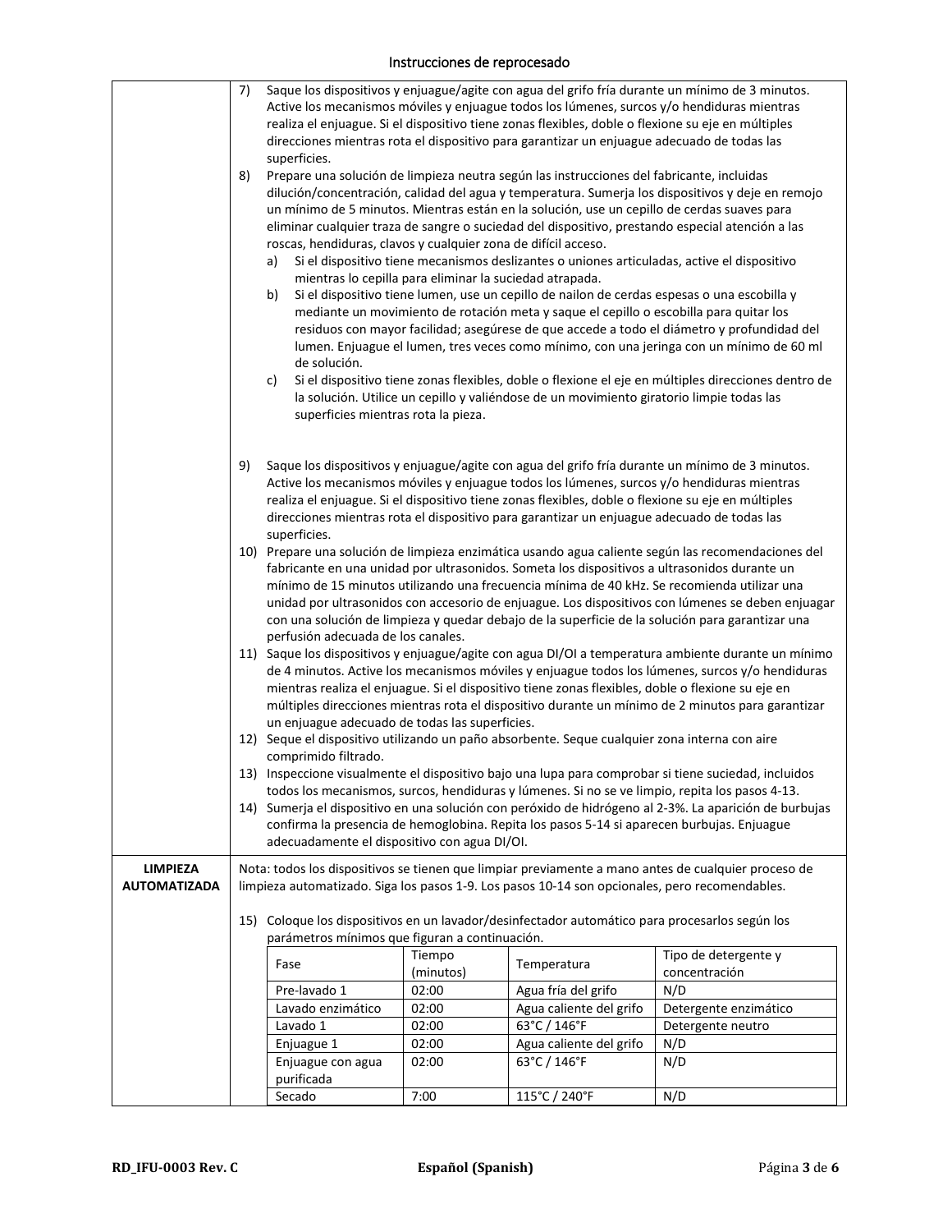7) Saque los dispositivos y enjuague/agite con agua del grifo fría durante un mínimo de 3 minutos. Active los mecanismos móviles y enjuague todos los lúmenes, surcos y/o hendiduras mientras realiza el enjuague. Si el dispositivo tiene zonas flexibles, doble o flexione su eje en múltiples direcciones mientras rota el dispositivo para garantizar un enjuague adecuado de todas las superficies.
8) Prepare una solución de limpieza neutra según las instrucciones del fabricante, incluidas dilución/concentración, calidad del agua y temperatura. Sumerja los dispositivos y deje en remojo un mínimo de 5 minutos. Mientras están en la solución, use un cepillo de cerdas suaves para eliminar cualquier traza de sangre o suciedad del dispositivo, prestando especial atención a las roscas, hendiduras, clavos y cualquier zona de difícil acceso.
   a) Si el dispositivo tiene mecanismos deslizantes o uniones articuladas, active el dispositivo mientras lo cepilla para eliminar la suciedad atrapada.
   b) Si el dispositivo tiene lumen, use un cepillo de nailon de cerdas espesas o una escobilla y mediante un movimiento de rotación meta y saque el cepillo o escobilla para quitar los residuos con mayor facilidad; asegúrese de que accede a todo el diámetro y profundidad del lumen. Enjuague el lumen, tres veces como mínimo, con una jeringa con un mínimo de 60 ml de solución.
   c) Si el dispositivo tiene zonas flexibles, doble o flexione el eje en múltiples direcciones dentro de la solución. Utilice un cepillo y valiéndose de un movimiento giratorio limpie todas las superficies mientras rota la pieza.
9) Saque los dispositivos y enjuague/agite con agua del grifo fría durante un mínimo de 3 minutos. Active los mecanismos móviles y enjuague todos los lúmenes, surcos y/o hendiduras mientras realiza el enjuague. Si el dispositivo tiene zonas flexibles, doble o flexione su eje en múltiples direcciones mientras rota el dispositivo para garantizar un enjuague adecuado de todas las superficies.
10) Prepare una solución de limpieza enzimática usando agua caliente según las recomendaciones del fabricante en una unidad por ultrasonidos. Someta los dispositivos a ultrasonidos durante un mínimo de 15 minutos utilizando una frecuencia mínima de 40 kHz. Se recomienda utilizar una unidad por ultrasonidos con accesorio de enjuague. Los dispositivos con lúmenes se deben enjuagar con una solución de limpieza y quedar debajo de la superficie de la solución para garantizar una perfusión adecuada de los canales.
11) Saque los dispositivos y enjuague/agite con agua DI/OI a temperatura ambiente durante un mínimo de 4 minutos. Active los mecanismos móviles y enjuague todos los lúmenes, surcos y/o hendiduras mientras realiza el enjuague. Si el dispositivo tiene zonas flexibles, doble o flexione su eje en múltiples direcciones mientras rota el dispositivo durante un mínimo de 2 minutos para garantizar un enjuague adecuado de todas las superficies.
12) Seque el dispositivo utilizando un paño absorbente. Seque cualquier zona interna con aire comprimido filtrado.
13) Inspeccione visualmente el dispositivo bajo una lupa para comprobar si tiene suciedad, incluidos todos los mecanismos, surcos, hendiduras y lúmenes. Si no se ve limpio, repita los pasos 4-13.
14) Sumerja el dispositivo en una solución con peróxido de hidrógeno al 2-3%. La aparición de burbujas confirma la presencia de hemoglobina. Repita los pasos 5-14 si aparecen burbujas. Enjuague adecuadamente el dispositivo con agua DI/OI.

**LIMPIEZA AUTOMATIZADA**

Nota: todos los dispositivos se tienen que limpiar previamente a mano antes de cualquier proceso de limpieza automatizado. Siga los pasos 1-9. Los pasos 10-14 son opcionales, pero recomendables.

15) Coloque los dispositivos en un lavador/desinfectador automático para procesarlos según los parámetros mínimos que figuran a continuación.

| Fase | Tiempo (minutos) | Temperatura | Tipo de detergente y concentración |
|---|---|---|---|
| Pre-lavado 1 | 02:00 | Agua fría del grifo | N/D |
| Lavado enzimático | 02:00 | Agua caliente del grifo | Detergente enzimático |
| Lavado 1 | 02:00 | 63°C / 146°F | Detergente neutro |
| Enjuague 1 | 02:00 | Agua caliente del grifo | N/D |
| Enjuague con agua purificada | 02:00 | 63°C / 146°F | N/D |
| Secado | 7:00 | 115°C / 240°F | N/D |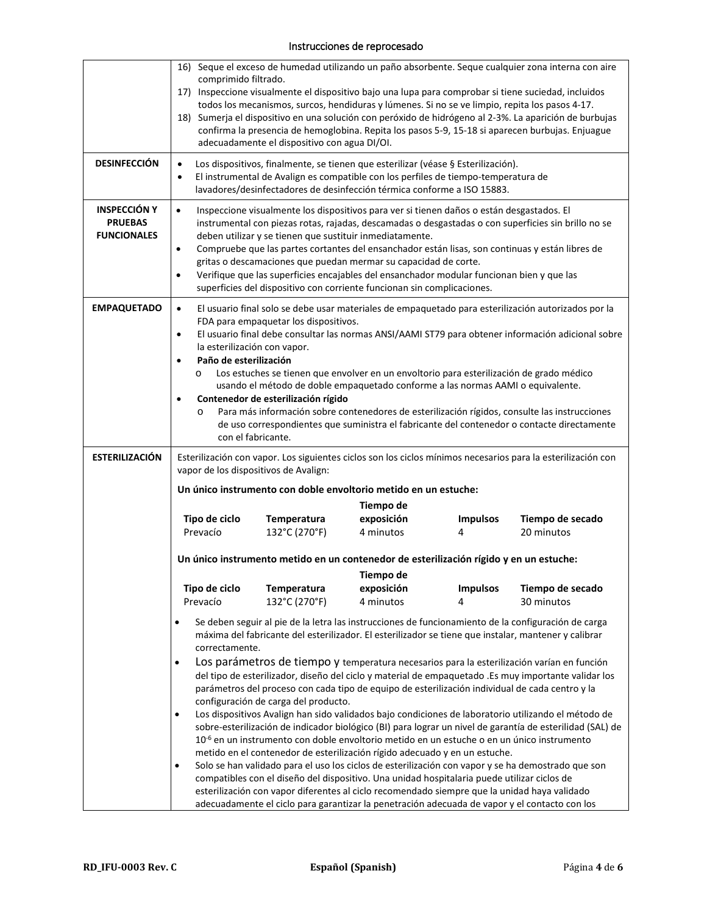| | |
|---|---|
| | 16) Seque el exceso de humedad utilizando un paño absorbente. Seque cualquier zona interna con aire comprimido filtrado.<br>17) Inspeccione visualmente el dispositivo bajo una lupa para comprobar si tiene suciedad, incluidos todos los mecanismos, surcos, hendiduras y lúmenes. Si no se ve limpio, repita los pasos 4-17.<br>18) Sumerja el dispositivo en una solución con peróxido de hidrógeno al 2-3%. La aparición de burbujas confirma la presencia de hemoglobina. Repita los pasos 5-9, 15-18 si aparecen burbujas. Enjuague adecuadamente el dispositivo con agua DI/OI. |
| **DESINFECCIÓN** | • Los dispositivos, finalmente, se tienen que esterilizar (véase § Esterilización).<br>• El instrumental de Avalign es compatible con los perfiles de tiempo-temperatura de lavadores/desinfectadores de desinfección térmica conforme a ISO 15883. |
| **INSPECCIÓN Y PRUEBAS FUNCIONALES** | • Inspeccione visualmente los dispositivos para ver si tienen daños o están desgastados. El instrumental con piezas rotas, rajadas, descamadas o desgastadas o con superficies sin brillo no se deben utilizar y se tienen que sustituir inmediatamente.<br>• Compruebe que las partes cortantes del ensanchador están lisas, son continuas y están libres de gritas o descamaciones que puedan mermar su capacidad de corte.<br>• Verifique que las superficies encajables del ensanchador modular funcionan bien y que las superficies del dispositivo con corriente funcionan sin complicaciones. |
| **EMPAQUETADO** | • El usuario final solo se debe usar materiales de empaquetado para esterilización autorizados por la FDA para empaquetar los dispositivos.<br>• El usuario final debe consultar las normas ANSI/AAMI ST79 para obtener información adicional sobre la esterilización con vapor.<br>• **Paño de esterilización**<br>  o Los estuches se tienen que envolver en un envoltorio para esterilización de grado médico usando el método de doble empaquetado conforme a las normas AAMI o equivalente.<br>• **Contenedor de esterilización rígido**<br>  o Para más información sobre contenedores de esterilización rígidos, consulte las instrucciones de uso correspondientes que suministra el fabricante del contenedor o contacte directamente con el fabricante. |
| **ESTERILIZACIÓN** | Esterilización con vapor. Los siguientes ciclos son los ciclos mínimos necesarios para la esterilización con vapor de los dispositivos de Avalign:<br><br>**Un único instrumento con doble envoltorio metido en un estuche:**<br>**Tipo de ciclo**: Prevacío; **Temperatura**: 132°C (270°F); **Tiempo de exposición**: 4 minutos; **Impulsos**: 4; **Tiempo de secado**: 20 minutos<br><br>**Un único instrumento metido en un contenedor de esterilización rígido y en un estuche:**<br>**Tipo de ciclo**: Prevacío; **Temperatura**: 132°C (270°F); **Tiempo de exposición**: 4 minutos; **Impulsos**: 4; **Tiempo de secado**: 30 minutos<br><br>• Se deben seguir al pie de la letra las instrucciones de funcionamiento de la configuración de carga máxima del fabricante del esterilizador. El esterilizador se tiene que instalar, mantener y calibrar correctamente.<br>• Los parámetros de tiempo y temperatura necesarios para la esterilización varían en función del tipo de esterilizador, diseño del ciclo y material de empaquetado .Es muy importante validar los parámetros del proceso con cada tipo de equipo de esterilización individual de cada centro y la configuración de carga del producto.<br>• Los dispositivos Avalign han sido validados bajo condiciones de laboratorio utilizando el método de sobre-esterilización de indicador biológico (BI) para lograr un nivel de garantía de esterilidad (SAL) de $10^{-6}$ en un instrumento con doble envoltorio metido en un estuche o en un único instrumento metido en el contenedor de esterilización rígido adecuado y en un estuche.<br>• Solo se han validado para el uso los ciclos de esterilización con vapor y se ha demostrado que son compatibles con el diseño del dispositivo. Una unidad hospitalaria puede utilizar ciclos de esterilización con vapor diferentes al ciclo recomendado siempre que la unidad haya validado adecuadamente el ciclo para garantizar la penetración adecuada de vapor y el contacto con los |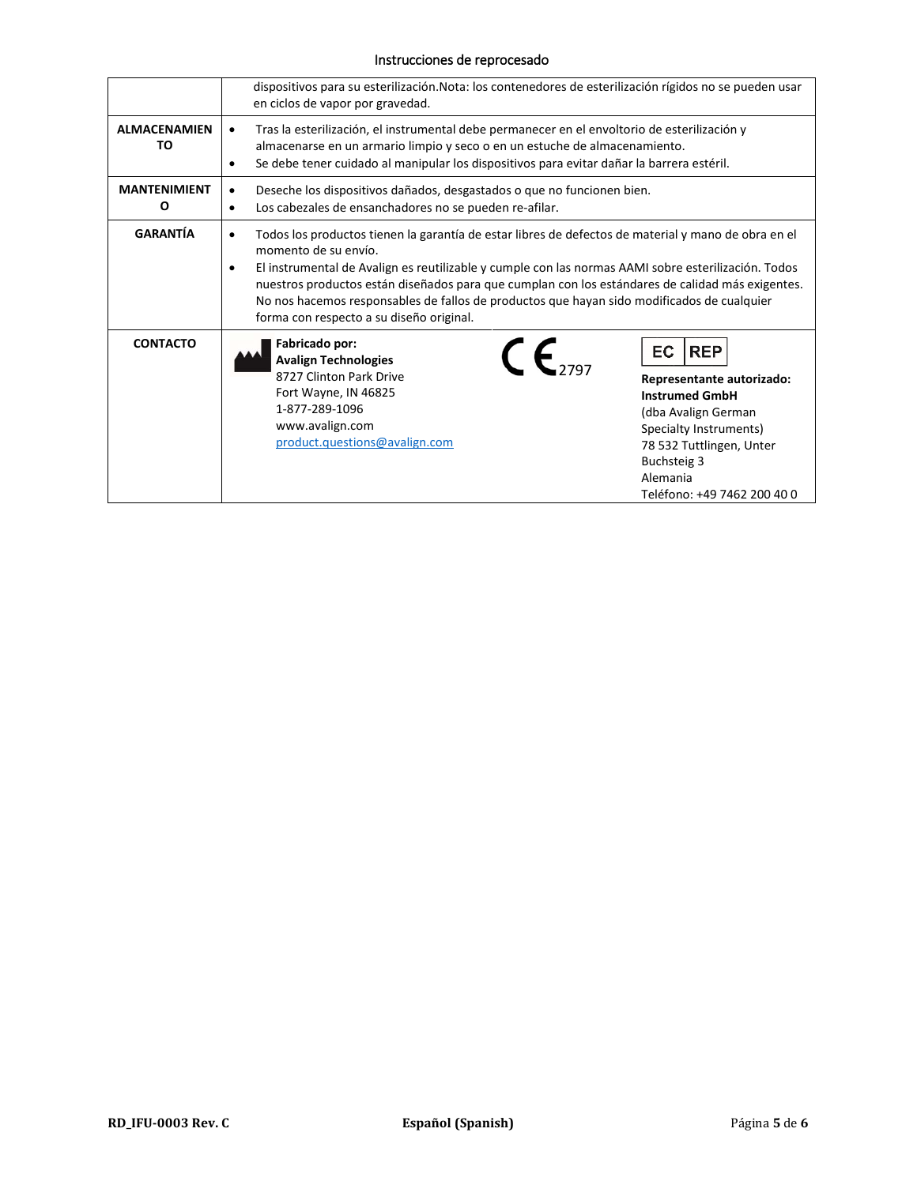| | |
|---|---|
| | dispositivos para su esterilización.Nota: los contenedores de esterilización rígidos no se pueden usar en ciclos de vapor por gravedad. |
| **ALMACENAMIENTO** | • Tras la esterilización, el instrumental debe permanecer en el envoltorio de esterilización y almacenarse en un armario limpio y seco o en un estuche de almacenamiento.<br>• Se debe tener cuidado al manipular los dispositivos para evitar dañar la barrera estéril. |
| **MANTENIMIENTO** | • Deseche los dispositivos dañados, desgastados o que no funcionen bien.<br>• Los cabezales de ensanchadores no se pueden re-afilar. |
| **GARANTÍA** | • Todos los productos tienen la garantía de estar libres de defectos de material y mano de obra en el momento de su envío.<br>• El instrumental de Avalign es reutilizable y cumple con las normas AAMI sobre esterilización. Todos nuestros productos están diseñados para que cumplan con los estándares de calidad más exigentes. No nos hacemos responsables de fallos de productos que hayan sido modificados de cualquier forma con respecto a su diseño original. |
| **CONTACTO** | **Fabricado por:**<br>**Avalign Technologies**<br>8727 Clinton Park Drive<br>Fort Wayne, IN 46825<br>1-877-289-1096<br>www.avalign.com<br>product.questions@avalign.com<br><br>CE 2797<br><br>EC REP<br>**Representante autorizado:**<br>**Instrumed GmbH**<br>(dba Avalign German Specialty Instruments)<br>78 532 Tuttlingen, Unter Buchsteig 3<br>Alemania<br>Teléfono: +49 7462 200 40 0 |

RD_IFU-0003 Rev. C — Español (Spanish)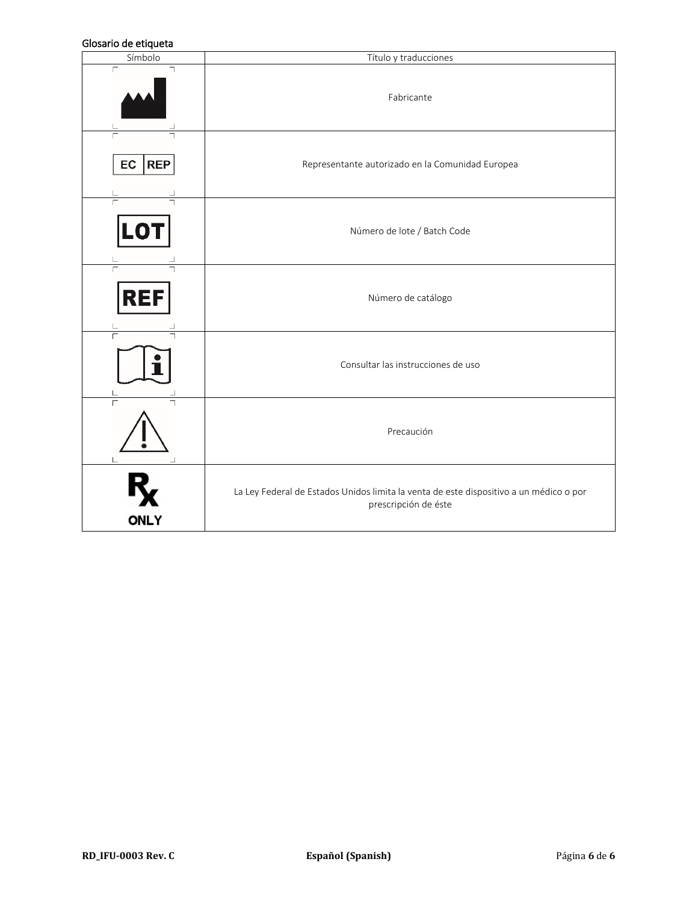### Glosario de etiqueta

| Símbolo | Título y traducciones |
|---|---|
| | Fabricante |
| EC REP | Representante autorizado en la Comunidad Europea |
| LOT | Número de lote / Batch Code |
| REF | Número de catálogo |
| | Consultar las instrucciones de uso |
| | Precaución |
| Rx ONLY | La Ley Federal de Estados Unidos limita la venta de este dispositivo a un médico o por prescripción de éste |